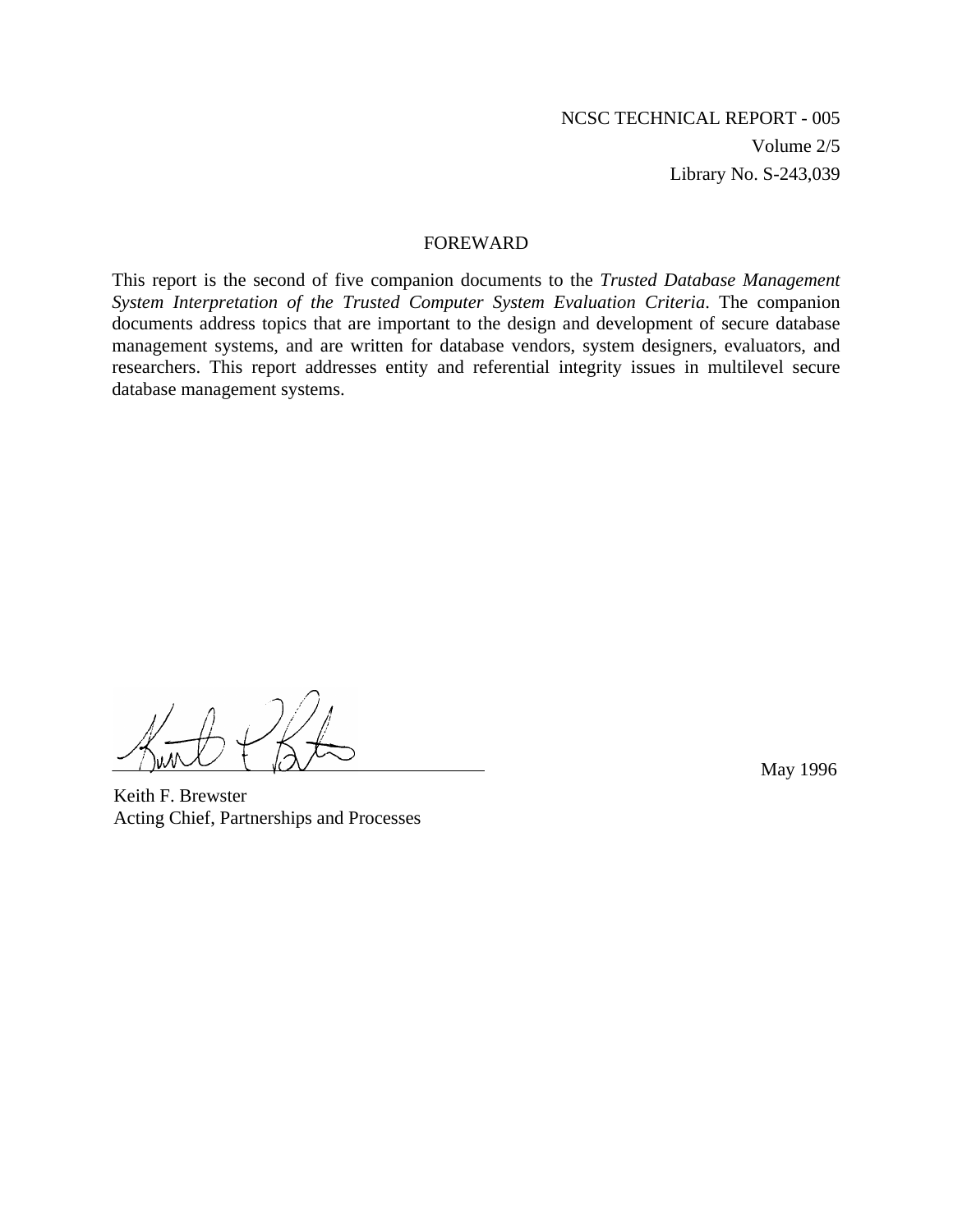NCSC TECHNICAL REPORT - 005
Volume 2/5
Library No. S-243,039

## FOREWARD

This report is the second of five companion documents to the *Trusted Database Management System Interpretation of the Trusted Computer System Evaluation Criteria*. The companion documents address topics that are important to the design and development of secure database management systems, and are written for database vendors, system designers, evaluators, and researchers. This report addresses entity and referential integrity issues in multilevel secure database management systems.

May 1996

Keith F. Brewster
Acting Chief, Partnerships and Processes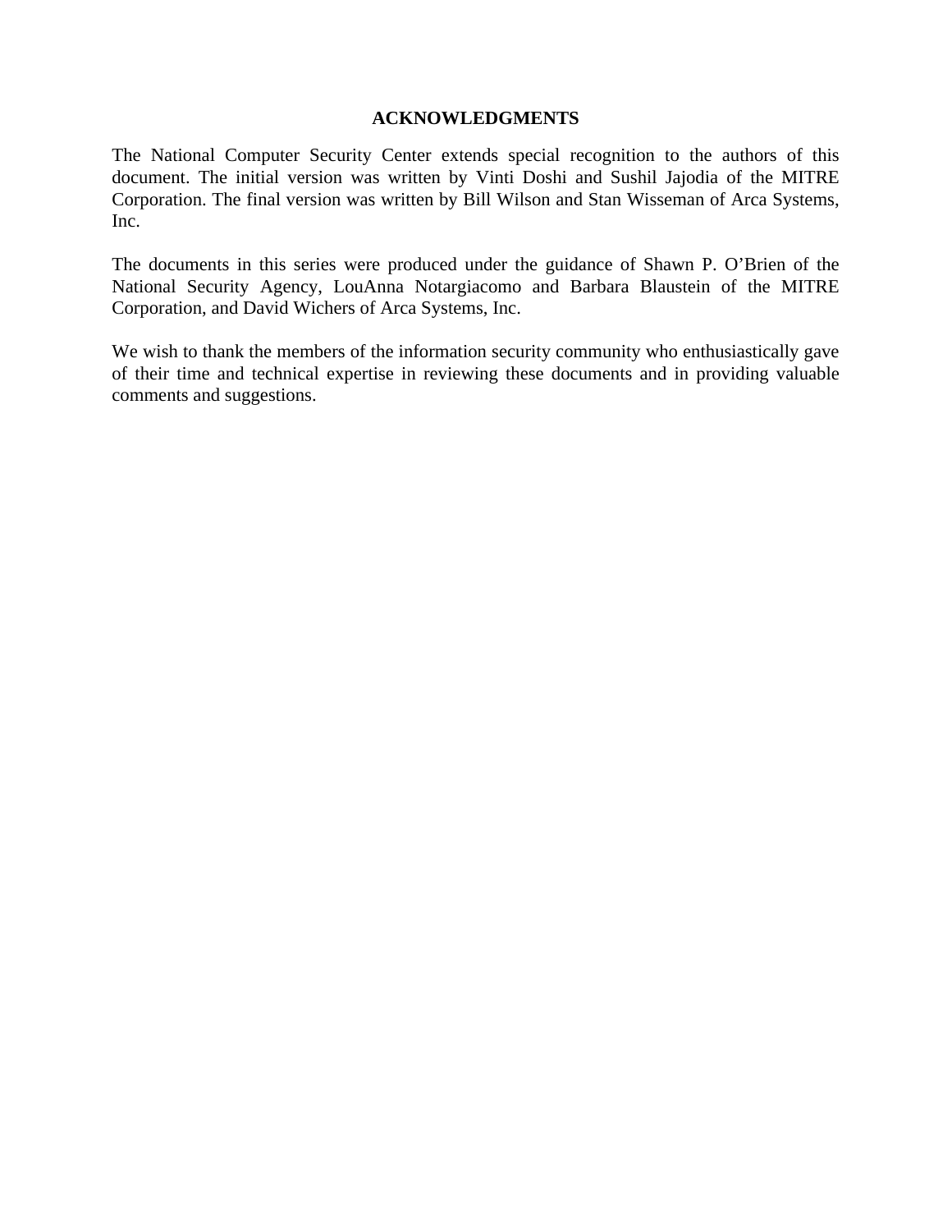# ACKNOWLEDGMENTS

The National Computer Security Center extends special recognition to the authors of this document. The initial version was written by Vinti Doshi and Sushil Jajodia of the MITRE Corporation. The final version was written by Bill Wilson and Stan Wisseman of Arca Systems, Inc.

The documents in this series were produced under the guidance of Shawn P. O'Brien of the National Security Agency, LouAnna Notargiacomo and Barbara Blaustein of the MITRE Corporation, and David Wichers of Arca Systems, Inc.

We wish to thank the members of the information security community who enthusiastically gave of their time and technical expertise in reviewing these documents and in providing valuable comments and suggestions.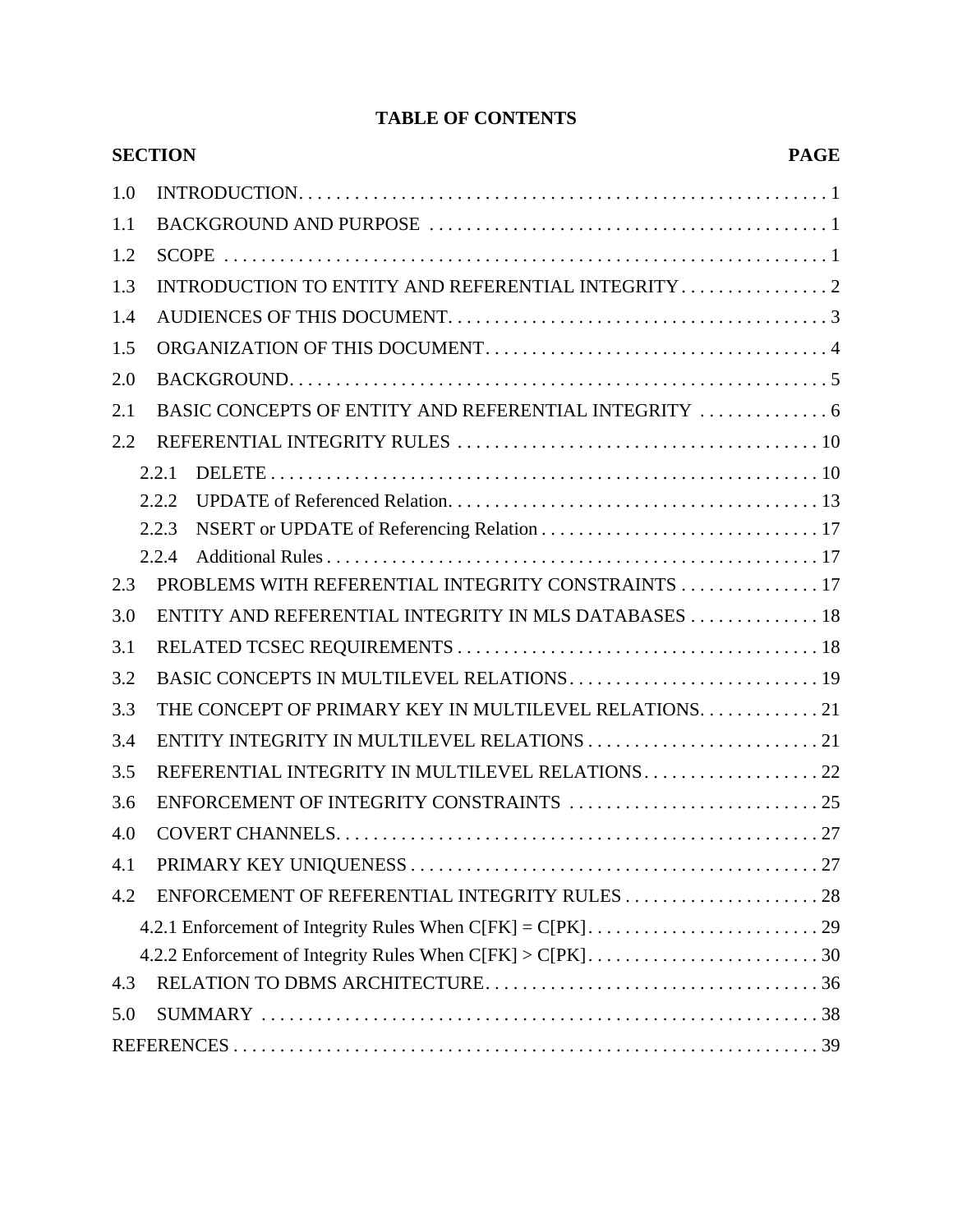# TABLE OF CONTENTS

| SECTION | | PAGE |
|---|---|---|
| 1.0 | INTRODUCTION | 1 |
| 1.1 | BACKGROUND AND PURPOSE | 1 |
| 1.2 | SCOPE | 1 |
| 1.3 | INTRODUCTION TO ENTITY AND REFERENTIAL INTEGRITY | 2 |
| 1.4 | AUDIENCES OF THIS DOCUMENT | 3 |
| 1.5 | ORGANIZATION OF THIS DOCUMENT | 4 |
| 2.0 | BACKGROUND | 5 |
| 2.1 | BASIC CONCEPTS OF ENTITY AND REFERENTIAL INTEGRITY | 6 |
| 2.2 | REFERENTIAL INTEGRITY RULES | 10 |
| 2.2.1 | DELETE | 10 |
| 2.2.2 | UPDATE of Referenced Relation | 13 |
| 2.2.3 | NSERT or UPDATE of Referencing Relation | 17 |
| 2.2.4 | Additional Rules | 17 |
| 2.3 | PROBLEMS WITH REFERENTIAL INTEGRITY CONSTRAINTS | 17 |
| 3.0 | ENTITY AND REFERENTIAL INTEGRITY IN MLS DATABASES | 18 |
| 3.1 | RELATED TCSEC REQUIREMENTS | 18 |
| 3.2 | BASIC CONCEPTS IN MULTILEVEL RELATIONS | 19 |
| 3.3 | THE CONCEPT OF PRIMARY KEY IN MULTILEVEL RELATIONS | 21 |
| 3.4 | ENTITY INTEGRITY IN MULTILEVEL RELATIONS | 21 |
| 3.5 | REFERENTIAL INTEGRITY IN MULTILEVEL RELATIONS | 22 |
| 3.6 | ENFORCEMENT OF INTEGRITY CONSTRAINTS | 25 |
| 4.0 | COVERT CHANNELS | 27 |
| 4.1 | PRIMARY KEY UNIQUENESS | 27 |
| 4.2 | ENFORCEMENT OF REFERENTIAL INTEGRITY RULES | 28 |
| 4.2.1 | Enforcement of Integrity Rules When C[FK] = C[PK] | 29 |
| 4.2.2 | Enforcement of Integrity Rules When C[FK] > C[PK] | 30 |
| 4.3 | RELATION TO DBMS ARCHITECTURE | 36 |
| 5.0 | SUMMARY | 38 |
| REFERENCES | | 39 |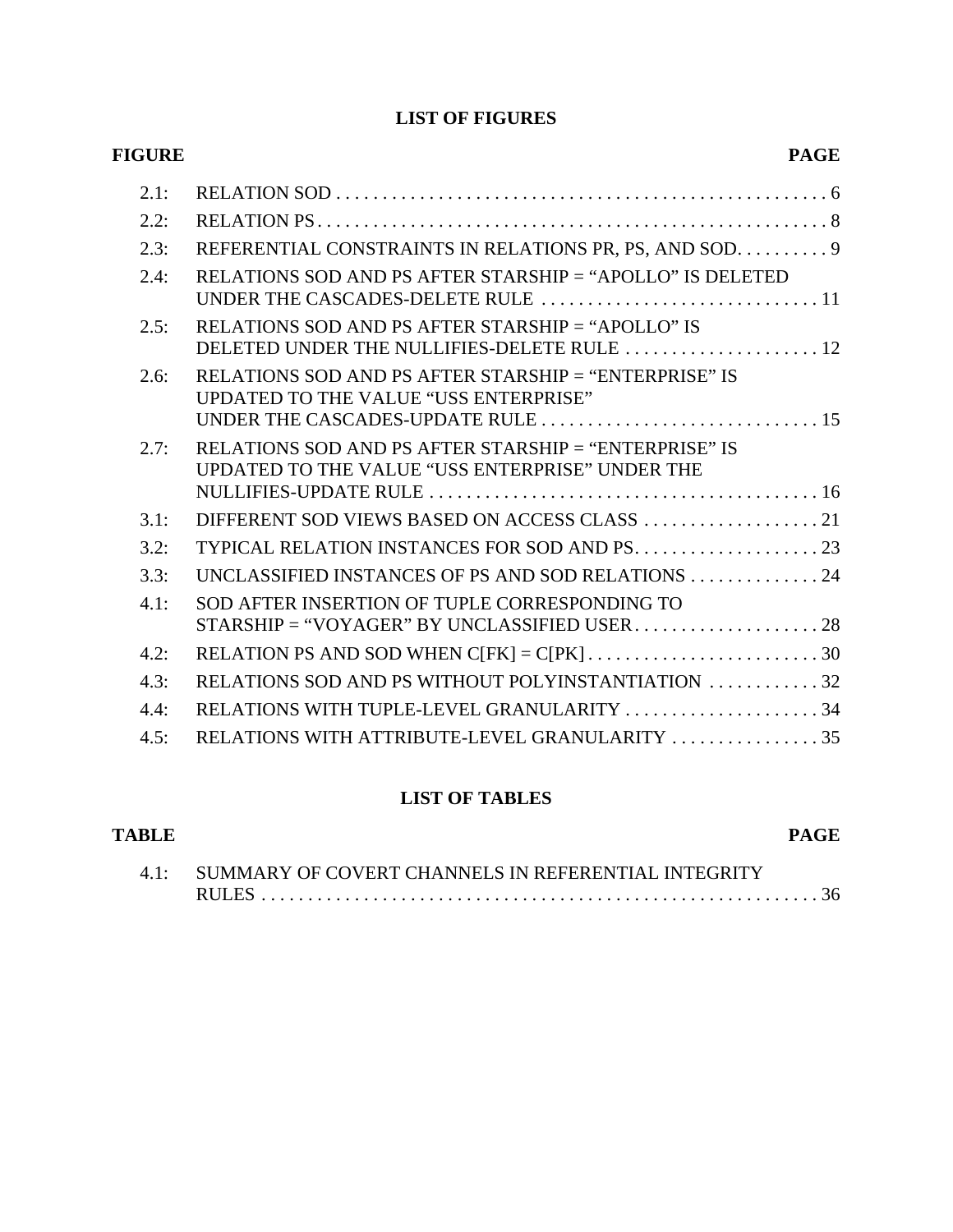## LIST OF FIGURES

| FIGURE | | PAGE |
|---|---|---|
| 2.1: | RELATION SOD | 6 |
| 2.2: | RELATION PS | 8 |
| 2.3: | REFERENTIAL CONSTRAINTS IN RELATIONS PR, PS, AND SOD. | 9 |
| 2.4: | RELATIONS SOD AND PS AFTER STARSHIP = “APOLLO” IS DELETED UNDER THE CASCADES-DELETE RULE | 11 |
| 2.5: | RELATIONS SOD AND PS AFTER STARSHIP = “APOLLO” IS DELETED UNDER THE NULLIFIES-DELETE RULE | 12 |
| 2.6: | RELATIONS SOD AND PS AFTER STARSHIP = “ENTERPRISE” IS UPDATED TO THE VALUE “USS ENTERPRISE” UNDER THE CASCADES-UPDATE RULE | 15 |
| 2.7: | RELATIONS SOD AND PS AFTER STARSHIP = “ENTERPRISE” IS UPDATED TO THE VALUE “USS ENTERPRISE” UNDER THE NULLIFIES-UPDATE RULE | 16 |
| 3.1: | DIFFERENT SOD VIEWS BASED ON ACCESS CLASS | 21 |
| 3.2: | TYPICAL RELATION INSTANCES FOR SOD AND PS. | 23 |
| 3.3: | UNCLASSIFIED INSTANCES OF PS AND SOD RELATIONS | 24 |
| 4.1: | SOD AFTER INSERTION OF TUPLE CORRESPONDING TO STARSHIP = “VOYAGER” BY UNCLASSIFIED USER | 28 |
| 4.2: | RELATION PS AND SOD WHEN C[FK] = C[PK] | 30 |
| 4.3: | RELATIONS SOD AND PS WITHOUT POLYINSTANTIATION | 32 |
| 4.4: | RELATIONS WITH TUPLE-LEVEL GRANULARITY | 34 |
| 4.5: | RELATIONS WITH ATTRIBUTE-LEVEL GRANULARITY | 35 |

## LIST OF TABLES

| TABLE | | PAGE |
|---|---|---|
| 4.1: | SUMMARY OF COVERT CHANNELS IN REFERENTIAL INTEGRITY RULES | 36 |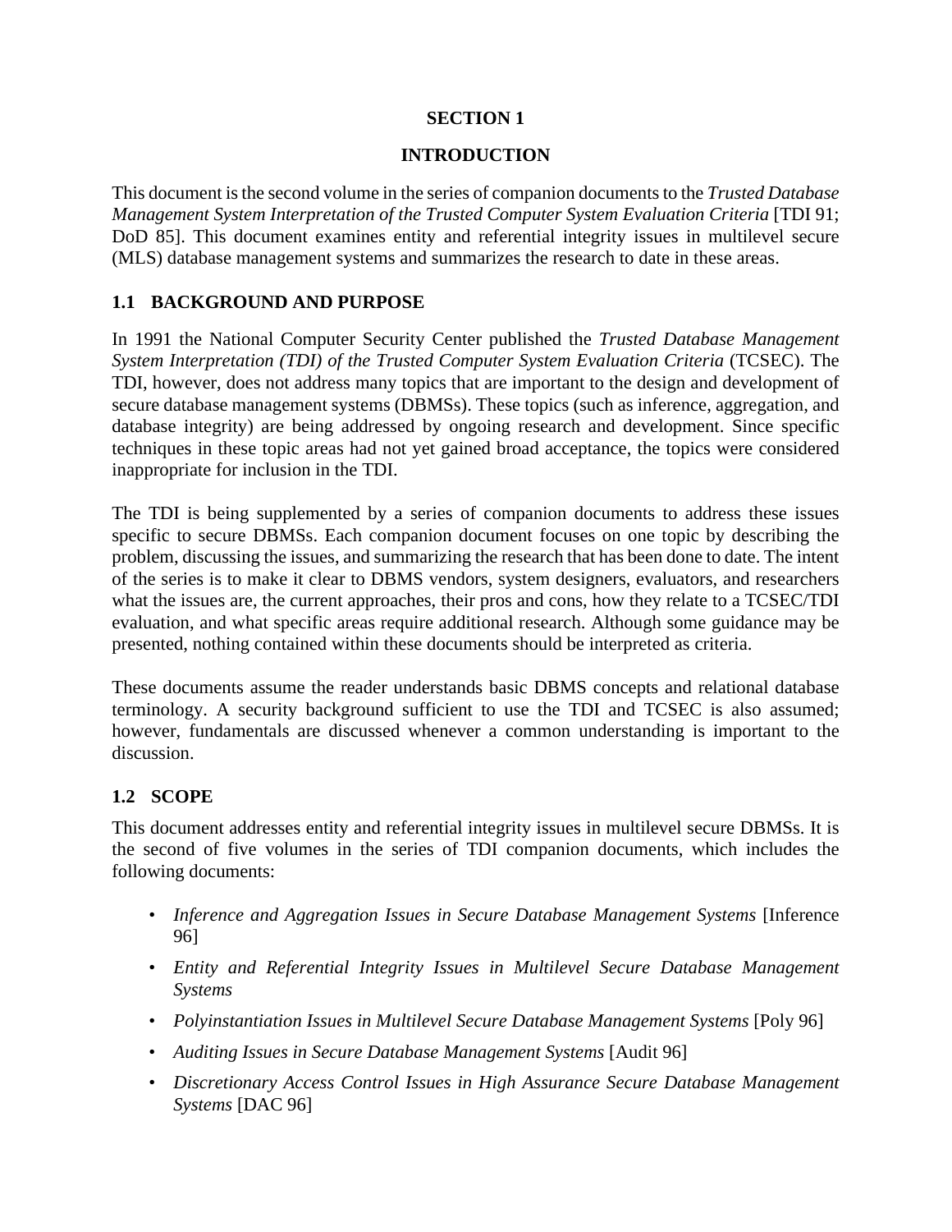# SECTION 1

# INTRODUCTION

This document is the second volume in the series of companion documents to the *Trusted Database Management System Interpretation of the Trusted Computer System Evaluation Criteria* [TDI 91; DoD 85]. This document examines entity and referential integrity issues in multilevel secure (MLS) database management systems and summarizes the research to date in these areas.

## 1.1 BACKGROUND AND PURPOSE

In 1991 the National Computer Security Center published the *Trusted Database Management System Interpretation (TDI) of the Trusted Computer System Evaluation Criteria* (TCSEC). The TDI, however, does not address many topics that are important to the design and development of secure database management systems (DBMSs). These topics (such as inference, aggregation, and database integrity) are being addressed by ongoing research and development. Since specific techniques in these topic areas had not yet gained broad acceptance, the topics were considered inappropriate for inclusion in the TDI.

The TDI is being supplemented by a series of companion documents to address these issues specific to secure DBMSs. Each companion document focuses on one topic by describing the problem, discussing the issues, and summarizing the research that has been done to date. The intent of the series is to make it clear to DBMS vendors, system designers, evaluators, and researchers what the issues are, the current approaches, their pros and cons, how they relate to a TCSEC/TDI evaluation, and what specific areas require additional research. Although some guidance may be presented, nothing contained within these documents should be interpreted as criteria.

These documents assume the reader understands basic DBMS concepts and relational database terminology. A security background sufficient to use the TDI and TCSEC is also assumed; however, fundamentals are discussed whenever a common understanding is important to the discussion.

## 1.2 SCOPE

This document addresses entity and referential integrity issues in multilevel secure DBMSs. It is the second of five volumes in the series of TDI companion documents, which includes the following documents:

- *Inference and Aggregation Issues in Secure Database Management Systems* [Inference 96]
- *Entity and Referential Integrity Issues in Multilevel Secure Database Management Systems*
- *Polyinstantiation Issues in Multilevel Secure Database Management Systems* [Poly 96]
- *Auditing Issues in Secure Database Management Systems* [Audit 96]
- *Discretionary Access Control Issues in High Assurance Secure Database Management Systems* [DAC 96]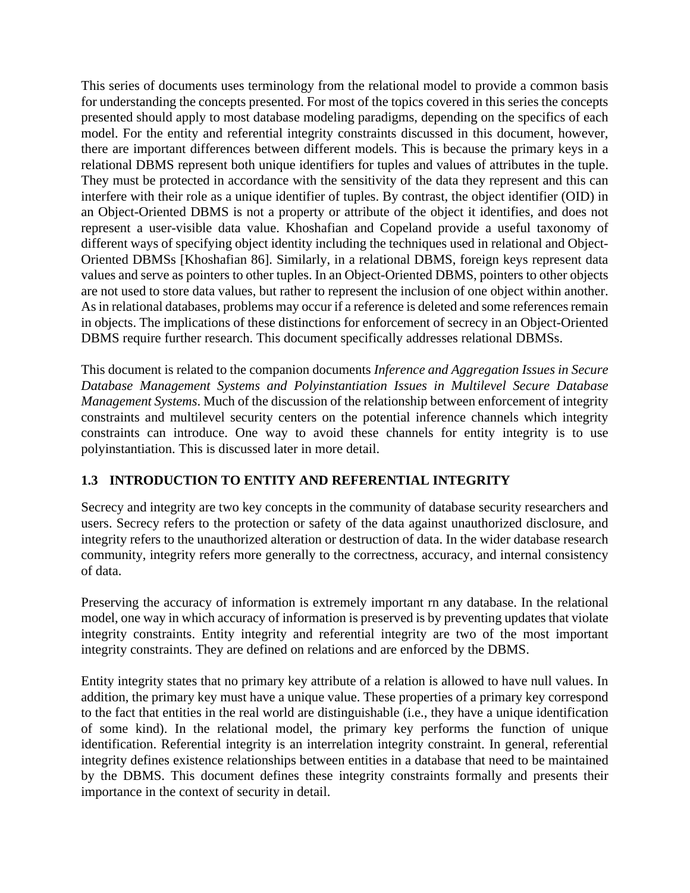This series of documents uses terminology from the relational model to provide a common basis for understanding the concepts presented. For most of the topics covered in this series the concepts presented should apply to most database modeling paradigms, depending on the specifics of each model. For the entity and referential integrity constraints discussed in this document, however, there are important differences between different models. This is because the primary keys in a relational DBMS represent both unique identifiers for tuples and values of attributes in the tuple. They must be protected in accordance with the sensitivity of the data they represent and this can interfere with their role as a unique identifier of tuples. By contrast, the object identifier (OID) in an Object-Oriented DBMS is not a property or attribute of the object it identifies, and does not represent a user-visible data value. Khoshafian and Copeland provide a useful taxonomy of different ways of specifying object identity including the techniques used in relational and Object-Oriented DBMSs [Khoshafian 86]. Similarly, in a relational DBMS, foreign keys represent data values and serve as pointers to other tuples. In an Object-Oriented DBMS, pointers to other objects are not used to store data values, but rather to represent the inclusion of one object within another. As in relational databases, problems may occur if a reference is deleted and some references remain in objects. The implications of these distinctions for enforcement of secrecy in an Object-Oriented DBMS require further research. This document specifically addresses relational DBMSs.

This document is related to the companion documents *Inference and Aggregation Issues in Secure Database Management Systems and Polyinstantiation Issues in Multilevel Secure Database Management Systems*. Much of the discussion of the relationship between enforcement of integrity constraints and multilevel security centers on the potential inference channels which integrity constraints can introduce. One way to avoid these channels for entity integrity is to use polyinstantiation. This is discussed later in more detail.

### 1.3 INTRODUCTION TO ENTITY AND REFERENTIAL INTEGRITY

Secrecy and integrity are two key concepts in the community of database security researchers and users. Secrecy refers to the protection or safety of the data against unauthorized disclosure, and integrity refers to the unauthorized alteration or destruction of data. In the wider database research community, integrity refers more generally to the correctness, accuracy, and internal consistency of data.

Preserving the accuracy of information is extremely important rn any database. In the relational model, one way in which accuracy of information is preserved is by preventing updates that violate integrity constraints. Entity integrity and referential integrity are two of the most important integrity constraints. They are defined on relations and are enforced by the DBMS.

Entity integrity states that no primary key attribute of a relation is allowed to have null values. In addition, the primary key must have a unique value. These properties of a primary key correspond to the fact that entities in the real world are distinguishable (i.e., they have a unique identification of some kind). In the relational model, the primary key performs the function of unique identification. Referential integrity is an interrelation integrity constraint. In general, referential integrity defines existence relationships between entities in a database that need to be maintained by the DBMS. This document defines these integrity constraints formally and presents their importance in the context of security in detail.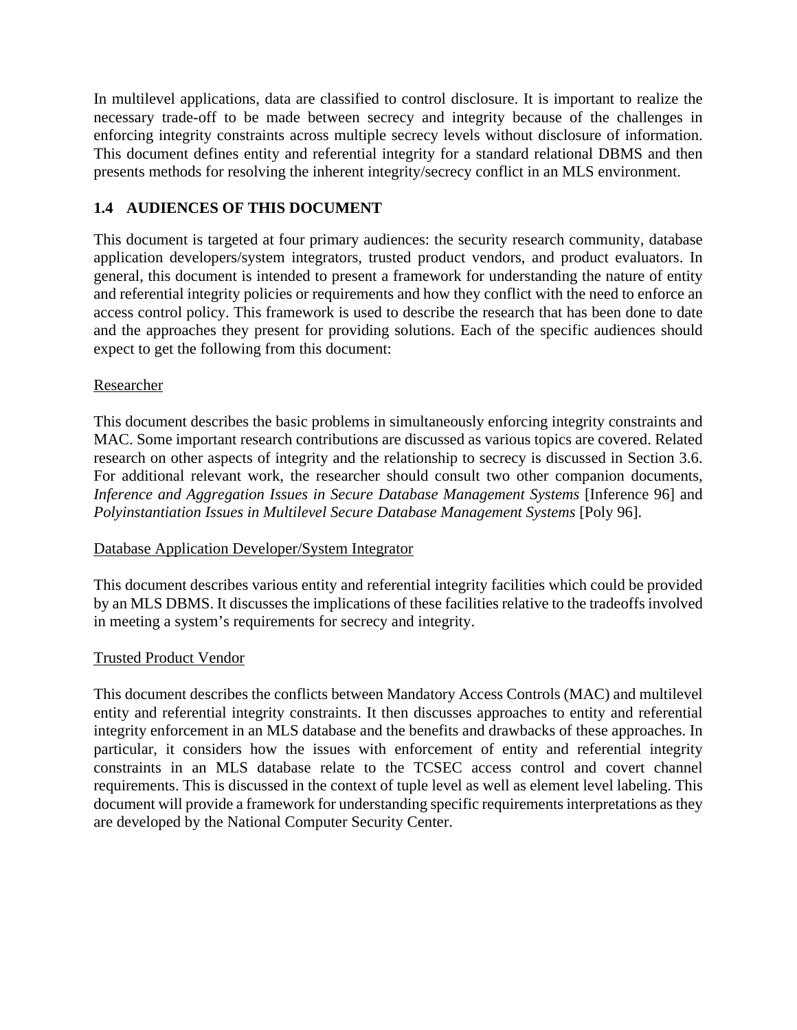In multilevel applications, data are classified to control disclosure. It is important to realize the necessary trade-off to be made between secrecy and integrity because of the challenges in enforcing integrity constraints across multiple secrecy levels without disclosure of information. This document defines entity and referential integrity for a standard relational DBMS and then presents methods for resolving the inherent integrity/secrecy conflict in an MLS environment.

### 1.4 AUDIENCES OF THIS DOCUMENT

This document is targeted at four primary audiences: the security research community, database application developers/system integrators, trusted product vendors, and product evaluators. In general, this document is intended to present a framework for understanding the nature of entity and referential integrity policies or requirements and how they conflict with the need to enforce an access control policy. This framework is used to describe the research that has been done to date and the approaches they present for providing solutions. Each of the specific audiences should expect to get the following from this document:

<u>Researcher</u>

This document describes the basic problems in simultaneously enforcing integrity constraints and MAC. Some important research contributions are discussed as various topics are covered. Related research on other aspects of integrity and the relationship to secrecy is discussed in Section 3.6. For additional relevant work, the researcher should consult two other companion documents, *Inference and Aggregation Issues in Secure Database Management Systems* [Inference 96] and *Polyinstantiation Issues in Multilevel Secure Database Management Systems* [Poly 96].

<u>Database Application Developer/System Integrator</u>

This document describes various entity and referential integrity facilities which could be provided by an MLS DBMS. It discusses the implications of these facilities relative to the tradeoffs involved in meeting a system's requirements for secrecy and integrity.

<u>Trusted Product Vendor</u>

This document describes the conflicts between Mandatory Access Controls (MAC) and multilevel entity and referential integrity constraints. It then discusses approaches to entity and referential integrity enforcement in an MLS database and the benefits and drawbacks of these approaches. In particular, it considers how the issues with enforcement of entity and referential integrity constraints in an MLS database relate to the TCSEC access control and covert channel requirements. This is discussed in the context of tuple level as well as element level labeling. This document will provide a framework for understanding specific requirements interpretations as they are developed by the National Computer Security Center.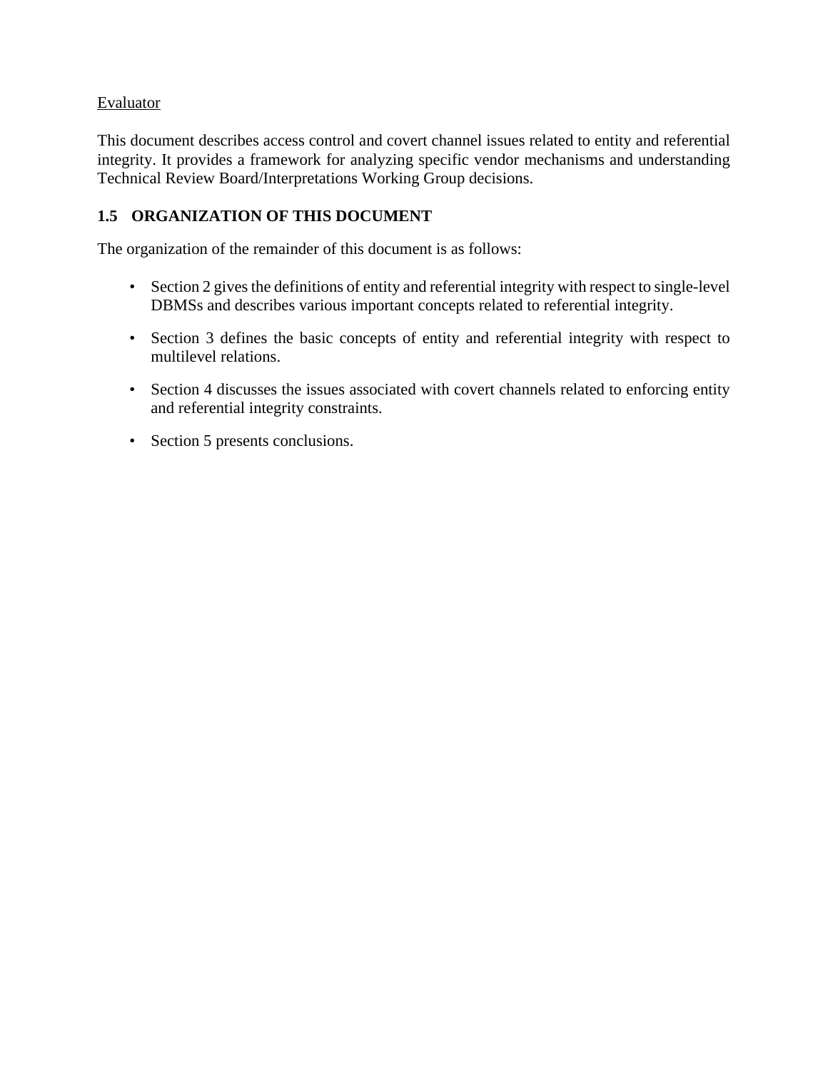Evaluator

This document describes access control and covert channel issues related to entity and referential integrity. It provides a framework for analyzing specific vendor mechanisms and understanding Technical Review Board/Interpretations Working Group decisions.

### 1.5 ORGANIZATION OF THIS DOCUMENT

The organization of the remainder of this document is as follows:

- Section 2 gives the definitions of entity and referential integrity with respect to single-level DBMSs and describes various important concepts related to referential integrity.
- Section 3 defines the basic concepts of entity and referential integrity with respect to multilevel relations.
- Section 4 discusses the issues associated with covert channels related to enforcing entity and referential integrity constraints.
- Section 5 presents conclusions.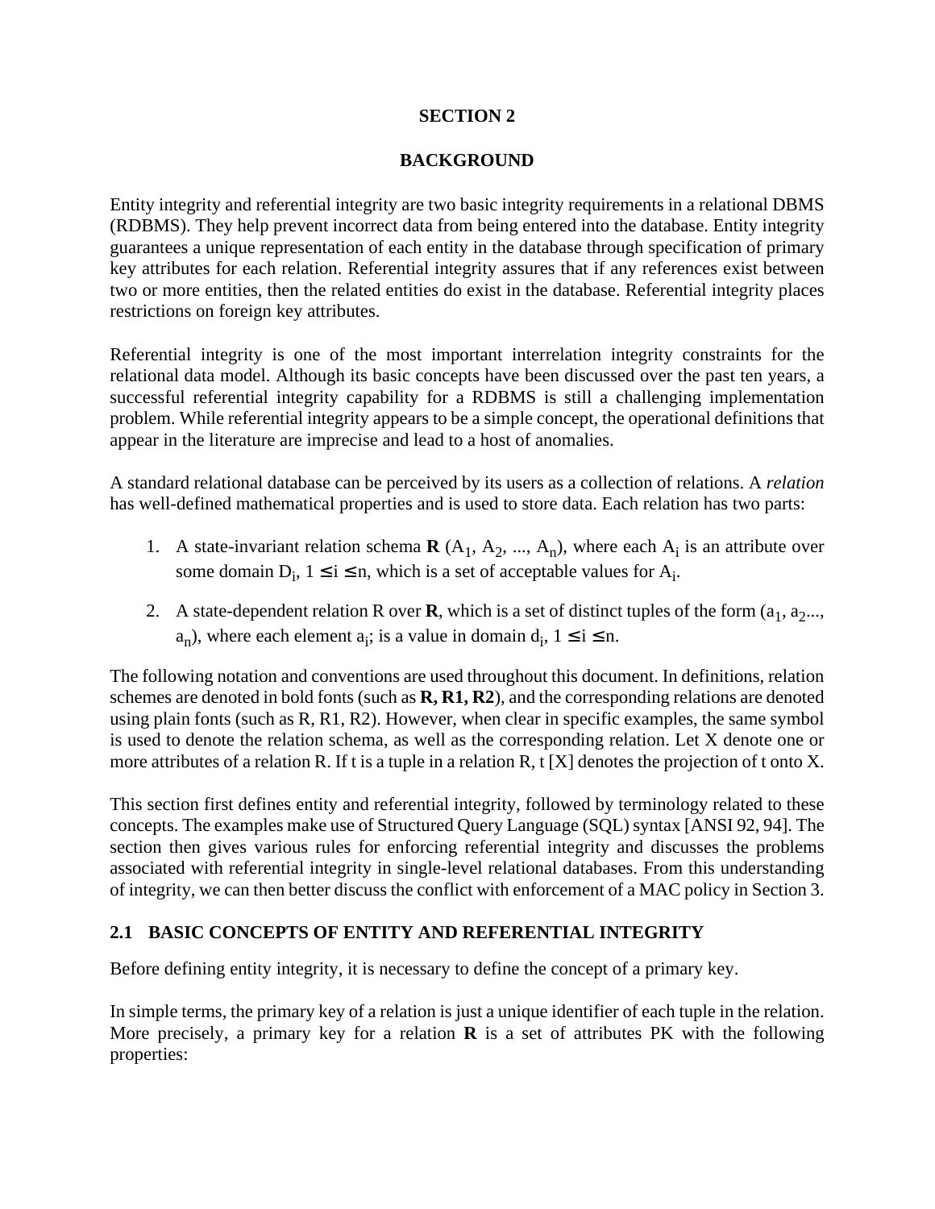# SECTION 2

# BACKGROUND

Entity integrity and referential integrity are two basic integrity requirements in a relational DBMS (RDBMS). They help prevent incorrect data from being entered into the database. Entity integrity guarantees a unique representation of each entity in the database through specification of primary key attributes for each relation. Referential integrity assures that if any references exist between two or more entities, then the related entities do exist in the database. Referential integrity places restrictions on foreign key attributes.

Referential integrity is one of the most important interrelation integrity constraints for the relational data model. Although its basic concepts have been discussed over the past ten years, a successful referential integrity capability for a RDBMS is still a challenging implementation problem. While referential integrity appears to be a simple concept, the operational definitions that appear in the literature are imprecise and lead to a host of anomalies.

A standard relational database can be perceived by its users as a collection of relations. A *relation* has well-defined mathematical properties and is used to store data. Each relation has two parts:

1. A state-invariant relation schema **R** ($A_1$, $A_2$, ..., $A_n$), where each $A_i$ is an attribute over some domain $D_i$, $1 \leq i \leq n$, which is a set of acceptable values for $A_i$.

2. A state-dependent relation R over **R**, which is a set of distinct tuples of the form ($a_1$, $a_2$..., $a_n$), where each element $a_i$; is a value in domain $d_i$, $1 \leq i \leq n$.

The following notation and conventions are used throughout this document. In definitions, relation schemes are denoted in bold fonts (such as **R, R1, R2**), and the corresponding relations are denoted using plain fonts (such as R, R1, R2). However, when clear in specific examples, the same symbol is used to denote the relation schema, as well as the corresponding relation. Let X denote one or more attributes of a relation R. If t is a tuple in a relation R, t [X] denotes the projection of t onto X.

This section first defines entity and referential integrity, followed by terminology related to these concepts. The examples make use of Structured Query Language (SQL) syntax [ANSI 92, 94]. The section then gives various rules for enforcing referential integrity and discusses the problems associated with referential integrity in single-level relational databases. From this understanding of integrity, we can then better discuss the conflict with enforcement of a MAC policy in Section 3.

## 2.1 BASIC CONCEPTS OF ENTITY AND REFERENTIAL INTEGRITY

Before defining entity integrity, it is necessary to define the concept of a primary key.

In simple terms, the primary key of a relation is just a unique identifier of each tuple in the relation. More precisely, a primary key for a relation **R** is a set of attributes PK with the following properties: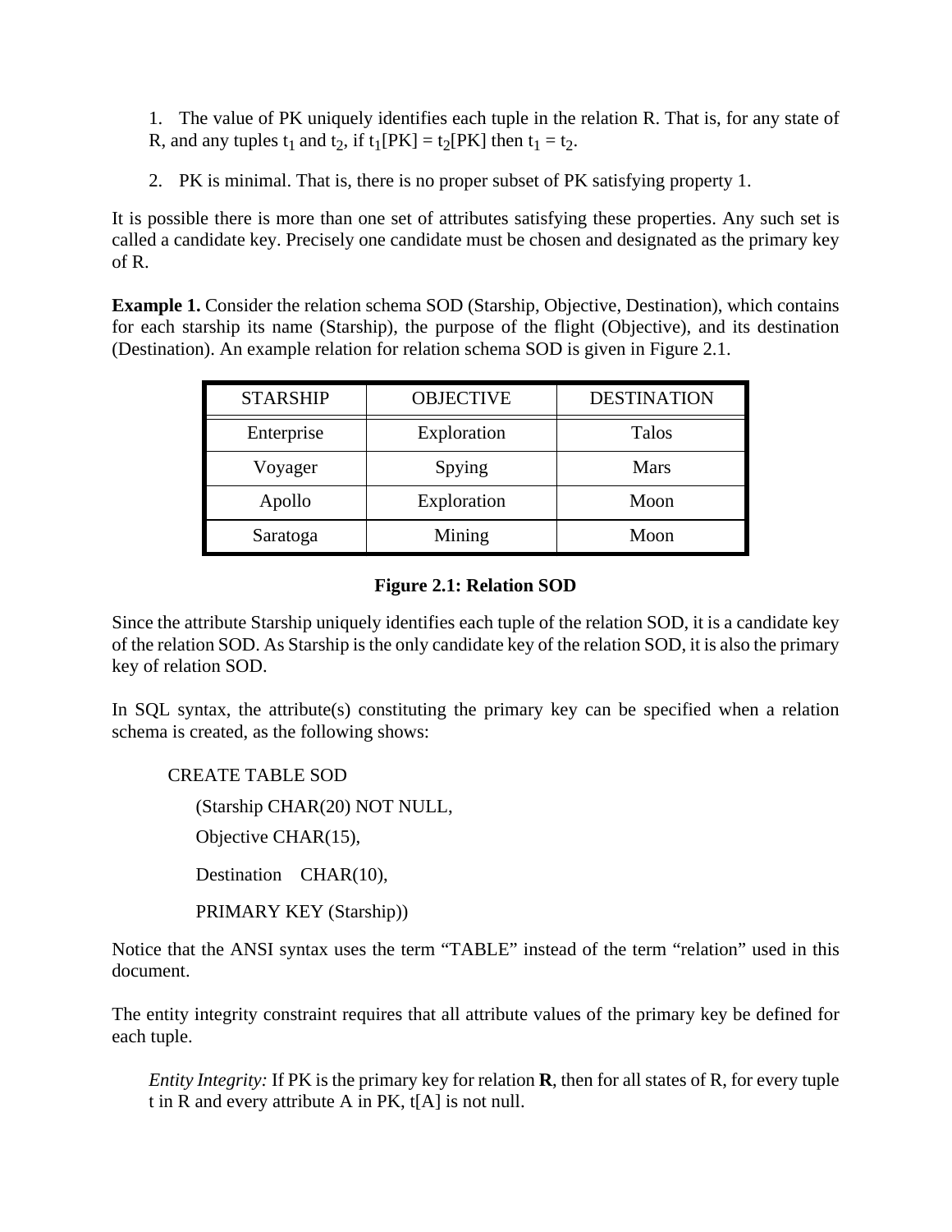1. The value of PK uniquely identifies each tuple in the relation R. That is, for any state of R, and any tuples $t_1$ and $t_2$, if $t_1[PK] = t_2[PK]$ then $t_1 = t_2$.

2. PK is minimal. That is, there is no proper subset of PK satisfying property 1.

It is possible there is more than one set of attributes satisfying these properties. Any such set is called a candidate key. Precisely one candidate must be chosen and designated as the primary key of R.

**Example 1.** Consider the relation schema SOD (Starship, Objective, Destination), which contains for each starship its name (Starship), the purpose of the flight (Objective), and its destination (Destination). An example relation for relation schema SOD is given in Figure 2.1.

| STARSHIP | OBJECTIVE | DESTINATION |
|---|---|---|
| Enterprise | Exploration | Talos |
| Voyager | Spying | Mars |
| Apollo | Exploration | Moon |
| Saratoga | Mining | Moon |

**Figure 2.1: Relation SOD**

Since the attribute Starship uniquely identifies each tuple of the relation SOD, it is a candidate key of the relation SOD. As Starship is the only candidate key of the relation SOD, it is also the primary key of relation SOD.

In SQL syntax, the attribute(s) constituting the primary key can be specified when a relation schema is created, as the following shows:

```
CREATE TABLE SOD
    (Starship CHAR(20) NOT NULL,
    Objective CHAR(15),
    Destination    CHAR(10),
    PRIMARY KEY (Starship))
```

Notice that the ANSI syntax uses the term "TABLE" instead of the term "relation" used in this document.

The entity integrity constraint requires that all attribute values of the primary key be defined for each tuple.

*Entity Integrity:* If PK is the primary key for relation **R**, then for all states of R, for every tuple t in R and every attribute A in PK, t[A] is not null.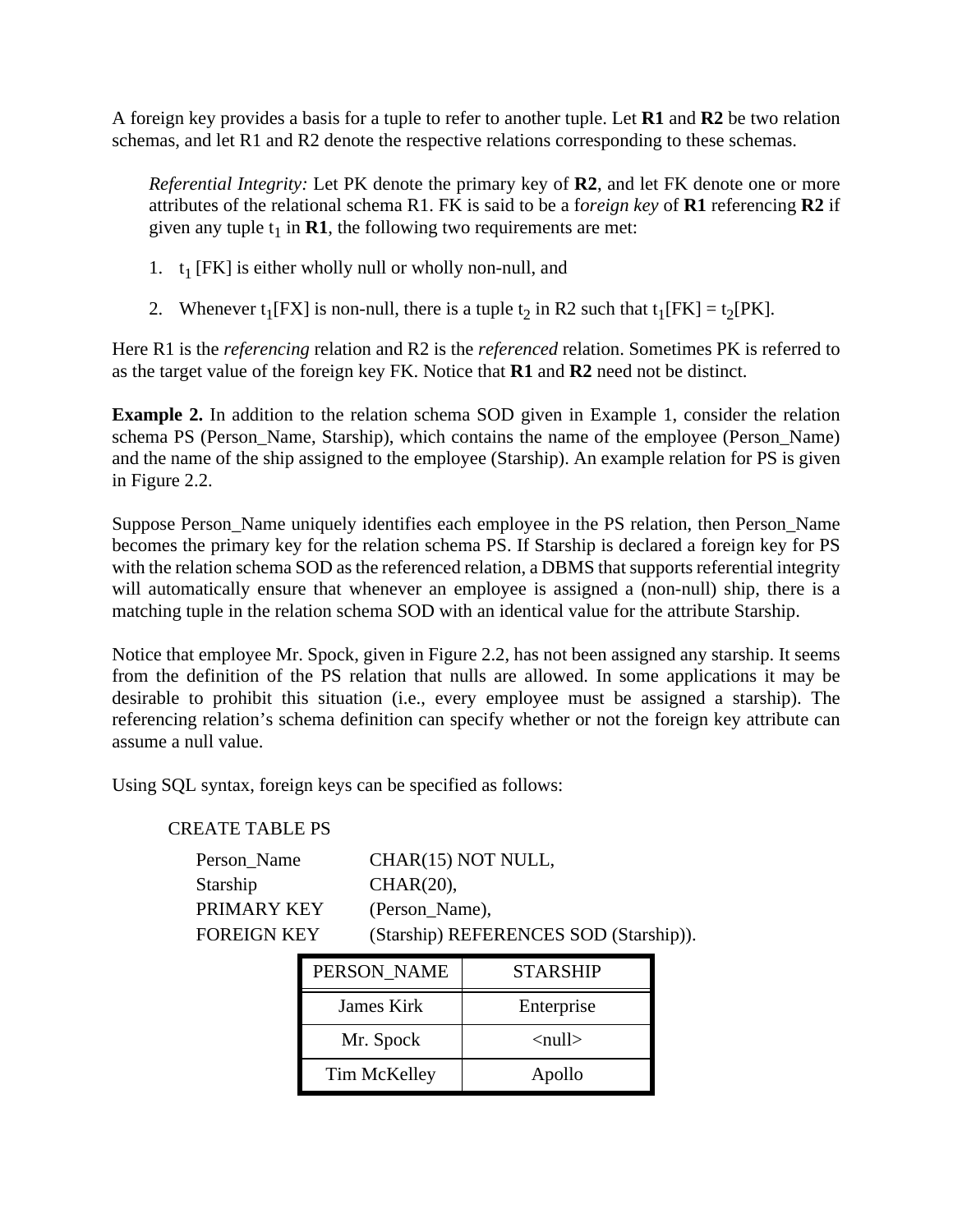A foreign key provides a basis for a tuple to refer to another tuple. Let **R1** and **R2** be two relation schemas, and let R1 and R2 denote the respective relations corresponding to these schemas.

> *Referential Integrity:* Let PK denote the primary key of **R2**, and let FK denote one or more attributes of the relational schema R1. FK is said to be a f*oreign key* of **R1** referencing **R2** if given any tuple $t_1$ in **R1**, the following two requirements are met:
>
> 1. $t_1$ [FK] is either wholly null or wholly non-null, and
>
> 2. Whenever $t_1$[FX] is non-null, there is a tuple $t_2$ in R2 such that $t_1$[FK] = $t_2$[PK].

Here R1 is the *referencing* relation and R2 is the *referenced* relation. Sometimes PK is referred to as the target value of the foreign key FK. Notice that **R1** and **R2** need not be distinct.

**Example 2.** In addition to the relation schema SOD given in Example 1, consider the relation schema PS (Person_Name, Starship), which contains the name of the employee (Person_Name) and the name of the ship assigned to the employee (Starship). An example relation for PS is given in Figure 2.2.

Suppose Person_Name uniquely identifies each employee in the PS relation, then Person_Name becomes the primary key for the relation schema PS. If Starship is declared a foreign key for PS with the relation schema SOD as the referenced relation, a DBMS that supports referential integrity will automatically ensure that whenever an employee is assigned a (non-null) ship, there is a matching tuple in the relation schema SOD with an identical value for the attribute Starship.

Notice that employee Mr. Spock, given in Figure 2.2, has not been assigned any starship. It seems from the definition of the PS relation that nulls are allowed. In some applications it may be desirable to prohibit this situation (i.e., every employee must be assigned a starship). The referencing relation's schema definition can specify whether or not the foreign key attribute can assume a null value.

Using SQL syntax, foreign keys can be specified as follows:

```
CREATE TABLE PS
    Person_Name     CHAR(15) NOT NULL,
    Starship        CHAR(20),
    PRIMARY KEY     (Person_Name),
    FOREIGN KEY     (Starship) REFERENCES SOD (Starship)).
```

| PERSON_NAME | STARSHIP |
|---|---|
| James Kirk | Enterprise |
| Mr. Spock | <null> |
| Tim McKelley | Apollo |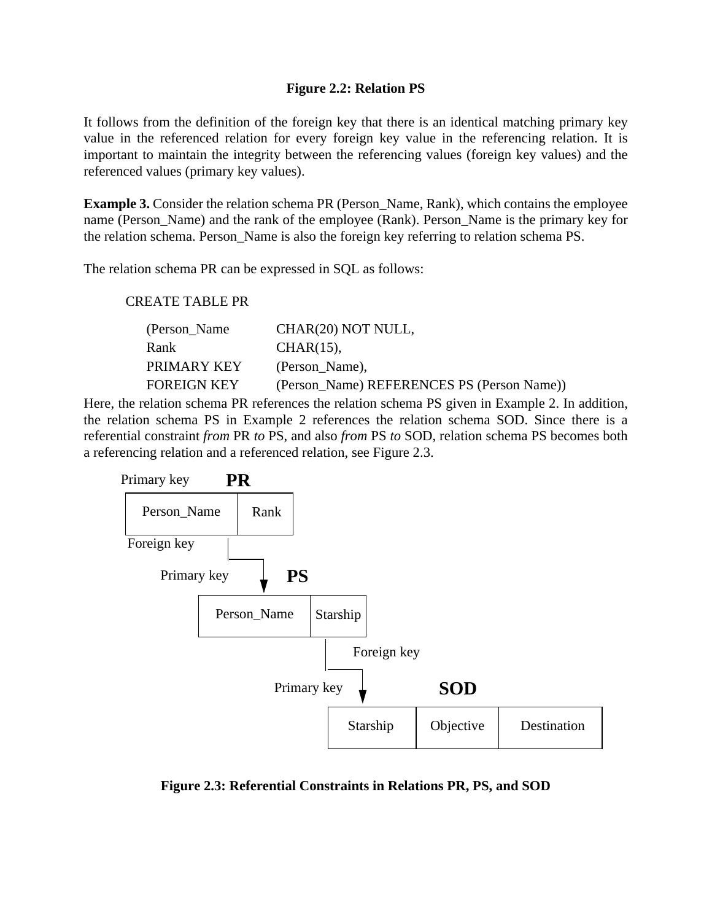**Figure 2.2: Relation PS**

It follows from the definition of the foreign key that there is an identical matching primary key value in the referenced relation for every foreign key value in the referencing relation. It is important to maintain the integrity between the referencing values (foreign key values) and the referenced values (primary key values).

**Example 3.** Consider the relation schema PR (Person_Name, Rank), which contains the employee name (Person_Name) and the rank of the employee (Rank). Person_Name is the primary key for the relation schema. Person_Name is also the foreign key referring to relation schema PS.

The relation schema PR can be expressed in SQL as follows:

```
CREATE TABLE PR
    (Person_Name      CHAR(20) NOT NULL,
    Rank              CHAR(15),
    PRIMARY KEY       (Person_Name),
    FOREIGN KEY       (Person_Name) REFERENCES PS (Person Name))
```

Here, the relation schema PR references the relation schema PS given in Example 2. In addition, the relation schema PS in Example 2 references the relation schema SOD. Since there is a referential constraint *from* PR *to* PS, and also *from* PS *to* SOD, relation schema PS becomes both a referencing relation and a referenced relation, see Figure 2.3.

**PR** (Primary key: Person_Name; Foreign key: Person_Name → PS)

| Person_Name | Rank |
|---|---|

**PS** (Primary key: Person_Name; Foreign key: Starship → SOD)

| Person_Name | Starship |
|---|---|

**SOD** (Primary key: Starship)

| Starship | Objective | Destination |
|---|---|---|

**Figure 2.3: Referential Constraints in Relations PR, PS, and SOD**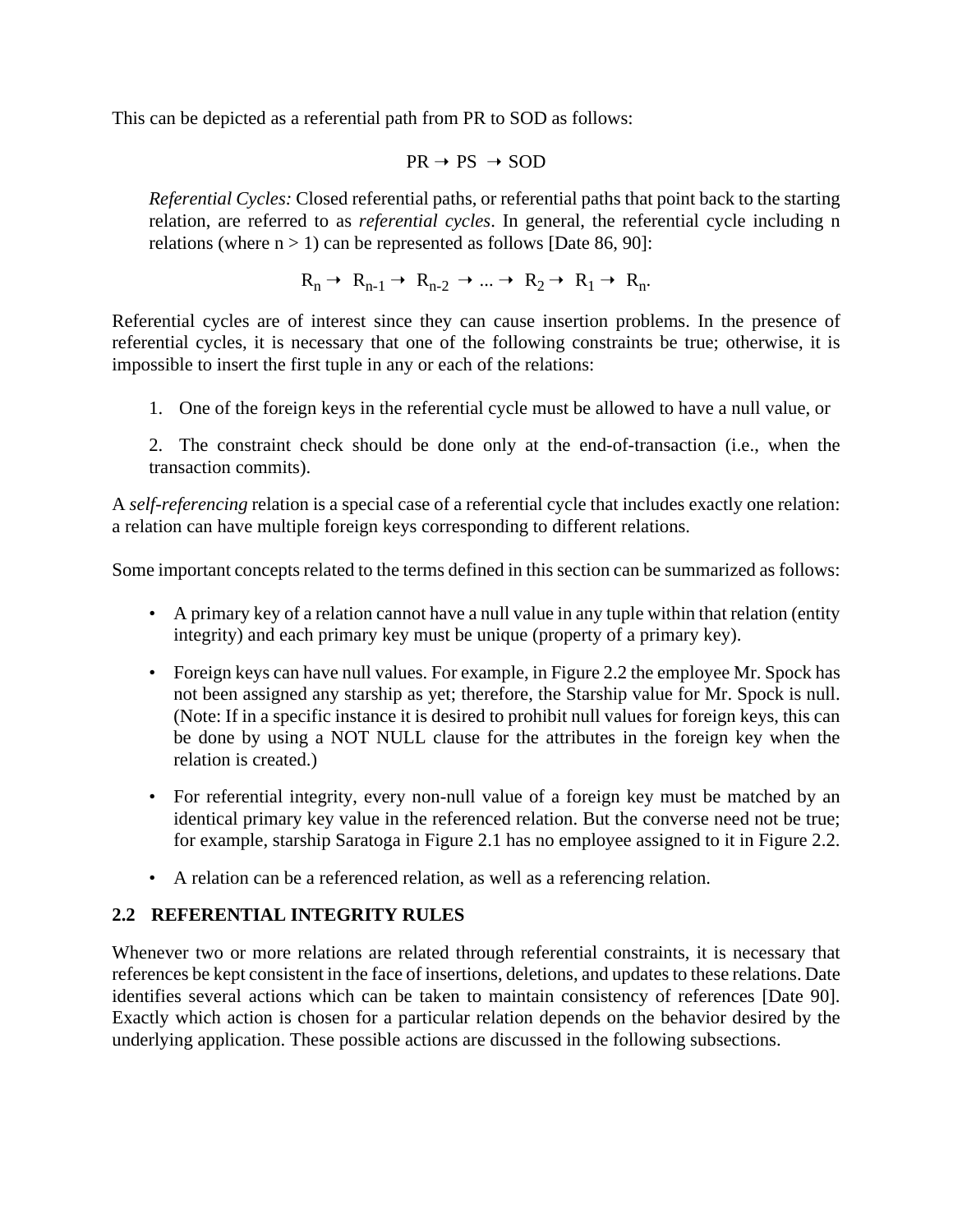This can be depicted as a referential path from PR to SOD as follows:

$$PR \rightarrow PS \rightarrow SOD$$

*Referential Cycles:* Closed referential paths, or referential paths that point back to the starting relation, are referred to as *referential cycles*. In general, the referential cycle including n relations (where n > 1) can be represented as follows [Date 86, 90]:

$$R_n \rightarrow R_{n-1} \rightarrow R_{n-2} \rightarrow ... \rightarrow R_2 \rightarrow R_1 \rightarrow R_n.$$

Referential cycles are of interest since they can cause insertion problems. In the presence of referential cycles, it is necessary that one of the following constraints be true; otherwise, it is impossible to insert the first tuple in any or each of the relations:

1. One of the foreign keys in the referential cycle must be allowed to have a null value, or

2. The constraint check should be done only at the end-of-transaction (i.e., when the transaction commits).

A *self-referencing* relation is a special case of a referential cycle that includes exactly one relation: a relation can have multiple foreign keys corresponding to different relations.

Some important concepts related to the terms defined in this section can be summarized as follows:

- A primary key of a relation cannot have a null value in any tuple within that relation (entity integrity) and each primary key must be unique (property of a primary key).
- Foreign keys can have null values. For example, in Figure 2.2 the employee Mr. Spock has not been assigned any starship as yet; therefore, the Starship value for Mr. Spock is null. (Note: If in a specific instance it is desired to prohibit null values for foreign keys, this can be done by using a NOT NULL clause for the attributes in the foreign key when the relation is created.)
- For referential integrity, every non-null value of a foreign key must be matched by an identical primary key value in the referenced relation. But the converse need not be true; for example, starship Saratoga in Figure 2.1 has no employee assigned to it in Figure 2.2.
- A relation can be a referenced relation, as well as a referencing relation.

## 2.2 REFERENTIAL INTEGRITY RULES

Whenever two or more relations are related through referential constraints, it is necessary that references be kept consistent in the face of insertions, deletions, and updates to these relations. Date identifies several actions which can be taken to maintain consistency of references [Date 90]. Exactly which action is chosen for a particular relation depends on the behavior desired by the underlying application. These possible actions are discussed in the following subsections.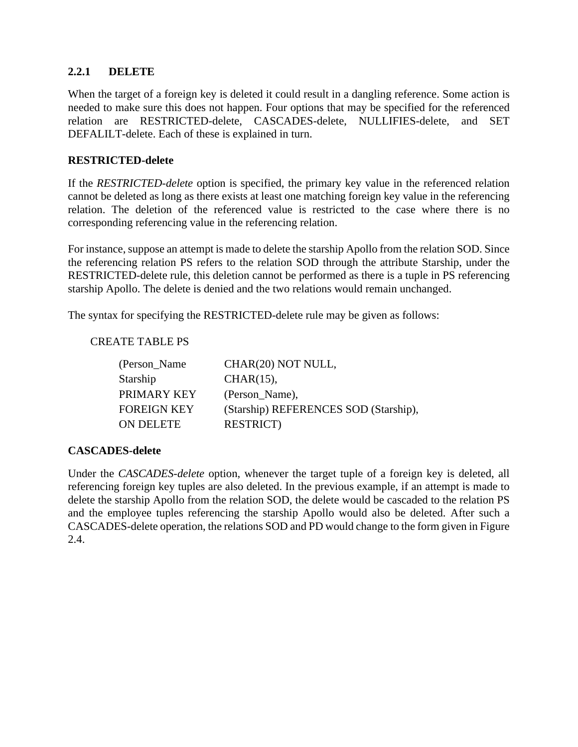### 2.2.1 DELETE

When the target of a foreign key is deleted it could result in a dangling reference. Some action is needed to make sure this does not happen. Four options that may be specified for the referenced relation are RESTRICTED-delete, CASCADES-delete, NULLIFIES-delete, and SET DEFALILT-delete. Each of these is explained in turn.

**RESTRICTED-delete**

If the *RESTRICTED-delete* option is specified, the primary key value in the referenced relation cannot be deleted as long as there exists at least one matching foreign key value in the referencing relation. The deletion of the referenced value is restricted to the case where there is no corresponding referencing value in the referencing relation.

For instance, suppose an attempt is made to delete the starship Apollo from the relation SOD. Since the referencing relation PS refers to the relation SOD through the attribute Starship, under the RESTRICTED-delete rule, this deletion cannot be performed as there is a tuple in PS referencing starship Apollo. The delete is denied and the two relations would remain unchanged.

The syntax for specifying the RESTRICTED-delete rule may be given as follows:

```
CREATE TABLE PS
    (Person_Name     CHAR(20) NOT NULL,
    Starship         CHAR(15),
    PRIMARY KEY      (Person_Name),
    FOREIGN KEY      (Starship) REFERENCES SOD (Starship),
    ON DELETE        RESTRICT)
```

**CASCADES-delete**

Under the *CASCADES-delete* option, whenever the target tuple of a foreign key is deleted, all referencing foreign key tuples are also deleted. In the previous example, if an attempt is made to delete the starship Apollo from the relation SOD, the delete would be cascaded to the relation PS and the employee tuples referencing the starship Apollo would also be deleted. After such a CASCADES-delete operation, the relations SOD and PD would change to the form given in Figure 2.4.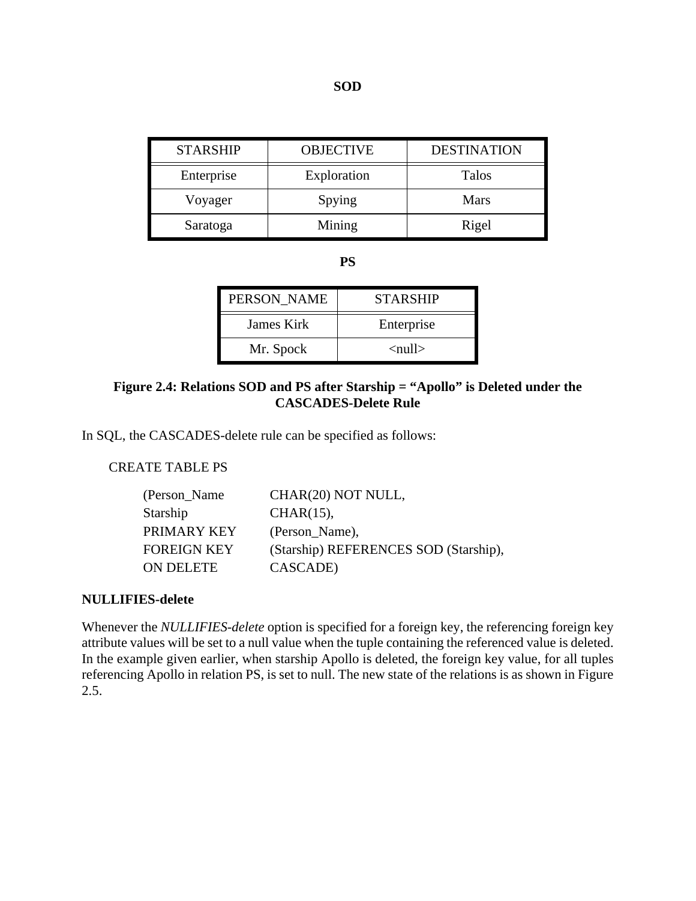**SOD**

| STARSHIP | OBJECTIVE | DESTINATION |
|---|---|---|
| Enterprise | Exploration | Talos |
| Voyager | Spying | Mars |
| Saratoga | Mining | Rigel |

**PS**

| PERSON_NAME | STARSHIP |
|---|---|
| James Kirk | Enterprise |
| Mr. Spock | <null> |

**Figure 2.4: Relations SOD and PS after Starship = "Apollo" is Deleted under the CASCADES-Delete Rule**

In SQL, the CASCADES-delete rule can be specified as follows:

```
CREATE TABLE PS
    (Person_Name      CHAR(20) NOT NULL,
    Starship          CHAR(15),
    PRIMARY KEY       (Person_Name),
    FOREIGN KEY       (Starship) REFERENCES SOD (Starship),
    ON DELETE         CASCADE)
```

**NULLIFIES-delete**

Whenever the *NULLIFIES-delete* option is specified for a foreign key, the referencing foreign key attribute values will be set to a null value when the tuple containing the referenced value is deleted. In the example given earlier, when starship Apollo is deleted, the foreign key value, for all tuples referencing Apollo in relation PS, is set to null. The new state of the relations is as shown in Figure 2.5.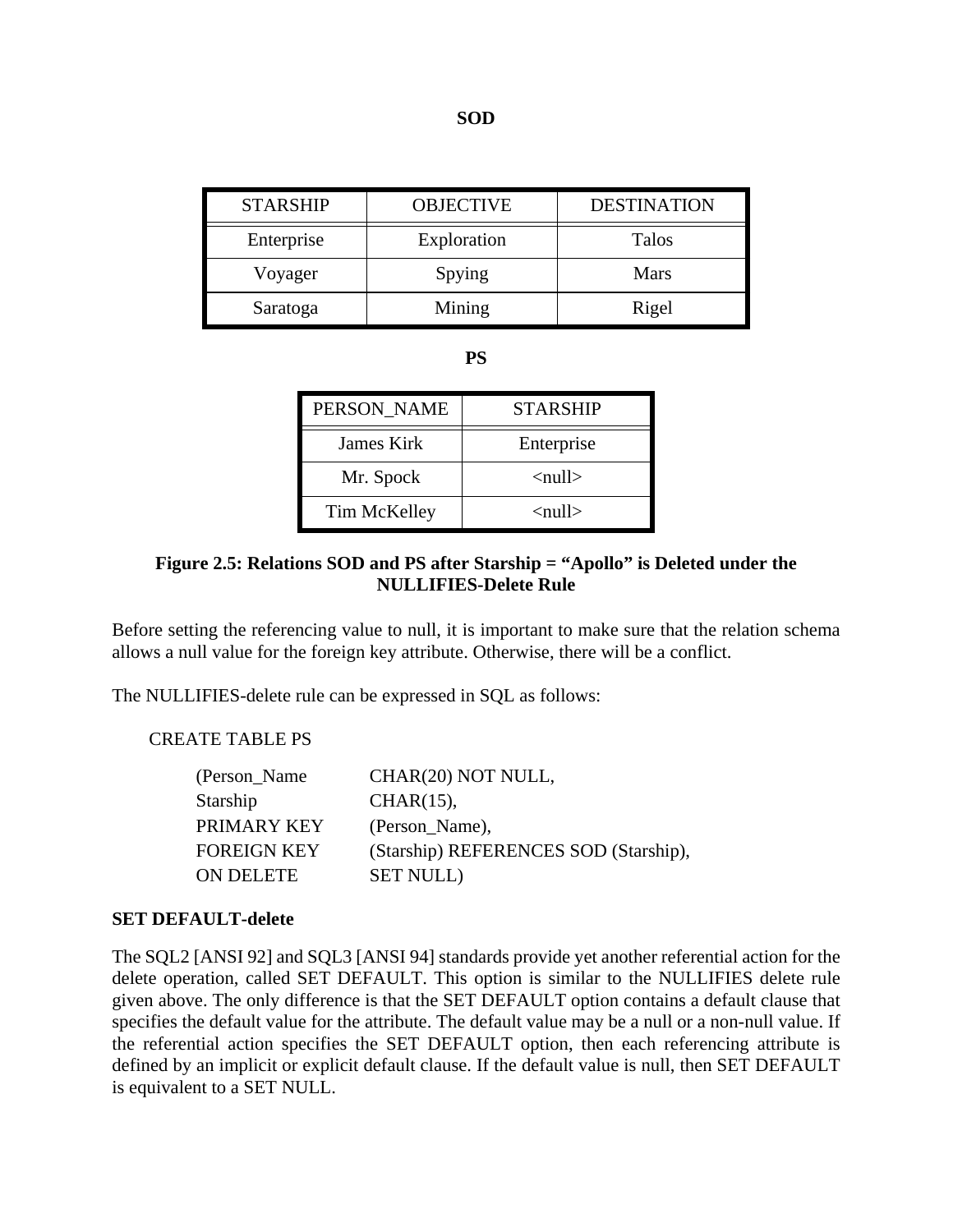**SOD**

| STARSHIP | OBJECTIVE | DESTINATION |
| --- | --- | --- |
| Enterprise | Exploration | Talos |
| Voyager | Spying | Mars |
| Saratoga | Mining | Rigel |

**PS**

| PERSON_NAME | STARSHIP |
| --- | --- |
| James Kirk | Enterprise |
| Mr. Spock | <null> |
| Tim McKelley | <null> |

**Figure 2.5: Relations SOD and PS after Starship = "Apollo" is Deleted under the NULLIFIES-Delete Rule**

Before setting the referencing value to null, it is important to make sure that the relation schema allows a null value for the foreign key attribute. Otherwise, there will be a conflict.

The NULLIFIES-delete rule can be expressed in SQL as follows:

```
CREATE TABLE PS
    (Person_Name        CHAR(20) NOT NULL,
    Starship            CHAR(15),
    PRIMARY KEY         (Person_Name),
    FOREIGN KEY         (Starship) REFERENCES SOD (Starship),
    ON DELETE           SET NULL)
```

**SET DEFAULT-delete**

The SQL2 [ANSI 92] and SQL3 [ANSI 94] standards provide yet another referential action for the delete operation, called SET DEFAULT. This option is similar to the NULLIFIES delete rule given above. The only difference is that the SET DEFAULT option contains a default clause that specifies the default value for the attribute. The default value may be a null or a non-null value. If the referential action specifies the SET DEFAULT option, then each referencing attribute is defined by an implicit or explicit default clause. If the default value is null, then SET DEFAULT is equivalent to a SET NULL.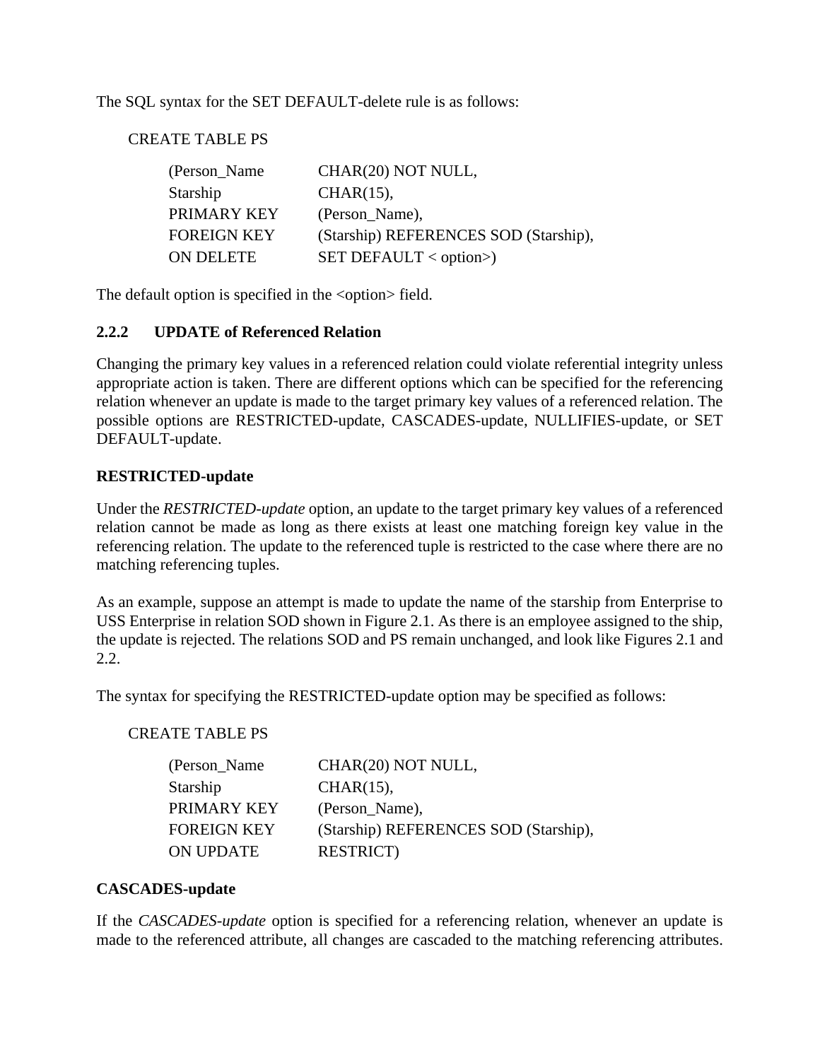The SQL syntax for the SET DEFAULT-delete rule is as follows:

```
CREATE TABLE PS

      (Person_Name        CHAR(20) NOT NULL,
      Starship            CHAR(15),
      PRIMARY KEY         (Person_Name),
      FOREIGN KEY         (Starship) REFERENCES SOD (Starship),
      ON DELETE           SET DEFAULT < option>)
```

The default option is specified in the <option> field.

### 2.2.2 UPDATE of Referenced Relation

Changing the primary key values in a referenced relation could violate referential integrity unless appropriate action is taken. There are different options which can be specified for the referencing relation whenever an update is made to the target primary key values of a referenced relation. The possible options are RESTRICTED-update, CASCADES-update, NULLIFIES-update, or SET DEFAULT-update.

**RESTRICTED-update**

Under the *RESTRICTED-update* option, an update to the target primary key values of a referenced relation cannot be made as long as there exists at least one matching foreign key value in the referencing relation. The update to the referenced tuple is restricted to the case where there are no matching referencing tuples.

As an example, suppose an attempt is made to update the name of the starship from Enterprise to USS Enterprise in relation SOD shown in Figure 2.1. As there is an employee assigned to the ship, the update is rejected. The relations SOD and PS remain unchanged, and look like Figures 2.1 and 2.2.

The syntax for specifying the RESTRICTED-update option may be specified as follows:

```
CREATE TABLE PS

      (Person_Name        CHAR(20) NOT NULL,
      Starship            CHAR(15),
      PRIMARY KEY         (Person_Name),
      FOREIGN KEY         (Starship) REFERENCES SOD (Starship),
      ON UPDATE           RESTRICT)
```

**CASCADES-update**

If the *CASCADES-update* option is specified for a referencing relation, whenever an update is made to the referenced attribute, all changes are cascaded to the matching referencing attributes.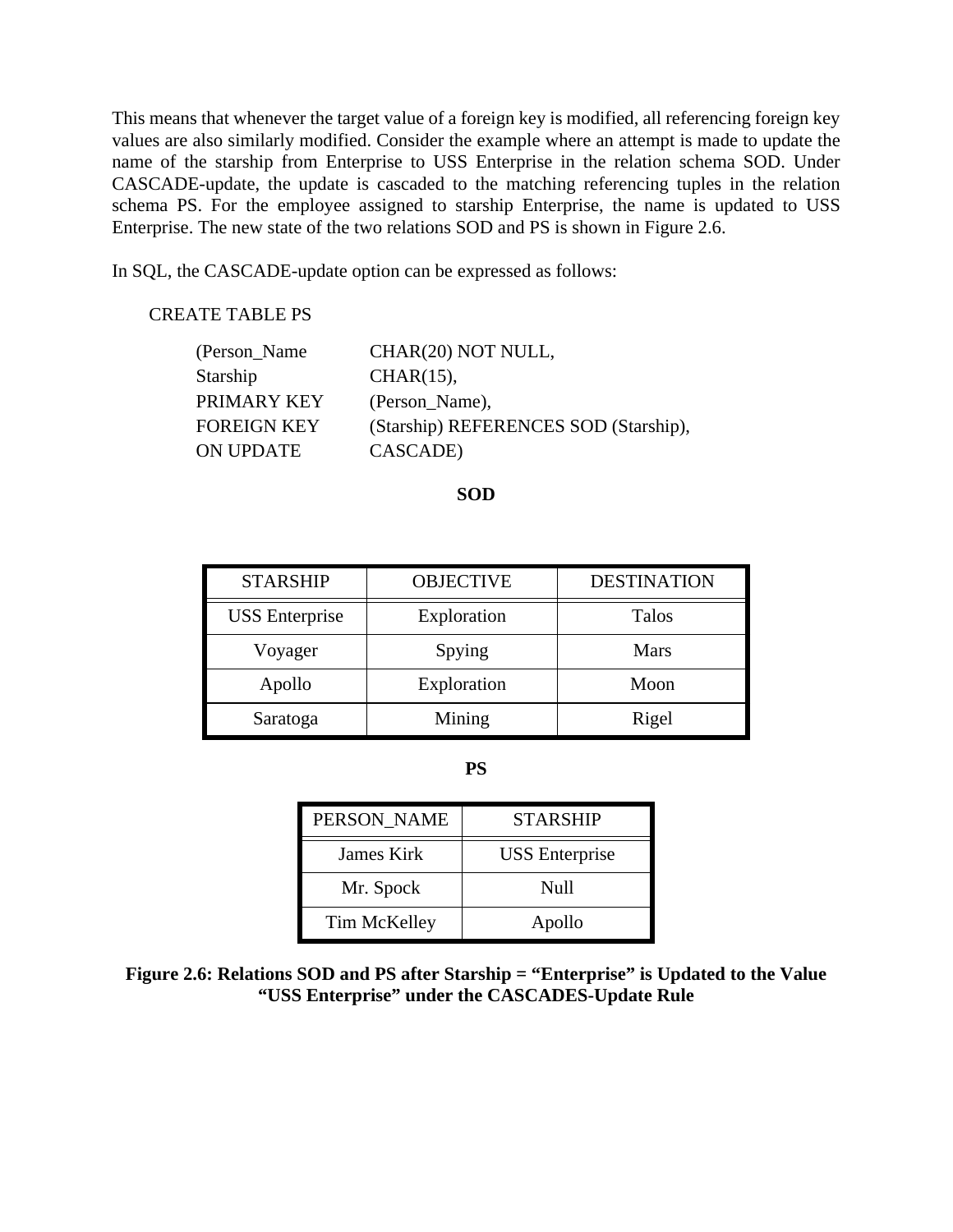This means that whenever the target value of a foreign key is modified, all referencing foreign key values are also similarly modified. Consider the example where an attempt is made to update the name of the starship from Enterprise to USS Enterprise in the relation schema SOD. Under CASCADE-update, the update is cascaded to the matching referencing tuples in the relation schema PS. For the employee assigned to starship Enterprise, the name is updated to USS Enterprise. The new state of the two relations SOD and PS is shown in Figure 2.6.

In SQL, the CASCADE-update option can be expressed as follows:

```
CREATE TABLE PS
    (Person_Name      CHAR(20) NOT NULL,
    Starship          CHAR(15),
    PRIMARY KEY       (Person_Name),
    FOREIGN KEY       (Starship) REFERENCES SOD (Starship),
    ON UPDATE         CASCADE)
```

**SOD**

| STARSHIP | OBJECTIVE | DESTINATION |
|---|---|---|
| USS Enterprise | Exploration | Talos |
| Voyager | Spying | Mars |
| Apollo | Exploration | Moon |
| Saratoga | Mining | Rigel |

**PS**

| PERSON_NAME | STARSHIP |
|---|---|
| James Kirk | USS Enterprise |
| Mr. Spock | Null |
| Tim McKelley | Apollo |

**Figure 2.6: Relations SOD and PS after Starship = "Enterprise" is Updated to the Value "USS Enterprise" under the CASCADES-Update Rule**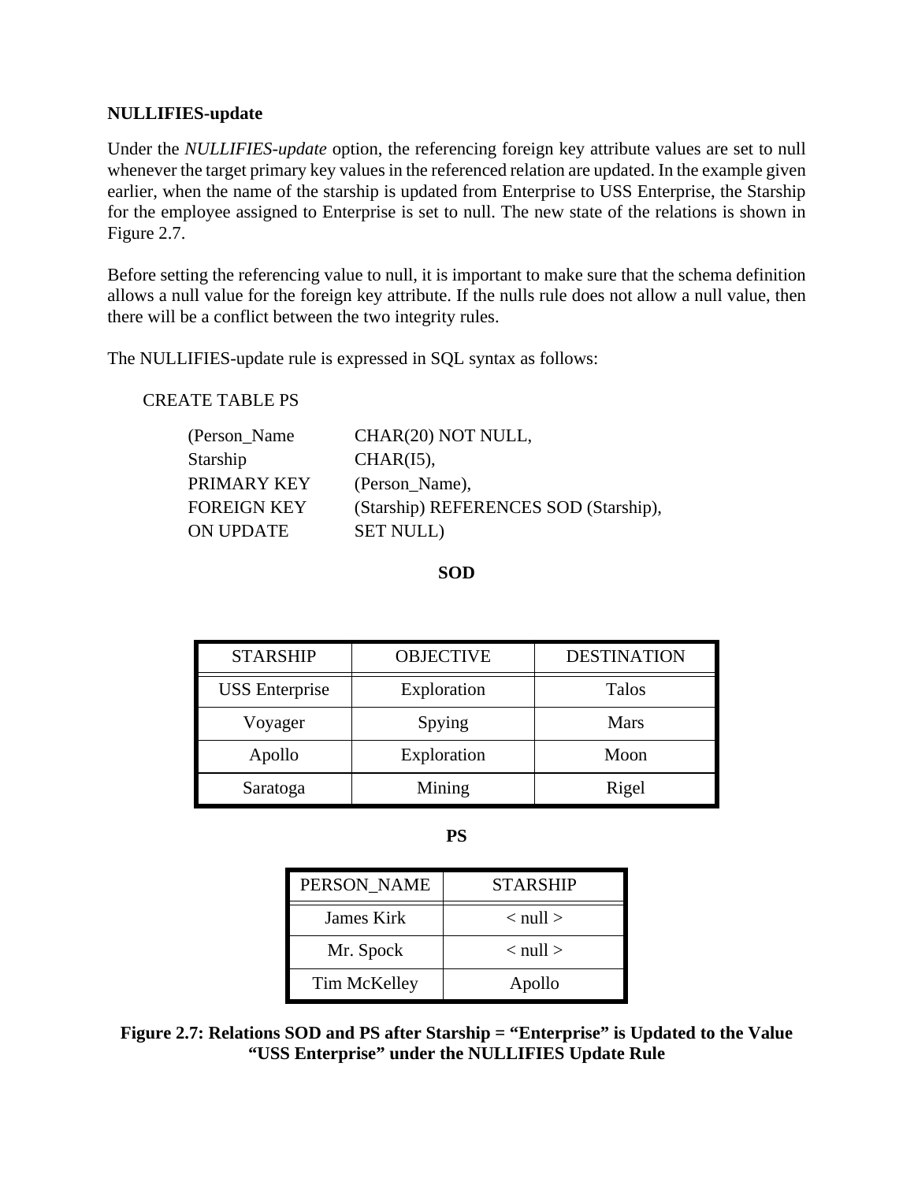**NULLIFIES-update**

Under the *NULLIFIES-update* option, the referencing foreign key attribute values are set to null whenever the target primary key values in the referenced relation are updated. In the example given earlier, when the name of the starship is updated from Enterprise to USS Enterprise, the Starship for the employee assigned to Enterprise is set to null. The new state of the relations is shown in Figure 2.7.

Before setting the referencing value to null, it is important to make sure that the schema definition allows a null value for the foreign key attribute. If the nulls rule does not allow a null value, then there will be a conflict between the two integrity rules.

The NULLIFIES-update rule is expressed in SQL syntax as follows:

```
CREATE TABLE PS
    (Person_Name      CHAR(20) NOT NULL,
    Starship          CHAR(I5),
    PRIMARY KEY       (Person_Name),
    FOREIGN KEY       (Starship) REFERENCES SOD (Starship),
    ON UPDATE         SET NULL)
```

**SOD**

| STARSHIP | OBJECTIVE | DESTINATION |
|---|---|---|
| USS Enterprise | Exploration | Talos |
| Voyager | Spying | Mars |
| Apollo | Exploration | Moon |
| Saratoga | Mining | Rigel |

**PS**

| PERSON_NAME | STARSHIP |
|---|---|
| James Kirk | < null > |
| Mr. Spock | < null > |
| Tim McKelley | Apollo |

**Figure 2.7: Relations SOD and PS after Starship = "Enterprise" is Updated to the Value "USS Enterprise" under the NULLIFIES Update Rule**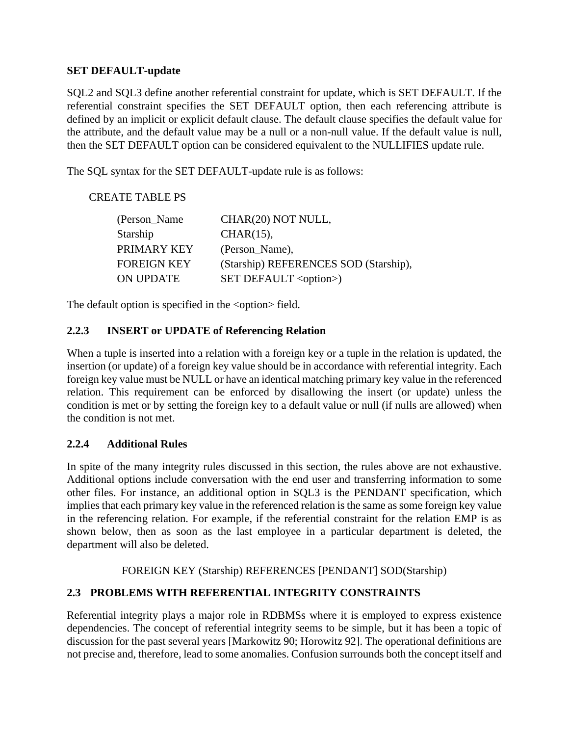**SET DEFAULT-update**

SQL2 and SQL3 define another referential constraint for update, which is SET DEFAULT. If the referential constraint specifies the SET DEFAULT option, then each referencing attribute is defined by an implicit or explicit default clause. The default clause specifies the default value for the attribute, and the default value may be a null or a non-null value. If the default value is null, then the SET DEFAULT option can be considered equivalent to the NULLIFIES update rule.

The SQL syntax for the SET DEFAULT-update rule is as follows:

```
CREATE TABLE PS
    (Person_Name      CHAR(20) NOT NULL,
    Starship          CHAR(15),
    PRIMARY KEY       (Person_Name),
    FOREIGN KEY       (Starship) REFERENCES SOD (Starship),
    ON UPDATE         SET DEFAULT <option>)
```

The default option is specified in the <option> field.

### 2.2.3 INSERT or UPDATE of Referencing Relation

When a tuple is inserted into a relation with a foreign key or a tuple in the relation is updated, the insertion (or update) of a foreign key value should be in accordance with referential integrity. Each foreign key value must be NULL or have an identical matching primary key value in the referenced relation. This requirement can be enforced by disallowing the insert (or update) unless the condition is met or by setting the foreign key to a default value or null (if nulls are allowed) when the condition is not met.

### 2.2.4 Additional Rules

In spite of the many integrity rules discussed in this section, the rules above are not exhaustive. Additional options include conversation with the end user and transferring information to some other files. For instance, an additional option in SQL3 is the PENDANT specification, which implies that each primary key value in the referenced relation is the same as some foreign key value in the referencing relation. For example, if the referential constraint for the relation EMP is as shown below, then as soon as the last employee in a particular department is deleted, the department will also be deleted.

```
FOREIGN KEY (Starship) REFERENCES [PENDANT] SOD(Starship)
```

## 2.3 PROBLEMS WITH REFERENTIAL INTEGRITY CONSTRAINTS

Referential integrity plays a major role in RDBMSs where it is employed to express existence dependencies. The concept of referential integrity seems to be simple, but it has been a topic of discussion for the past several years [Markowitz 90; Horowitz 92]. The operational definitions are not precise and, therefore, lead to some anomalies. Confusion surrounds both the concept itself and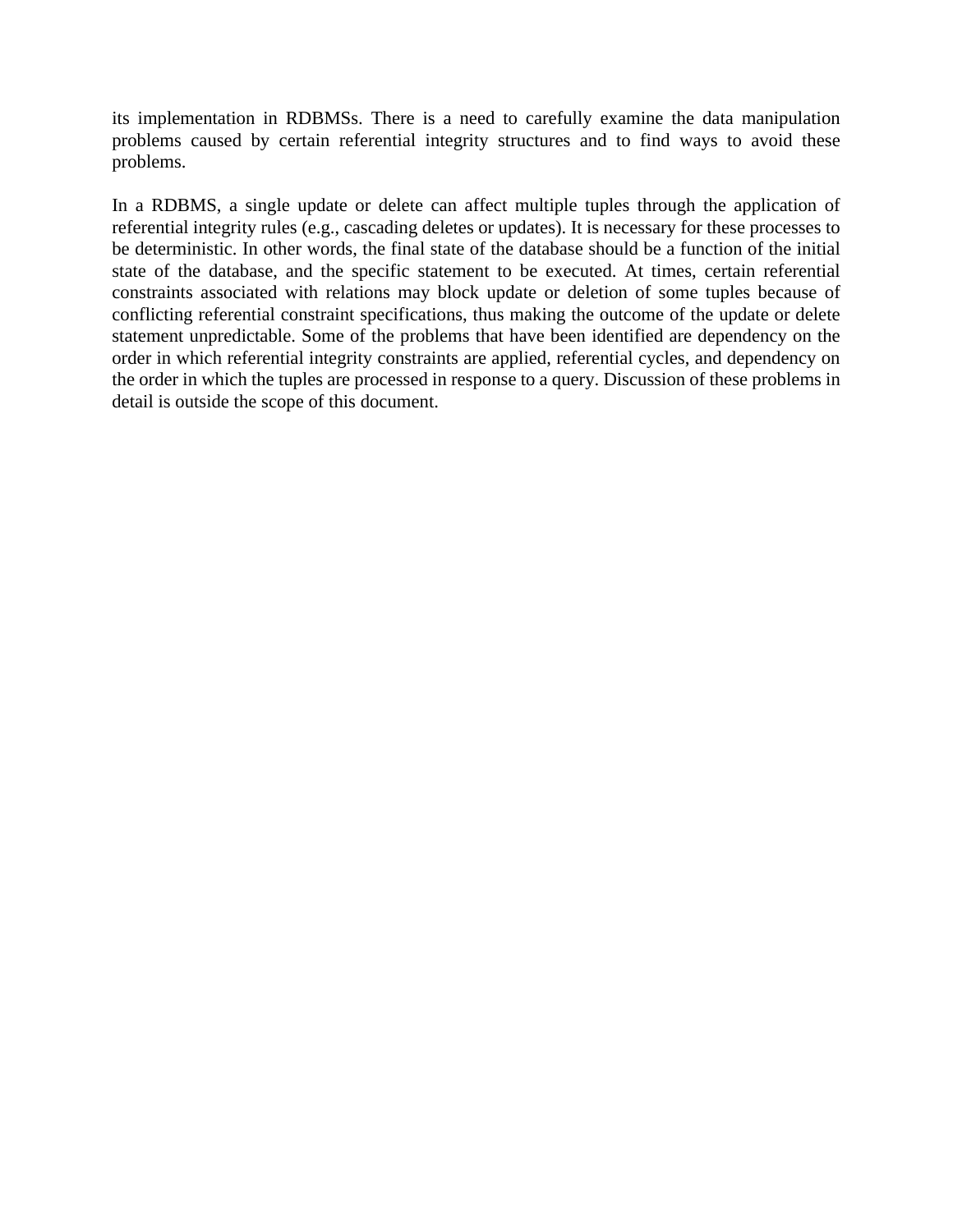its implementation in RDBMSs. There is a need to carefully examine the data manipulation problems caused by certain referential integrity structures and to find ways to avoid these problems.

In a RDBMS, a single update or delete can affect multiple tuples through the application of referential integrity rules (e.g., cascading deletes or updates). It is necessary for these processes to be deterministic. In other words, the final state of the database should be a function of the initial state of the database, and the specific statement to be executed. At times, certain referential constraints associated with relations may block update or deletion of some tuples because of conflicting referential constraint specifications, thus making the outcome of the update or delete statement unpredictable. Some of the problems that have been identified are dependency on the order in which referential integrity constraints are applied, referential cycles, and dependency on the order in which the tuples are processed in response to a query. Discussion of these problems in detail is outside the scope of this document.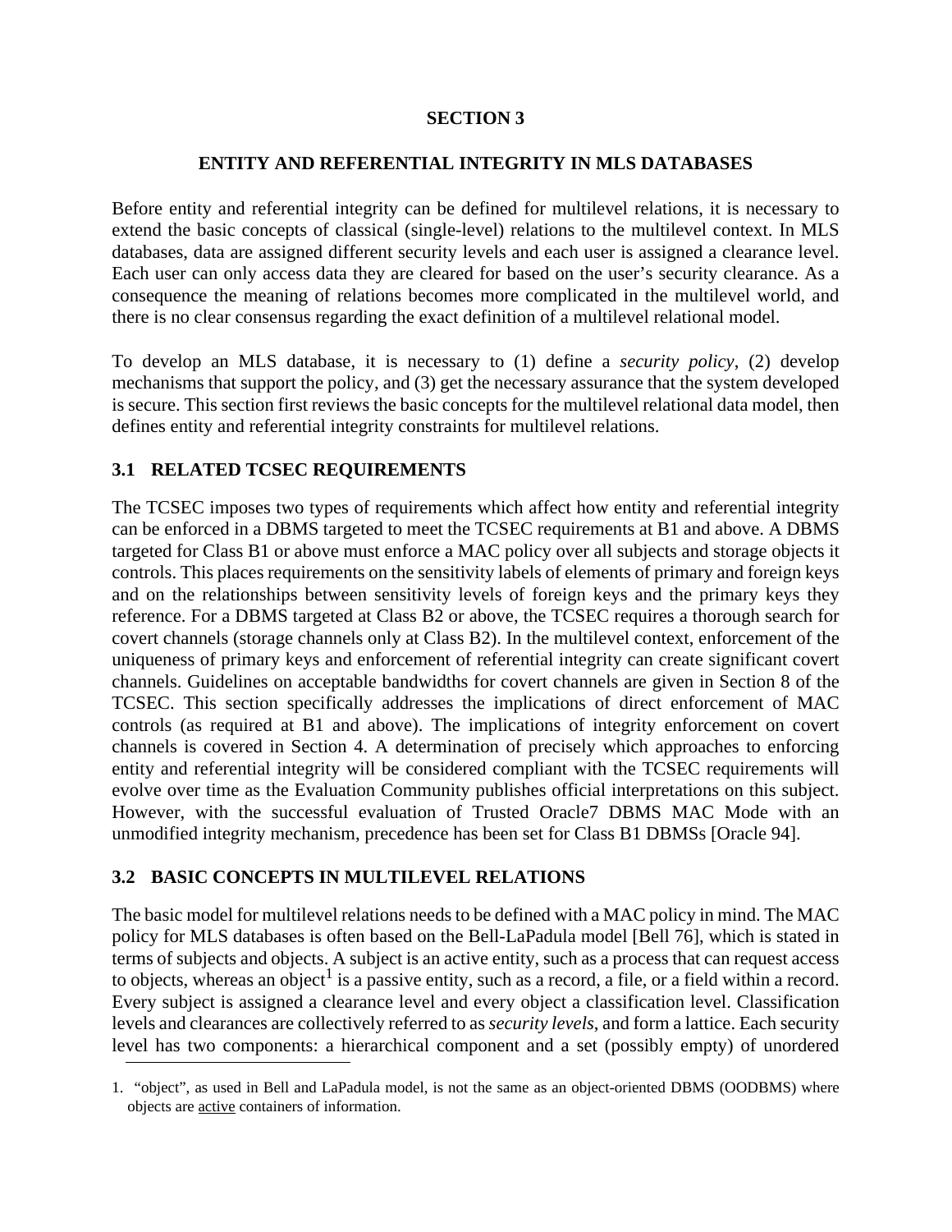# SECTION 3

## ENTITY AND REFERENTIAL INTEGRITY IN MLS DATABASES

Before entity and referential integrity can be defined for multilevel relations, it is necessary to extend the basic concepts of classical (single-level) relations to the multilevel context. In MLS databases, data are assigned different security levels and each user is assigned a clearance level. Each user can only access data they are cleared for based on the user's security clearance. As a consequence the meaning of relations becomes more complicated in the multilevel world, and there is no clear consensus regarding the exact definition of a multilevel relational model.

To develop an MLS database, it is necessary to (1) define a *security policy*, (2) develop mechanisms that support the policy, and (3) get the necessary assurance that the system developed is secure. This section first reviews the basic concepts for the multilevel relational data model, then defines entity and referential integrity constraints for multilevel relations.

### 3.1 RELATED TCSEC REQUIREMENTS

The TCSEC imposes two types of requirements which affect how entity and referential integrity can be enforced in a DBMS targeted to meet the TCSEC requirements at B1 and above. A DBMS targeted for Class B1 or above must enforce a MAC policy over all subjects and storage objects it controls. This places requirements on the sensitivity labels of elements of primary and foreign keys and on the relationships between sensitivity levels of foreign keys and the primary keys they reference. For a DBMS targeted at Class B2 or above, the TCSEC requires a thorough search for covert channels (storage channels only at Class B2). In the multilevel context, enforcement of the uniqueness of primary keys and enforcement of referential integrity can create significant covert channels. Guidelines on acceptable bandwidths for covert channels are given in Section 8 of the TCSEC. This section specifically addresses the implications of direct enforcement of MAC controls (as required at B1 and above). The implications of integrity enforcement on covert channels is covered in Section 4. A determination of precisely which approaches to enforcing entity and referential integrity will be considered compliant with the TCSEC requirements will evolve over time as the Evaluation Community publishes official interpretations on this subject. However, with the successful evaluation of Trusted Oracle7 DBMS MAC Mode with an unmodified integrity mechanism, precedence has been set for Class B1 DBMSs [Oracle 94].

### 3.2 BASIC CONCEPTS IN MULTILEVEL RELATIONS

The basic model for multilevel relations needs to be defined with a MAC policy in mind. The MAC policy for MLS databases is often based on the Bell-LaPadula model [Bell 76], which is stated in terms of subjects and objects. A subject is an active entity, such as a process that can request access to objects, whereas an object[1] is a passive entity, such as a record, a file, or a field within a record. Every subject is assigned a clearance level and every object a classification level. Classification levels and clearances are collectively referred to as *security levels*, and form a lattice. Each security level has two components: a hierarchical component and a set (possibly empty) of unordered

1. "object", as used in Bell and LaPadula model, is not the same as an object-oriented DBMS (OODBMS) where objects are active containers of information.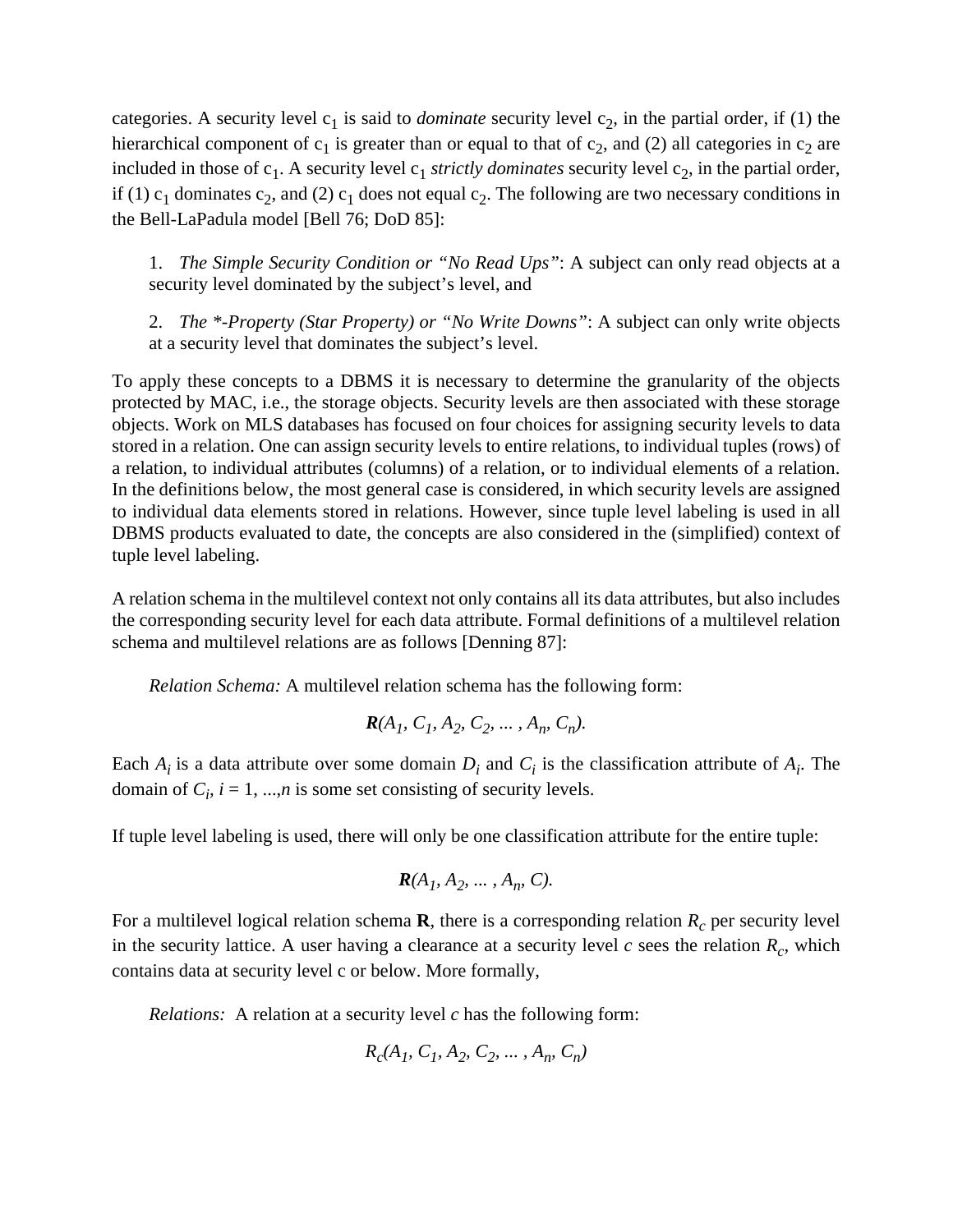categories. A security level $c_1$ is said to *dominate* security level $c_2$, in the partial order, if (1) the hierarchical component of $c_1$ is greater than or equal to that of $c_2$, and (2) all categories in $c_2$ are included in those of $c_1$. A security level $c_1$ *strictly dominates* security level $c_2$, in the partial order, if (1) $c_1$ dominates $c_2$, and (2) $c_1$ does not equal $c_2$. The following are two necessary conditions in the Bell-LaPadula model [Bell 76; DoD 85]:

1. *The Simple Security Condition or "No Read Ups"*: A subject can only read objects at a security level dominated by the subject's level, and

2. *The *-Property (Star Property) or "No Write Downs"*: A subject can only write objects at a security level that dominates the subject's level.

To apply these concepts to a DBMS it is necessary to determine the granularity of the objects protected by MAC, i.e., the storage objects. Security levels are then associated with these storage objects. Work on MLS databases has focused on four choices for assigning security levels to data stored in a relation. One can assign security levels to entire relations, to individual tuples (rows) of a relation, to individual attributes (columns) of a relation, or to individual elements of a relation. In the definitions below, the most general case is considered, in which security levels are assigned to individual data elements stored in relations. However, since tuple level labeling is used in all DBMS products evaluated to date, the concepts are also considered in the (simplified) context of tuple level labeling.

A relation schema in the multilevel context not only contains all its data attributes, but also includes the corresponding security level for each data attribute. Formal definitions of a multilevel relation schema and multilevel relations are as follows [Denning 87]:

*Relation Schema:* A multilevel relation schema has the following form:

$$\boldsymbol{R}(A_1, C_1, A_2, C_2, \ldots , A_n, C_n).$$

Each $A_i$ is a data attribute over some domain $D_i$ and $C_i$ is the classification attribute of $A_i$. The domain of $C_i$, $i = 1, \ldots, n$ is some set consisting of security levels.

If tuple level labeling is used, there will only be one classification attribute for the entire tuple:

$$\boldsymbol{R}(A_1, A_2, \ldots , A_n, C).$$

For a multilevel logical relation schema **R**, there is a corresponding relation $R_c$ per security level in the security lattice. A user having a clearance at a security level $c$ sees the relation $R_c$, which contains data at security level c or below. More formally,

*Relations:* A relation at a security level $c$ has the following form:

$$R_c(A_1, C_1, A_2, C_2, \ldots , A_n, C_n)$$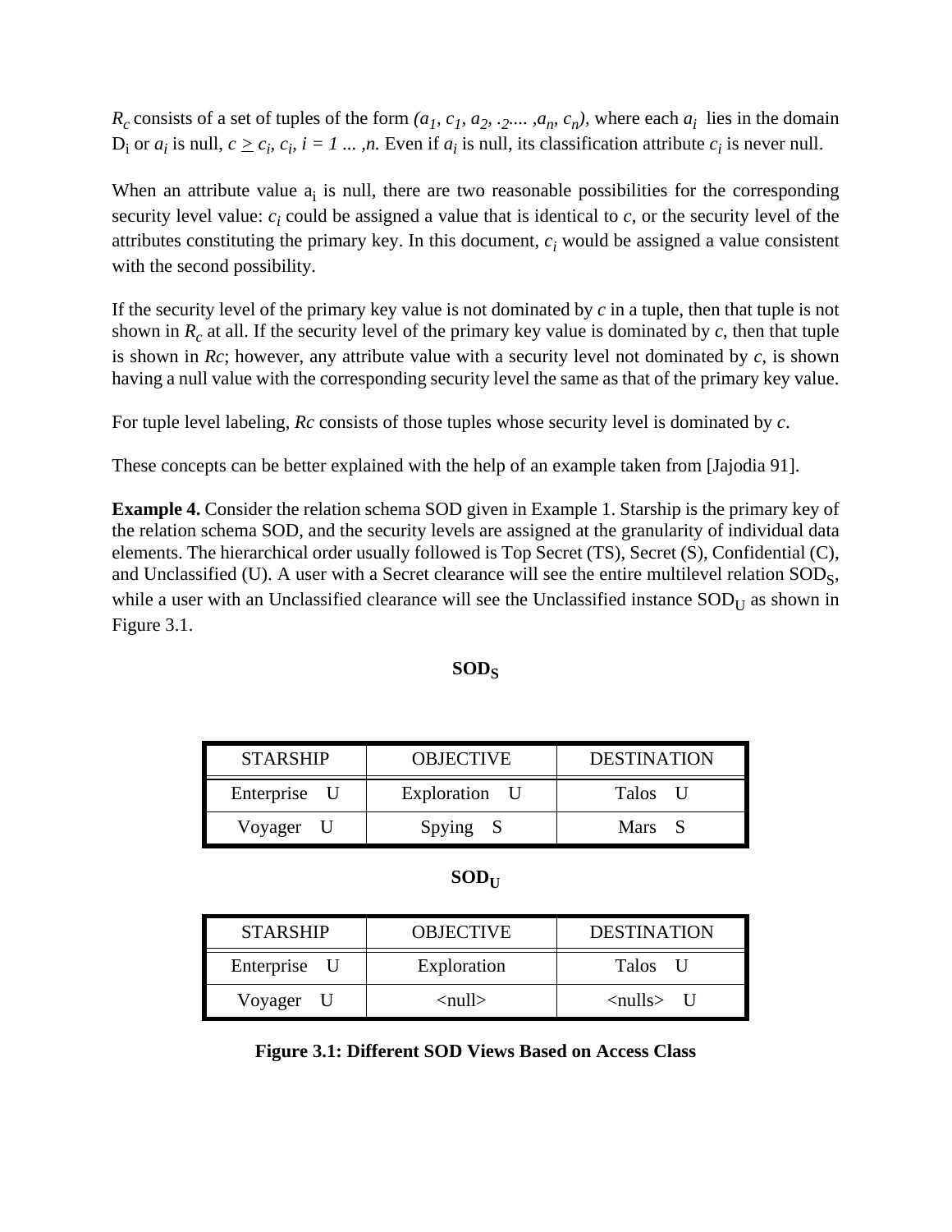$R_c$ consists of a set of tuples of the form $(a_1, c_1, a_2, ._2.... ,a_n, c_n)$, where each $a_i$ lies in the domain $D_i$ or $a_i$ is null, $c \geq c_i$, $c_i$, $i = 1 ... ,n$. Even if $a_i$ is null, its classification attribute $c_i$ is never null.

When an attribute value $a_i$ is null, there are two reasonable possibilities for the corresponding security level value: $c_i$ could be assigned a value that is identical to $c$, or the security level of the attributes constituting the primary key. In this document, $c_i$ would be assigned a value consistent with the second possibility.

If the security level of the primary key value is not dominated by $c$ in a tuple, then that tuple is not shown in $R_c$ at all. If the security level of the primary key value is dominated by $c$, then that tuple is shown in *Rc*; however, any attribute value with a security level not dominated by $c$, is shown having a null value with the corresponding security level the same as that of the primary key value.

For tuple level labeling, *Rc* consists of those tuples whose security level is dominated by $c$.

These concepts can be better explained with the help of an example taken from [Jajodia 91].

**Example 4.** Consider the relation schema SOD given in Example 1. Starship is the primary key of the relation schema SOD, and the security levels are assigned at the granularity of individual data elements. The hierarchical order usually followed is Top Secret (TS), Secret (S), Confidential (C), and Unclassified (U). A user with a Secret clearance will see the entire multilevel relation $SOD_S$, while a user with an Unclassified clearance will see the Unclassified instance $SOD_U$ as shown in Figure 3.1.

**$SOD_S$**

| STARSHIP | OBJECTIVE | DESTINATION |
|---|---|---|
| Enterprise U | Exploration U | Talos U |
| Voyager U | Spying S | Mars S |

**$SOD_U$**

| STARSHIP | OBJECTIVE | DESTINATION |
|---|---|---|
| Enterprise U | Exploration | Talos U |
| Voyager U | <null> | <nulls> U |

**Figure 3.1: Different SOD Views Based on Access Class**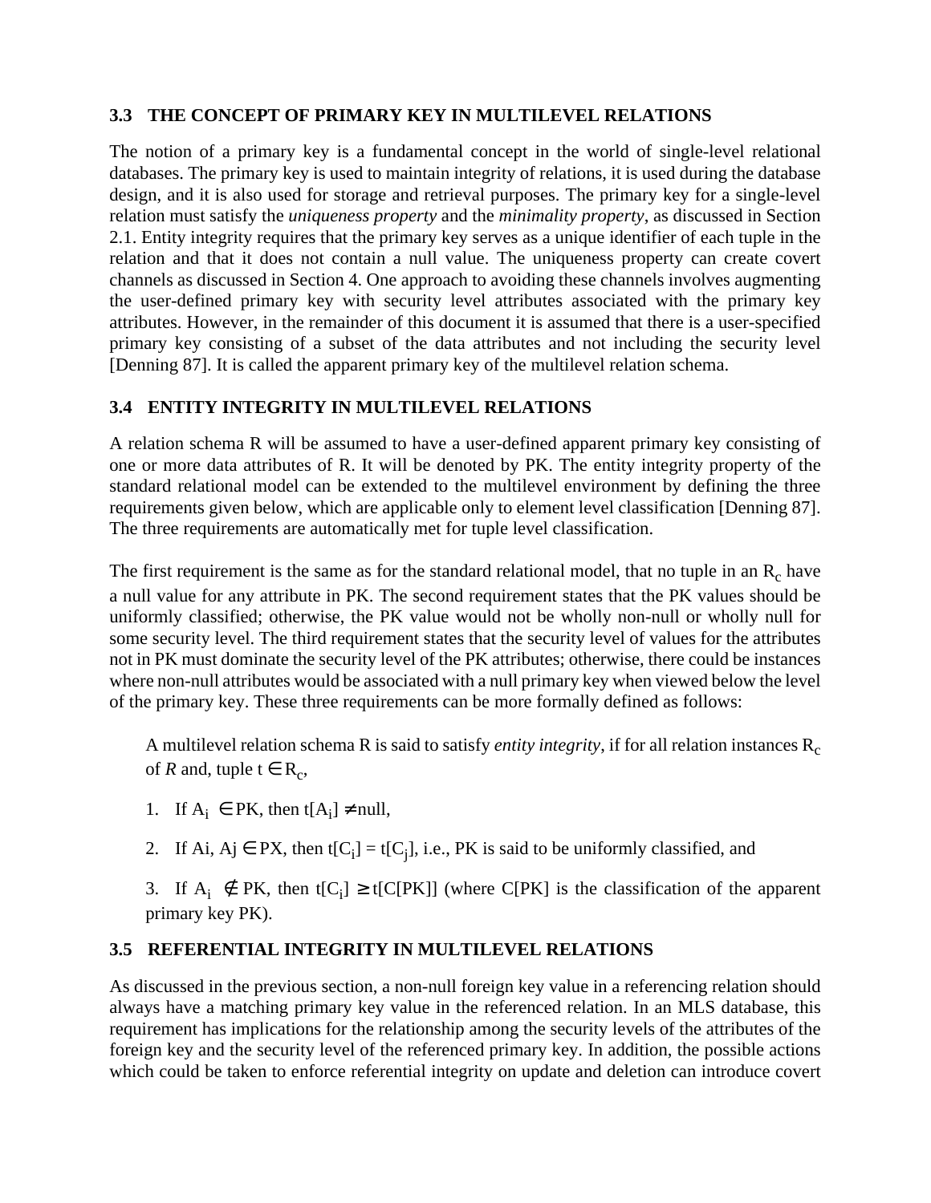### 3.3 THE CONCEPT OF PRIMARY KEY IN MULTILEVEL RELATIONS

The notion of a primary key is a fundamental concept in the world of single-level relational databases. The primary key is used to maintain integrity of relations, it is used during the database design, and it is also used for storage and retrieval purposes. The primary key for a single-level relation must satisfy the *uniqueness property* and the *minimality property*, as discussed in Section 2.1. Entity integrity requires that the primary key serves as a unique identifier of each tuple in the relation and that it does not contain a null value. The uniqueness property can create covert channels as discussed in Section 4. One approach to avoiding these channels involves augmenting the user-defined primary key with security level attributes associated with the primary key attributes. However, in the remainder of this document it is assumed that there is a user-specified primary key consisting of a subset of the data attributes and not including the security level [Denning 87]. It is called the apparent primary key of the multilevel relation schema.

### 3.4 ENTITY INTEGRITY IN MULTILEVEL RELATIONS

A relation schema R will be assumed to have a user-defined apparent primary key consisting of one or more data attributes of R. It will be denoted by PK. The entity integrity property of the standard relational model can be extended to the multilevel environment by defining the three requirements given below, which are applicable only to element level classification [Denning 87]. The three requirements are automatically met for tuple level classification.

The first requirement is the same as for the standard relational model, that no tuple in an $R_c$ have a null value for any attribute in PK. The second requirement states that the PK values should be uniformly classified; otherwise, the PK value would not be wholly non-null or wholly null for some security level. The third requirement states that the security level of values for the attributes not in PK must dominate the security level of the PK attributes; otherwise, there could be instances where non-null attributes would be associated with a null primary key when viewed below the level of the primary key. These three requirements can be more formally defined as follows:

> A multilevel relation schema R is said to satisfy *entity integrity*, if for all relation instances $R_c$ of *R* and, tuple $t \in R_c$,
>
> 1. If $A_i \in$ PK, then $t[A_i] \neq$ null,
> 2. If Ai, Aj $\in$ PX, then $t[C_i] = t[C_j]$, i.e., PK is said to be uniformly classified, and
> 3. If $A_i \notin$ PK, then $t[C_i] \geq t[C[PK]]$ (where C[PK] is the classification of the apparent primary key PK).

### 3.5 REFERENTIAL INTEGRITY IN MULTILEVEL RELATIONS

As discussed in the previous section, a non-null foreign key value in a referencing relation should always have a matching primary key value in the referenced relation. In an MLS database, this requirement has implications for the relationship among the security levels of the attributes of the foreign key and the security level of the referenced primary key. In addition, the possible actions which could be taken to enforce referential integrity on update and deletion can introduce covert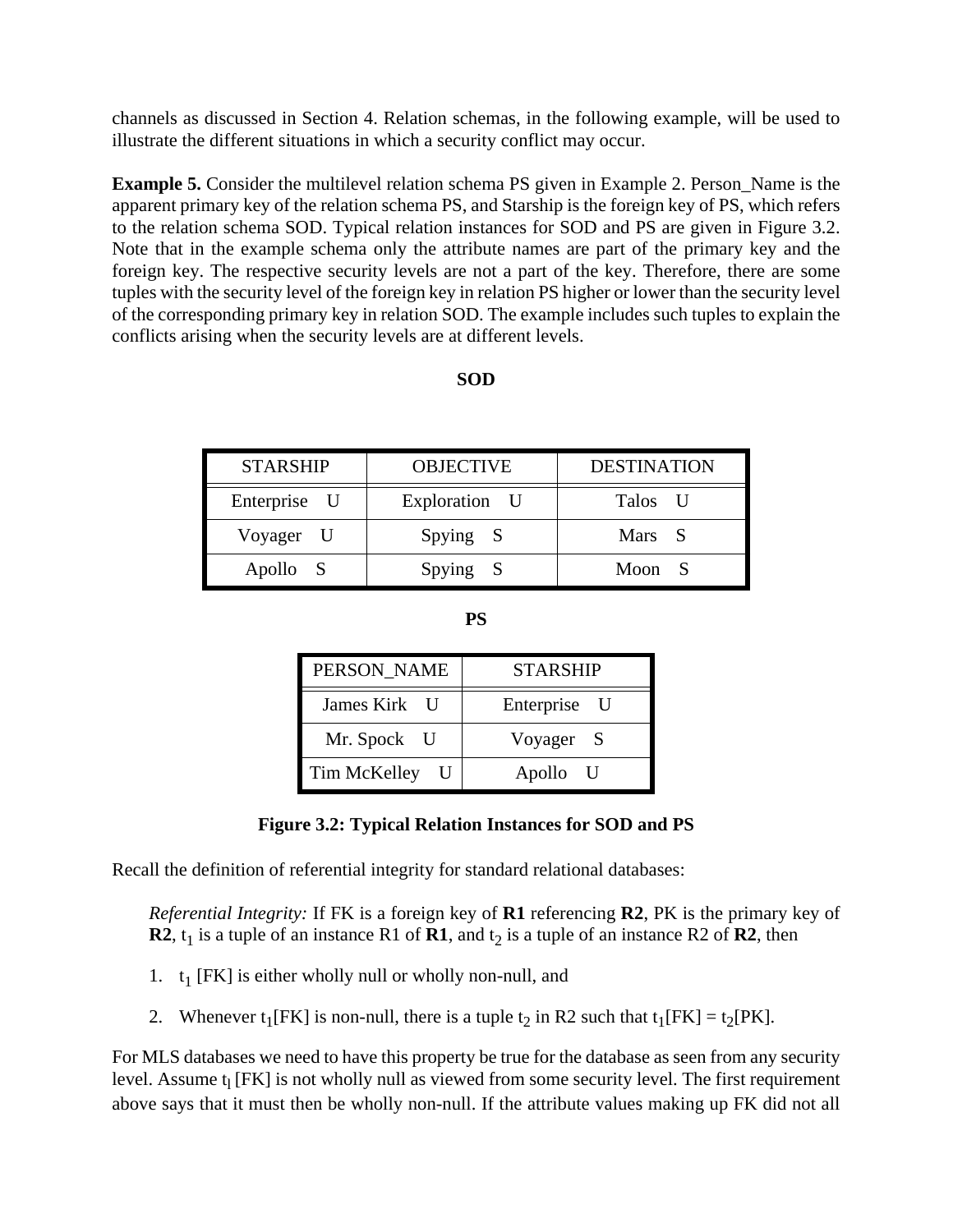channels as discussed in Section 4. Relation schemas, in the following example, will be used to illustrate the different situations in which a security conflict may occur.

**Example 5.** Consider the multilevel relation schema PS given in Example 2. Person_Name is the apparent primary key of the relation schema PS, and Starship is the foreign key of PS, which refers to the relation schema SOD. Typical relation instances for SOD and PS are given in Figure 3.2. Note that in the example schema only the attribute names are part of the primary key and the foreign key. The respective security levels are not a part of the key. Therefore, there are some tuples with the security level of the foreign key in relation PS higher or lower than the security level of the corresponding primary key in relation SOD. The example includes such tuples to explain the conflicts arising when the security levels are at different levels.

**SOD**

| STARSHIP | OBJECTIVE | DESTINATION |
|---|---|---|
| Enterprise U | Exploration U | Talos U |
| Voyager U | Spying S | Mars S |
| Apollo S | Spying S | Moon S |

**PS**

| PERSON_NAME | STARSHIP |
|---|---|
| James Kirk U | Enterprise U |
| Mr. Spock U | Voyager S |
| Tim McKelley U | Apollo U |

**Figure 3.2: Typical Relation Instances for SOD and PS**

Recall the definition of referential integrity for standard relational databases:

> *Referential Integrity:* If FK is a foreign key of **R1** referencing **R2**, PK is the primary key of **R2**, $t_1$ is a tuple of an instance R1 of **R1**, and $t_2$ is a tuple of an instance R2 of **R2**, then
>
> 1. $t_1$ [FK] is either wholly null or wholly non-null, and
> 2. Whenever $t_1$[FK] is non-null, there is a tuple $t_2$ in R2 such that $t_1$[FK] = $t_2$[PK].

For MLS databases we need to have this property be true for the database as seen from any security level. Assume $t_l$ [FK] is not wholly null as viewed from some security level. The first requirement above says that it must then be wholly non-null. If the attribute values making up FK did not all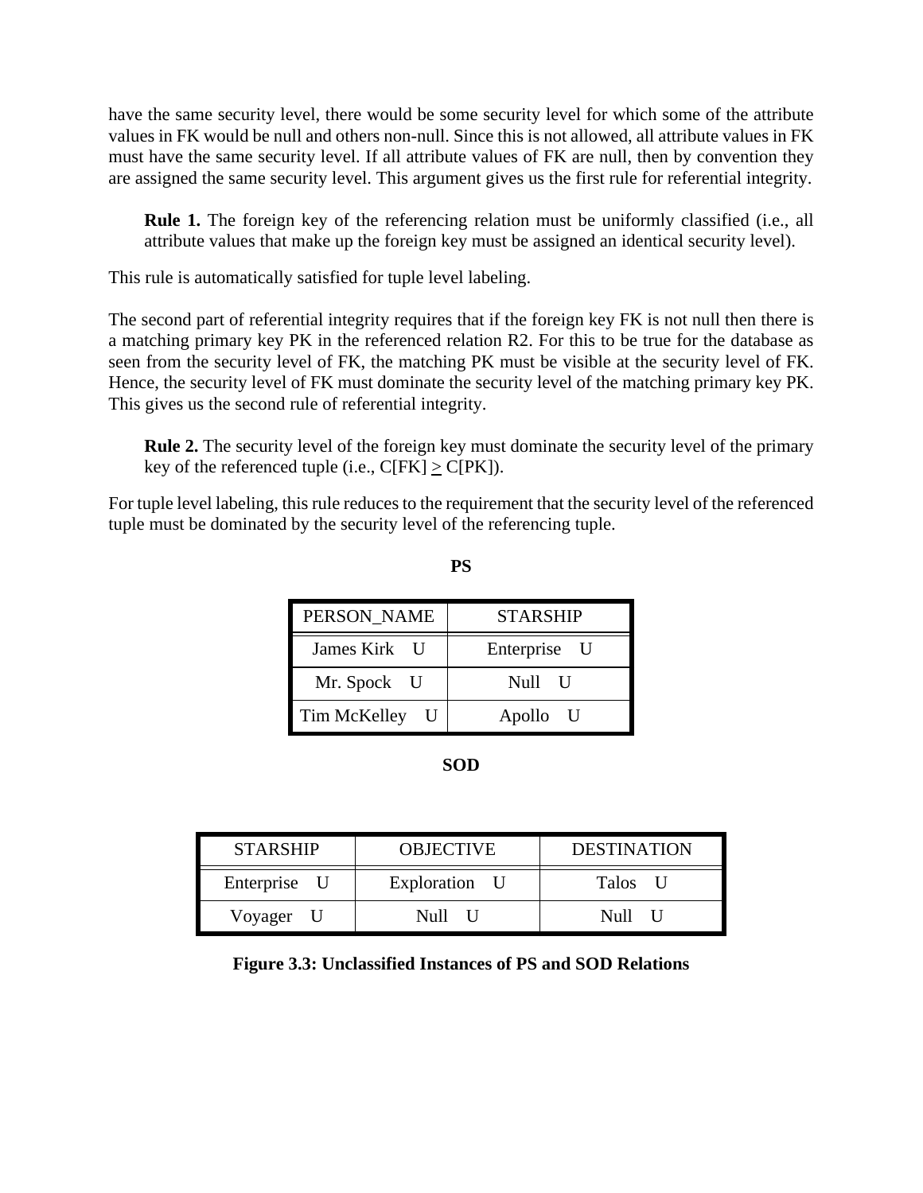have the same security level, there would be some security level for which some of the attribute values in FK would be null and others non-null. Since this is not allowed, all attribute values in FK must have the same security level. If all attribute values of FK are null, then by convention they are assigned the same security level. This argument gives us the first rule for referential integrity.

> **Rule 1.** The foreign key of the referencing relation must be uniformly classified (i.e., all attribute values that make up the foreign key must be assigned an identical security level).

This rule is automatically satisfied for tuple level labeling.

The second part of referential integrity requires that if the foreign key FK is not null then there is a matching primary key PK in the referenced relation R2. For this to be true for the database as seen from the security level of FK, the matching PK must be visible at the security level of FK. Hence, the security level of FK must dominate the security level of the matching primary key PK. This gives us the second rule of referential integrity.

> **Rule 2.** The security level of the foreign key must dominate the security level of the primary key of the referenced tuple (i.e., $C[FK] \geq C[PK]$).

For tuple level labeling, this rule reduces to the requirement that the security level of the referenced tuple must be dominated by the security level of the referencing tuple.

**PS**

| PERSON_NAME | STARSHIP |
|---|---|
| James Kirk U | Enterprise U |
| Mr. Spock U | Null U |
| Tim McKelley U | Apollo U |

**SOD**

| STARSHIP | OBJECTIVE | DESTINATION |
|---|---|---|
| Enterprise U | Exploration U | Talos U |
| Voyager U | Null U | Null U |

**Figure 3.3: Unclassified Instances of PS and SOD Relations**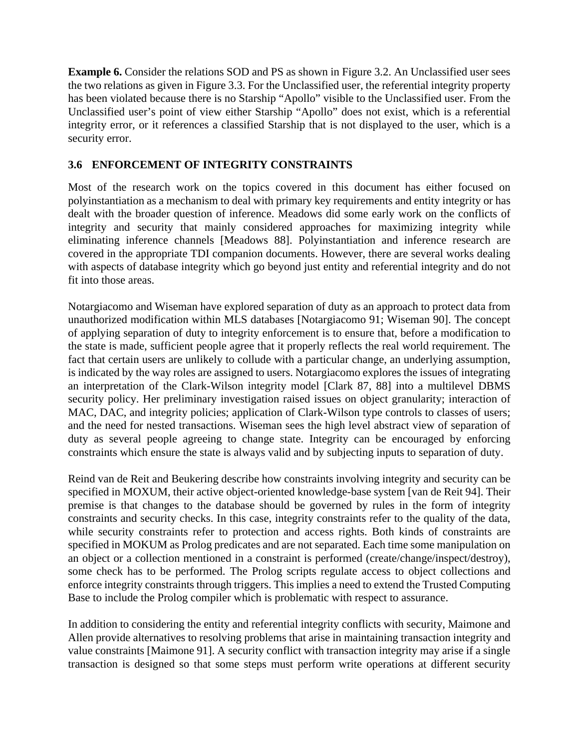**Example 6.** Consider the relations SOD and PS as shown in Figure 3.2. An Unclassified user sees the two relations as given in Figure 3.3. For the Unclassified user, the referential integrity property has been violated because there is no Starship "Apollo" visible to the Unclassified user. From the Unclassified user's point of view either Starship "Apollo" does not exist, which is a referential integrity error, or it references a classified Starship that is not displayed to the user, which is a security error.

### 3.6 ENFORCEMENT OF INTEGRITY CONSTRAINTS

Most of the research work on the topics covered in this document has either focused on polyinstantiation as a mechanism to deal with primary key requirements and entity integrity or has dealt with the broader question of inference. Meadows did some early work on the conflicts of integrity and security that mainly considered approaches for maximizing integrity while eliminating inference channels [Meadows 88]. Polyinstantiation and inference research are covered in the appropriate TDI companion documents. However, there are several works dealing with aspects of database integrity which go beyond just entity and referential integrity and do not fit into those areas.

Notargiacomo and Wiseman have explored separation of duty as an approach to protect data from unauthorized modification within MLS databases [Notargiacomo 91; Wiseman 90]. The concept of applying separation of duty to integrity enforcement is to ensure that, before a modification to the state is made, sufficient people agree that it properly reflects the real world requirement. The fact that certain users are unlikely to collude with a particular change, an underlying assumption, is indicated by the way roles are assigned to users. Notargiacomo explores the issues of integrating an interpretation of the Clark-Wilson integrity model [Clark 87, 88] into a multilevel DBMS security policy. Her preliminary investigation raised issues on object granularity; interaction of MAC, DAC, and integrity policies; application of Clark-Wilson type controls to classes of users; and the need for nested transactions. Wiseman sees the high level abstract view of separation of duty as several people agreeing to change state. Integrity can be encouraged by enforcing constraints which ensure the state is always valid and by subjecting inputs to separation of duty.

Reind van de Reit and Beukering describe how constraints involving integrity and security can be specified in MOXUM, their active object-oriented knowledge-base system [van de Reit 94]. Their premise is that changes to the database should be governed by rules in the form of integrity constraints and security checks. In this case, integrity constraints refer to the quality of the data, while security constraints refer to protection and access rights. Both kinds of constraints are specified in MOKUM as Prolog predicates and are not separated. Each time some manipulation on an object or a collection mentioned in a constraint is performed (create/change/inspect/destroy), some check has to be performed. The Prolog scripts regulate access to object collections and enforce integrity constraints through triggers. This implies a need to extend the Trusted Computing Base to include the Prolog compiler which is problematic with respect to assurance.

In addition to considering the entity and referential integrity conflicts with security, Maimone and Allen provide alternatives to resolving problems that arise in maintaining transaction integrity and value constraints [Maimone 91]. A security conflict with transaction integrity may arise if a single transaction is designed so that some steps must perform write operations at different security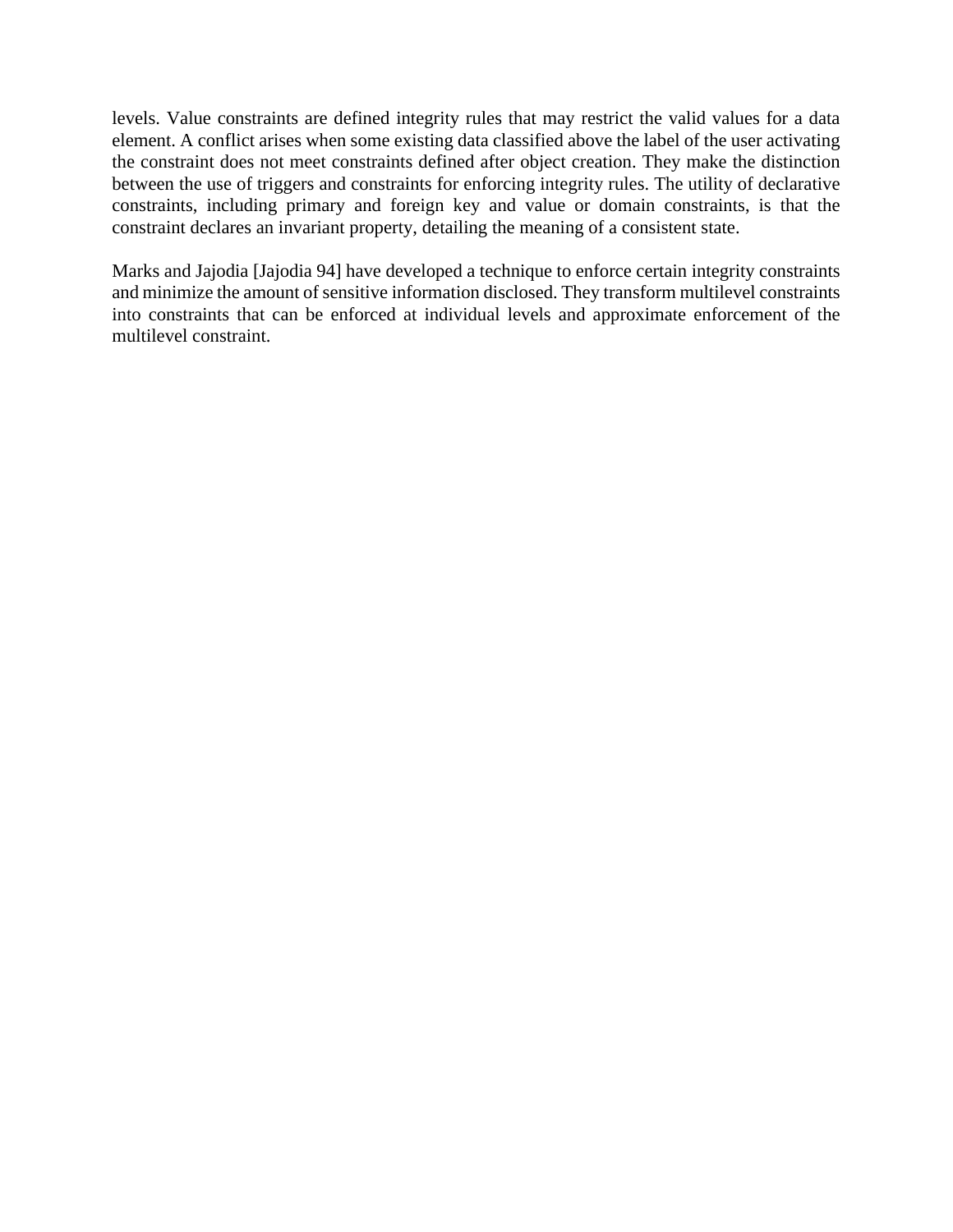levels. Value constraints are defined integrity rules that may restrict the valid values for a data element. A conflict arises when some existing data classified above the label of the user activating the constraint does not meet constraints defined after object creation. They make the distinction between the use of triggers and constraints for enforcing integrity rules. The utility of declarative constraints, including primary and foreign key and value or domain constraints, is that the constraint declares an invariant property, detailing the meaning of a consistent state.

Marks and Jajodia [Jajodia 94] have developed a technique to enforce certain integrity constraints and minimize the amount of sensitive information disclosed. They transform multilevel constraints into constraints that can be enforced at individual levels and approximate enforcement of the multilevel constraint.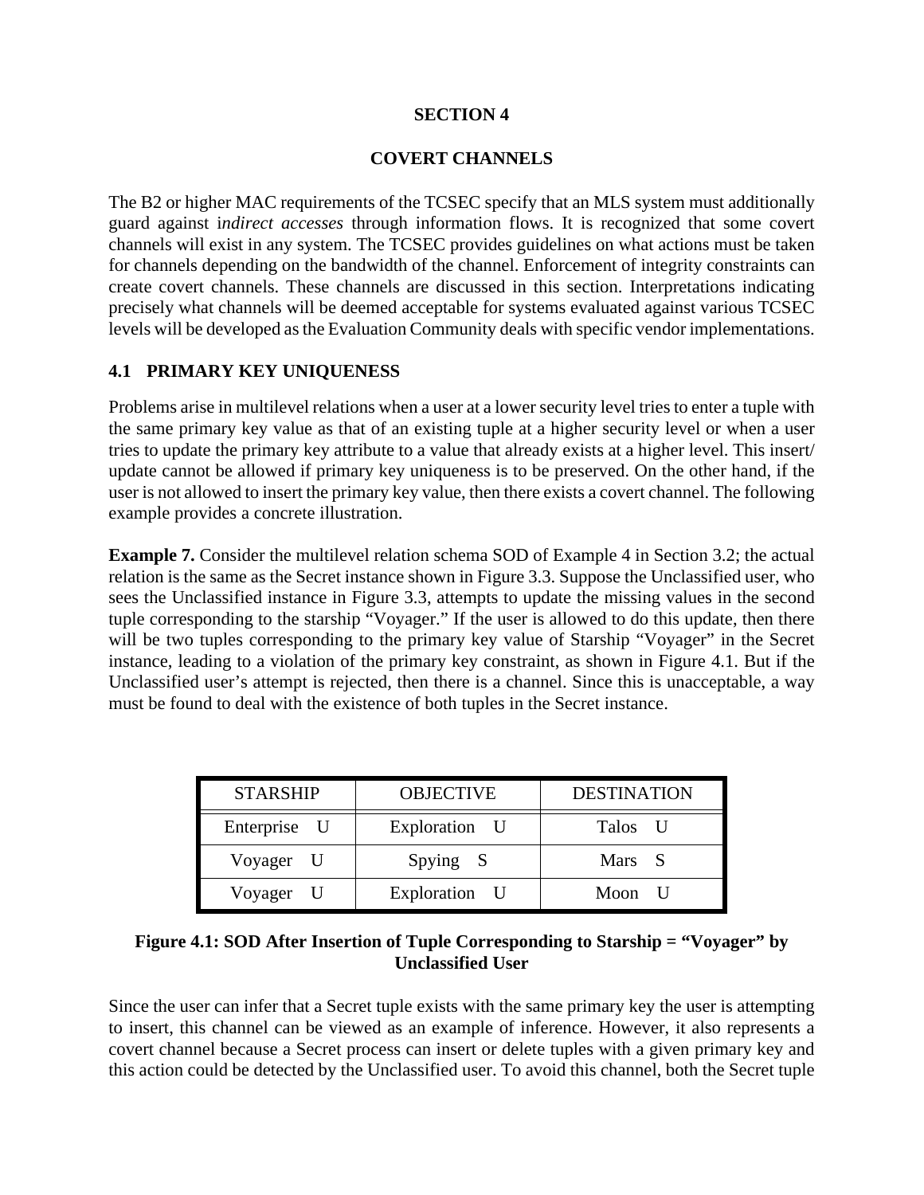# SECTION 4

# COVERT CHANNELS

The B2 or higher MAC requirements of the TCSEC specify that an MLS system must additionally guard against i*ndirect accesses* through information flows. It is recognized that some covert channels will exist in any system. The TCSEC provides guidelines on what actions must be taken for channels depending on the bandwidth of the channel. Enforcement of integrity constraints can create covert channels. These channels are discussed in this section. Interpretations indicating precisely what channels will be deemed acceptable for systems evaluated against various TCSEC levels will be developed as the Evaluation Community deals with specific vendor implementations.

## 4.1 PRIMARY KEY UNIQUENESS

Problems arise in multilevel relations when a user at a lower security level tries to enter a tuple with the same primary key value as that of an existing tuple at a higher security level or when a user tries to update the primary key attribute to a value that already exists at a higher level. This insert/update cannot be allowed if primary key uniqueness is to be preserved. On the other hand, if the user is not allowed to insert the primary key value, then there exists a covert channel. The following example provides a concrete illustration.

**Example 7.** Consider the multilevel relation schema SOD of Example 4 in Section 3.2; the actual relation is the same as the Secret instance shown in Figure 3.3. Suppose the Unclassified user, who sees the Unclassified instance in Figure 3.3, attempts to update the missing values in the second tuple corresponding to the starship "Voyager." If the user is allowed to do this update, then there will be two tuples corresponding to the primary key value of Starship "Voyager" in the Secret instance, leading to a violation of the primary key constraint, as shown in Figure 4.1. But if the Unclassified user's attempt is rejected, then there is a channel. Since this is unacceptable, a way must be found to deal with the existence of both tuples in the Secret instance.

| STARSHIP | OBJECTIVE | DESTINATION |
|---|---|---|
| Enterprise U | Exploration U | Talos U |
| Voyager U | Spying S | Mars S |
| Voyager U | Exploration U | Moon U |

**Figure 4.1: SOD After Insertion of Tuple Corresponding to Starship = "Voyager" by Unclassified User**

Since the user can infer that a Secret tuple exists with the same primary key the user is attempting to insert, this channel can be viewed as an example of inference. However, it also represents a covert channel because a Secret process can insert or delete tuples with a given primary key and this action could be detected by the Unclassified user. To avoid this channel, both the Secret tuple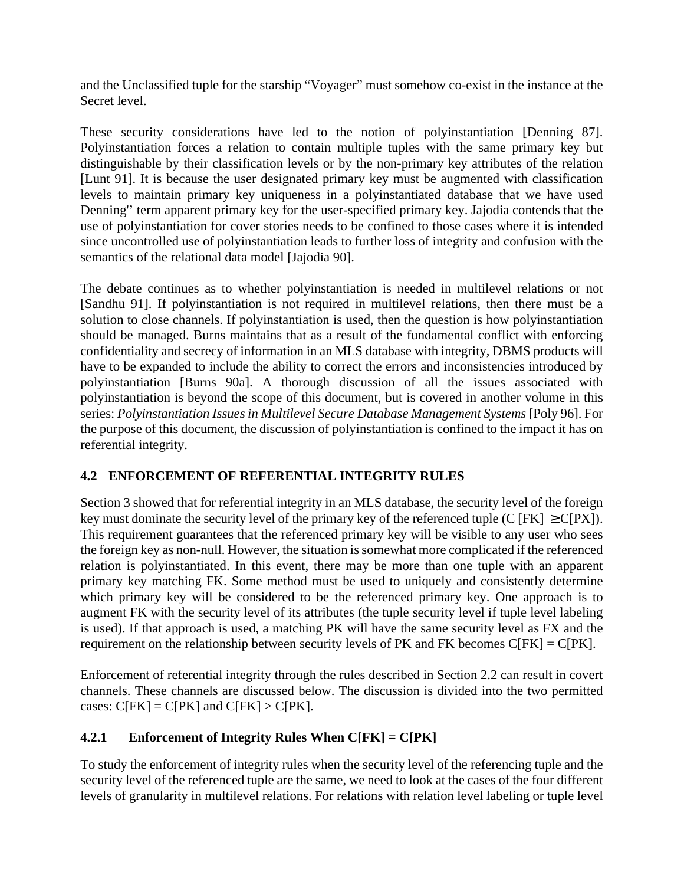and the Unclassified tuple for the starship "Voyager" must somehow co-exist in the instance at the Secret level.

These security considerations have led to the notion of polyinstantiation [Denning 87]. Polyinstantiation forces a relation to contain multiple tuples with the same primary key but distinguishable by their classification levels or by the non-primary key attributes of the relation [Lunt 91]. It is because the user designated primary key must be augmented with classification levels to maintain primary key uniqueness in a polyinstantiated database that we have used Denning'' term apparent primary key for the user-specified primary key. Jajodia contends that the use of polyinstantiation for cover stories needs to be confined to those cases where it is intended since uncontrolled use of polyinstantiation leads to further loss of integrity and confusion with the semantics of the relational data model [Jajodia 90].

The debate continues as to whether polyinstantiation is needed in multilevel relations or not [Sandhu 91]. If polyinstantiation is not required in multilevel relations, then there must be a solution to close channels. If polyinstantiation is used, then the question is how polyinstantiation should be managed. Burns maintains that as a result of the fundamental conflict with enforcing confidentiality and secrecy of information in an MLS database with integrity, DBMS products will have to be expanded to include the ability to correct the errors and inconsistencies introduced by polyinstantiation [Burns 90a]. A thorough discussion of all the issues associated with polyinstantiation is beyond the scope of this document, but is covered in another volume in this series: *Polyinstantiation Issues in Multilevel Secure Database Management Systems* [Poly 96]. For the purpose of this document, the discussion of polyinstantiation is confined to the impact it has on referential integrity.

## 4.2 ENFORCEMENT OF REFERENTIAL INTEGRITY RULES

Section 3 showed that for referential integrity in an MLS database, the security level of the foreign key must dominate the security level of the primary key of the referenced tuple (C [FK] $\geq$ C[PX]). This requirement guarantees that the referenced primary key will be visible to any user who sees the foreign key as non-null. However, the situation is somewhat more complicated if the referenced relation is polyinstantiated. In this event, there may be more than one tuple with an apparent primary key matching FK. Some method must be used to uniquely and consistently determine which primary key will be considered to be the referenced primary key. One approach is to augment FK with the security level of its attributes (the tuple security level if tuple level labeling is used). If that approach is used, a matching PK will have the same security level as FX and the requirement on the relationship between security levels of PK and FK becomes C[FK] = C[PK].

Enforcement of referential integrity through the rules described in Section 2.2 can result in covert channels. These channels are discussed below. The discussion is divided into the two permitted cases: C[FK] = C[PK] and C[FK] > C[PK].

### 4.2.1 Enforcement of Integrity Rules When C[FK] = C[PK]

To study the enforcement of integrity rules when the security level of the referencing tuple and the security level of the referenced tuple are the same, we need to look at the cases of the four different levels of granularity in multilevel relations. For relations with relation level labeling or tuple level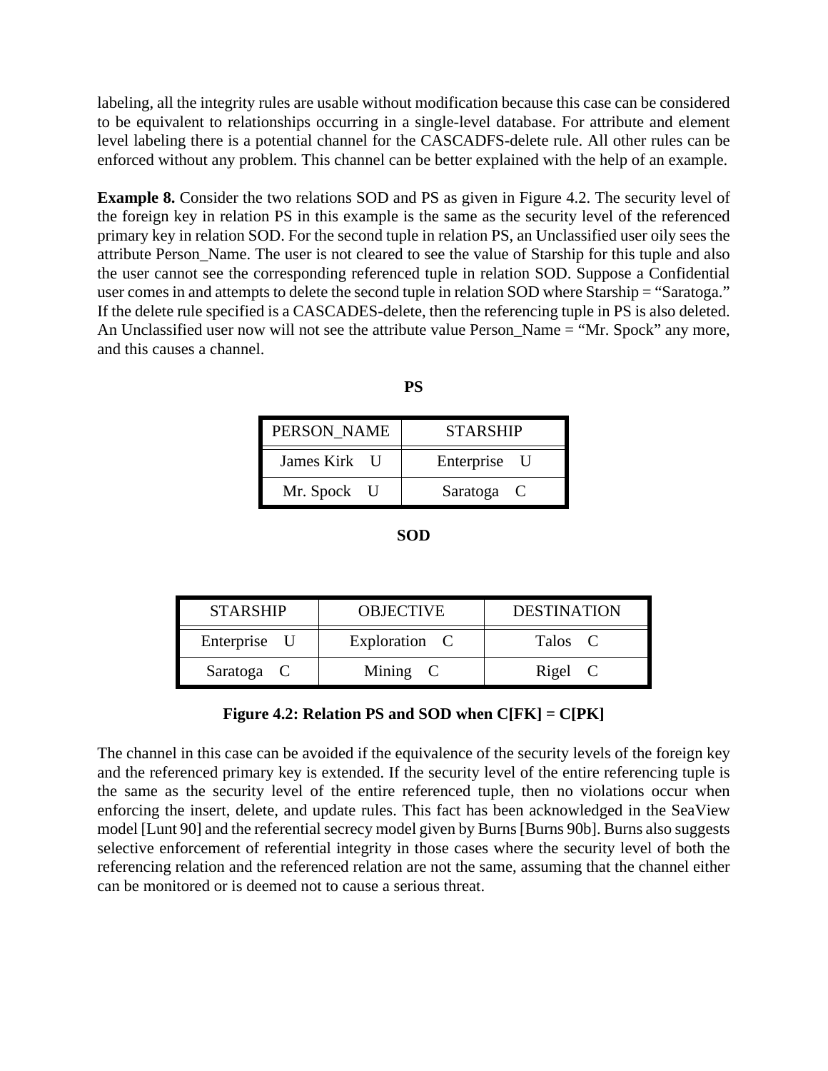labeling, all the integrity rules are usable without modification because this case can be considered to be equivalent to relationships occurring in a single-level database. For attribute and element level labeling there is a potential channel for the CASCADFS-delete rule. All other rules can be enforced without any problem. This channel can be better explained with the help of an example.

**Example 8.** Consider the two relations SOD and PS as given in Figure 4.2. The security level of the foreign key in relation PS in this example is the same as the security level of the referenced primary key in relation SOD. For the second tuple in relation PS, an Unclassified user oily sees the attribute Person_Name. The user is not cleared to see the value of Starship for this tuple and also the user cannot see the corresponding referenced tuple in relation SOD. Suppose a Confidential user comes in and attempts to delete the second tuple in relation SOD where Starship = "Saratoga." If the delete rule specified is a CASCADES-delete, then the referencing tuple in PS is also deleted. An Unclassified user now will not see the attribute value Person_Name = "Mr. Spock" any more, and this causes a channel.

**PS**

| PERSON_NAME | STARSHIP |
|---|---|
| James Kirk U | Enterprise U |
| Mr. Spock U | Saratoga C |

**SOD**

| STARSHIP | OBJECTIVE | DESTINATION |
|---|---|---|
| Enterprise U | Exploration C | Talos C |
| Saratoga C | Mining C | Rigel C |

**Figure 4.2: Relation PS and SOD when C[FK] = C[PK]**

The channel in this case can be avoided if the equivalence of the security levels of the foreign key and the referenced primary key is extended. If the security level of the entire referencing tuple is the same as the security level of the entire referenced tuple, then no violations occur when enforcing the insert, delete, and update rules. This fact has been acknowledged in the SeaView model [Lunt 90] and the referential secrecy model given by Burns [Burns 90b]. Burns also suggests selective enforcement of referential integrity in those cases where the security level of both the referencing relation and the referenced relation are not the same, assuming that the channel either can be monitored or is deemed not to cause a serious threat.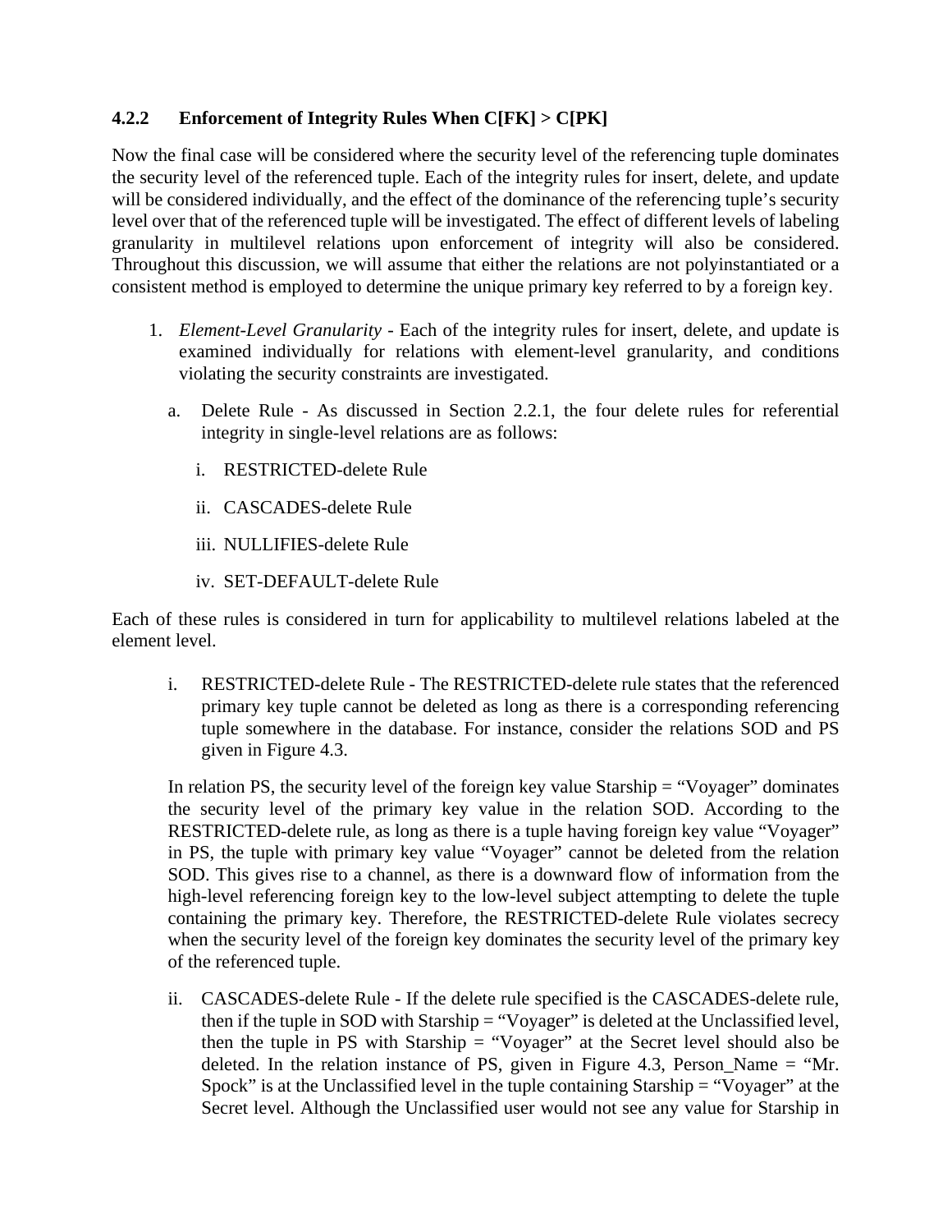### 4.2.2 Enforcement of Integrity Rules When C[FK] > C[PK]

Now the final case will be considered where the security level of the referencing tuple dominates the security level of the referenced tuple. Each of the integrity rules for insert, delete, and update will be considered individually, and the effect of the dominance of the referencing tuple's security level over that of the referenced tuple will be investigated. The effect of different levels of labeling granularity in multilevel relations upon enforcement of integrity will also be considered. Throughout this discussion, we will assume that either the relations are not polyinstantiated or a consistent method is employed to determine the unique primary key referred to by a foreign key.

1. *Element-Level Granularity* - Each of the integrity rules for insert, delete, and update is examined individually for relations with element-level granularity, and conditions violating the security constraints are investigated.

   a. Delete Rule - As discussed in Section 2.2.1, the four delete rules for referential integrity in single-level relations are as follows:

      i. RESTRICTED-delete Rule

      ii. CASCADES-delete Rule

      iii. NULLIFIES-delete Rule

      iv. SET-DEFAULT-delete Rule

Each of these rules is considered in turn for applicability to multilevel relations labeled at the element level.

i. RESTRICTED-delete Rule - The RESTRICTED-delete rule states that the referenced primary key tuple cannot be deleted as long as there is a corresponding referencing tuple somewhere in the database. For instance, consider the relations SOD and PS given in Figure 4.3.

   In relation PS, the security level of the foreign key value Starship = "Voyager" dominates the security level of the primary key value in the relation SOD. According to the RESTRICTED-delete rule, as long as there is a tuple having foreign key value "Voyager" in PS, the tuple with primary key value "Voyager" cannot be deleted from the relation SOD. This gives rise to a channel, as there is a downward flow of information from the high-level referencing foreign key to the low-level subject attempting to delete the tuple containing the primary key. Therefore, the RESTRICTED-delete Rule violates secrecy when the security level of the foreign key dominates the security level of the primary key of the referenced tuple.

ii. CASCADES-delete Rule - If the delete rule specified is the CASCADES-delete rule, then if the tuple in SOD with Starship = "Voyager" is deleted at the Unclassified level, then the tuple in PS with Starship = "Voyager" at the Secret level should also be deleted. In the relation instance of PS, given in Figure 4.3, Person_Name = "Mr. Spock" is at the Unclassified level in the tuple containing Starship = "Voyager" at the Secret level. Although the Unclassified user would not see any value for Starship in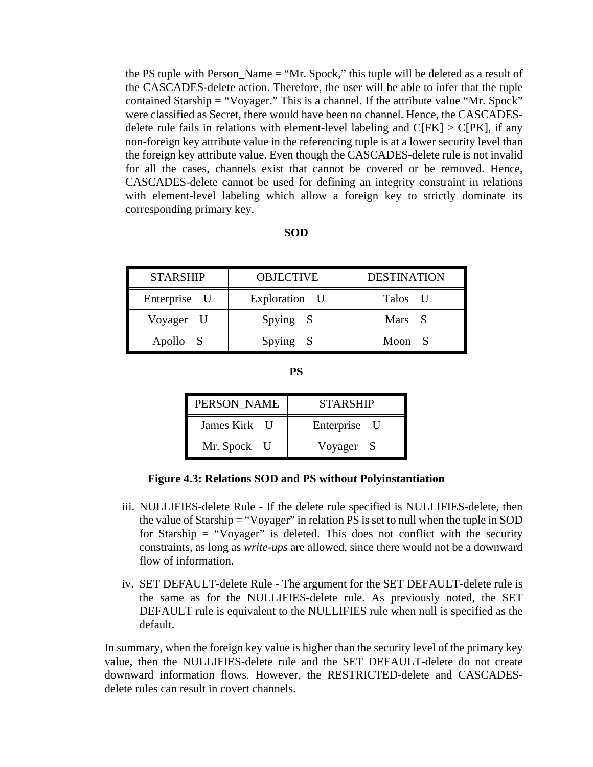the PS tuple with Person_Name = "Mr. Spock," this tuple will be deleted as a result of the CASCADES-delete action. Therefore, the user will be able to infer that the tuple contained Starship = "Voyager." This is a channel. If the attribute value "Mr. Spock" were classified as Secret, there would have been no channel. Hence, the CASCADES-delete rule fails in relations with element-level labeling and C[FK] > C[PK], if any non-foreign key attribute value in the referencing tuple is at a lower security level than the foreign key attribute value. Even though the CASCADES-delete rule is not invalid for all the cases, channels exist that cannot be covered or be removed. Hence, CASCADES-delete cannot be used for defining an integrity constraint in relations with element-level labeling which allow a foreign key to strictly dominate its corresponding primary key.

**SOD**

| STARSHIP | OBJECTIVE | DESTINATION |
|---|---|---|
| Enterprise U | Exploration U | Talos U |
| Voyager U | Spying S | Mars S |
| Apollo S | Spying S | Moon S |

**PS**

| PERSON_NAME | STARSHIP |
|---|---|
| James Kirk U | Enterprise U |
| Mr. Spock U | Voyager S |

**Figure 4.3: Relations SOD and PS without Polyinstantiation**

iii. NULLIFIES-delete Rule - If the delete rule specified is NULLIFIES-delete, then the value of Starship = "Voyager" in relation PS is set to null when the tuple in SOD for Starship = "Voyager" is deleted. This does not conflict with the security constraints, as long as *write-ups* are allowed, since there would not be a downward flow of information.

iv. SET DEFAULT-delete Rule - The argument for the SET DEFAULT-delete rule is the same as for the NULLIFIES-delete rule. As previously noted, the SET DEFAULT rule is equivalent to the NULLIFIES rule when null is specified as the default.

In summary, when the foreign key value is higher than the security level of the primary key value, then the NULLIFIES-delete rule and the SET DEFAULT-delete do not create downward information flows. However, the RESTRICTED-delete and CASCADES-delete rules can result in covert channels.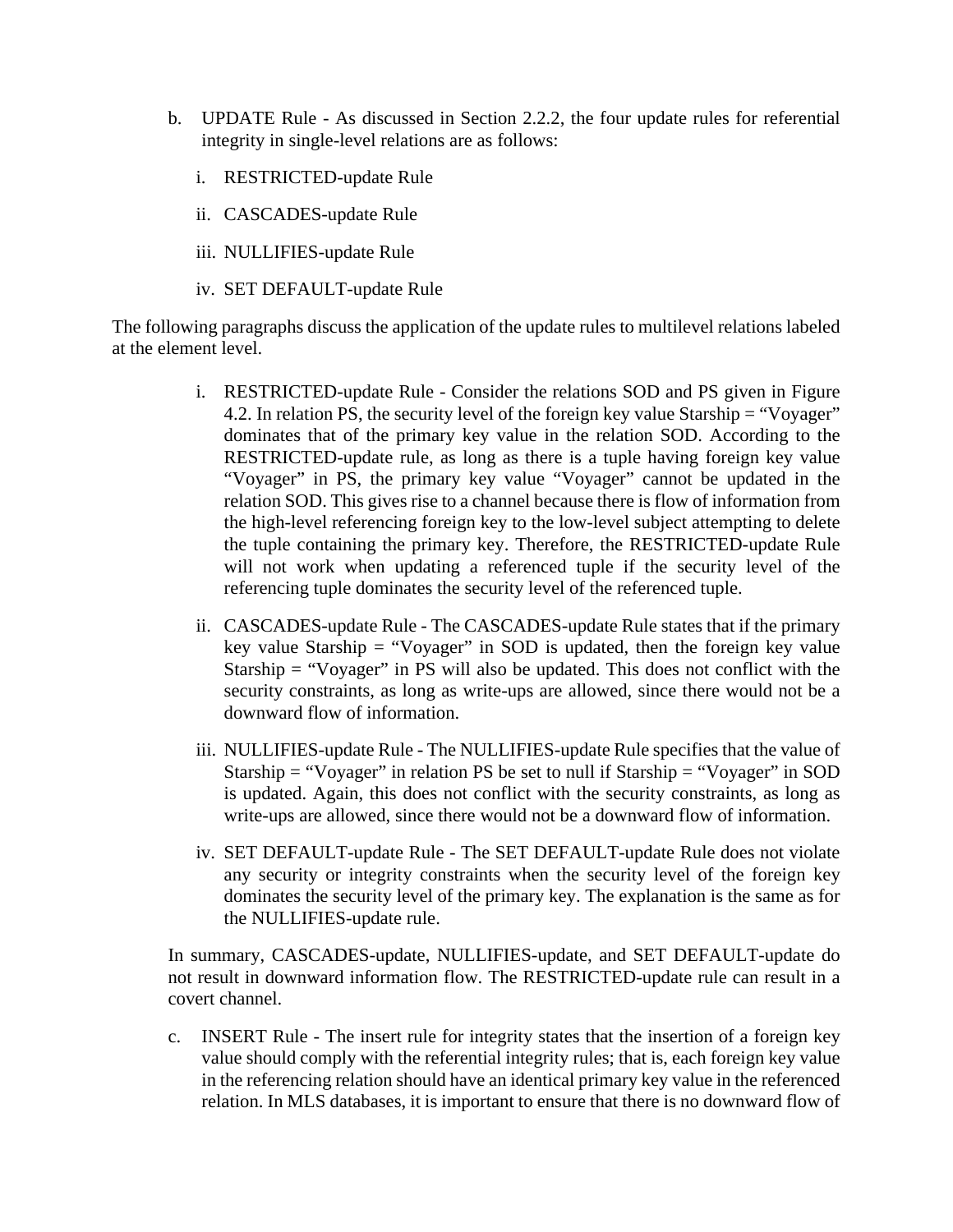b. UPDATE Rule - As discussed in Section 2.2.2, the four update rules for referential integrity in single-level relations are as follows:

   i. RESTRICTED-update Rule

   ii. CASCADES-update Rule

   iii. NULLIFIES-update Rule

   iv. SET DEFAULT-update Rule

The following paragraphs discuss the application of the update rules to multilevel relations labeled at the element level.

   i. RESTRICTED-update Rule - Consider the relations SOD and PS given in Figure 4.2. In relation PS, the security level of the foreign key value Starship = "Voyager" dominates that of the primary key value in the relation SOD. According to the RESTRICTED-update rule, as long as there is a tuple having foreign key value "Voyager" in PS, the primary key value "Voyager" cannot be updated in the relation SOD. This gives rise to a channel because there is flow of information from the high-level referencing foreign key to the low-level subject attempting to delete the tuple containing the primary key. Therefore, the RESTRICTED-update Rule will not work when updating a referenced tuple if the security level of the referencing tuple dominates the security level of the referenced tuple.

   ii. CASCADES-update Rule - The CASCADES-update Rule states that if the primary key value Starship = "Voyager" in SOD is updated, then the foreign key value Starship = "Voyager" in PS will also be updated. This does not conflict with the security constraints, as long as write-ups are allowed, since there would not be a downward flow of information.

   iii. NULLIFIES-update Rule - The NULLIFIES-update Rule specifies that the value of Starship = "Voyager" in relation PS be set to null if Starship = "Voyager" in SOD is updated. Again, this does not conflict with the security constraints, as long as write-ups are allowed, since there would not be a downward flow of information.

   iv. SET DEFAULT-update Rule - The SET DEFAULT-update Rule does not violate any security or integrity constraints when the security level of the foreign key dominates the security level of the primary key. The explanation is the same as for the NULLIFIES-update rule.

In summary, CASCADES-update, NULLIFIES-update, and SET DEFAULT-update do not result in downward information flow. The RESTRICTED-update rule can result in a covert channel.

c. INSERT Rule - The insert rule for integrity states that the insertion of a foreign key value should comply with the referential integrity rules; that is, each foreign key value in the referencing relation should have an identical primary key value in the referenced relation. In MLS databases, it is important to ensure that there is no downward flow of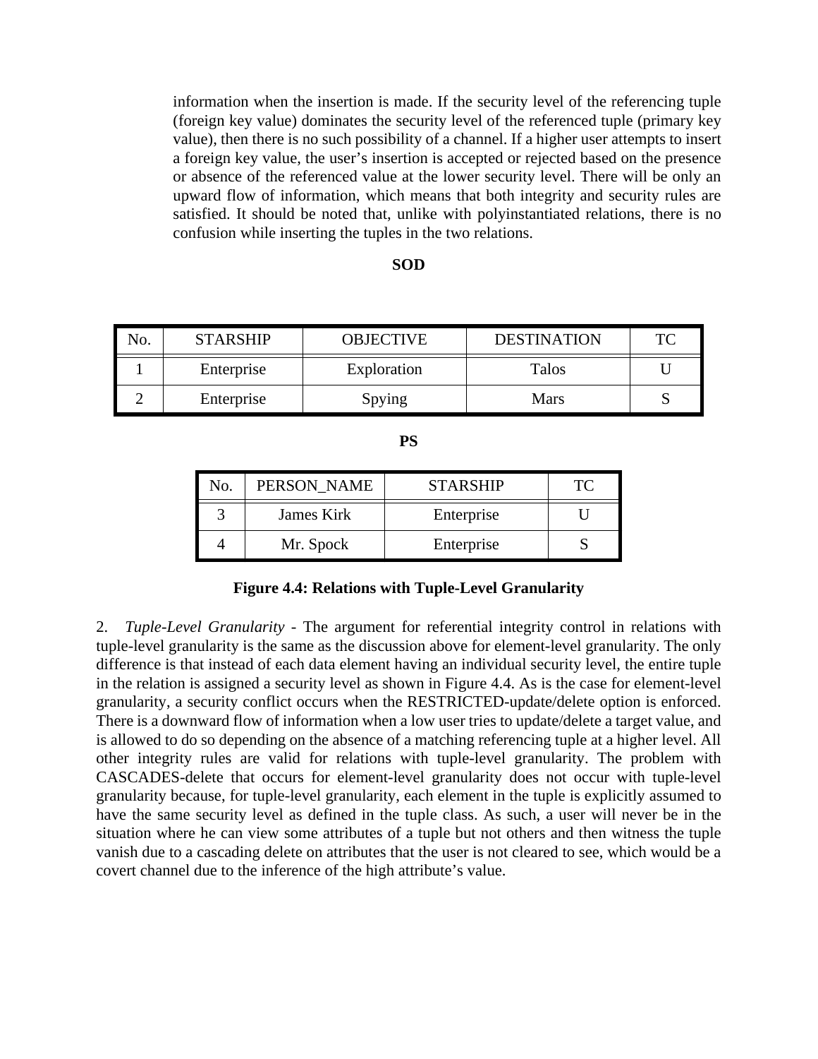information when the insertion is made. If the security level of the referencing tuple (foreign key value) dominates the security level of the referenced tuple (primary key value), then there is no such possibility of a channel. If a higher user attempts to insert a foreign key value, the user's insertion is accepted or rejected based on the presence or absence of the referenced value at the lower security level. There will be only an upward flow of information, which means that both integrity and security rules are satisfied. It should be noted that, unlike with polyinstantiated relations, there is no confusion while inserting the tuples in the two relations.

**SOD**

| No. | STARSHIP | OBJECTIVE | DESTINATION | TC |
|---|---|---|---|---|
| 1 | Enterprise | Exploration | Talos | U |
| 2 | Enterprise | Spying | Mars | S |

**PS**

| No. | PERSON_NAME | STARSHIP | TC |
|---|---|---|---|
| 3 | James Kirk | Enterprise | U |
| 4 | Mr. Spock | Enterprise | S |

**Figure 4.4: Relations with Tuple-Level Granularity**

2. *Tuple-Level Granularity* - The argument for referential integrity control in relations with tuple-level granularity is the same as the discussion above for element-level granularity. The only difference is that instead of each data element having an individual security level, the entire tuple in the relation is assigned a security level as shown in Figure 4.4. As is the case for element-level granularity, a security conflict occurs when the RESTRICTED-update/delete option is enforced. There is a downward flow of information when a low user tries to update/delete a target value, and is allowed to do so depending on the absence of a matching referencing tuple at a higher level. All other integrity rules are valid for relations with tuple-level granularity. The problem with CASCADES-delete that occurs for element-level granularity does not occur with tuple-level granularity because, for tuple-level granularity, each element in the tuple is explicitly assumed to have the same security level as defined in the tuple class. As such, a user will never be in the situation where he can view some attributes of a tuple but not others and then witness the tuple vanish due to a cascading delete on attributes that the user is not cleared to see, which would be a covert channel due to the inference of the high attribute's value.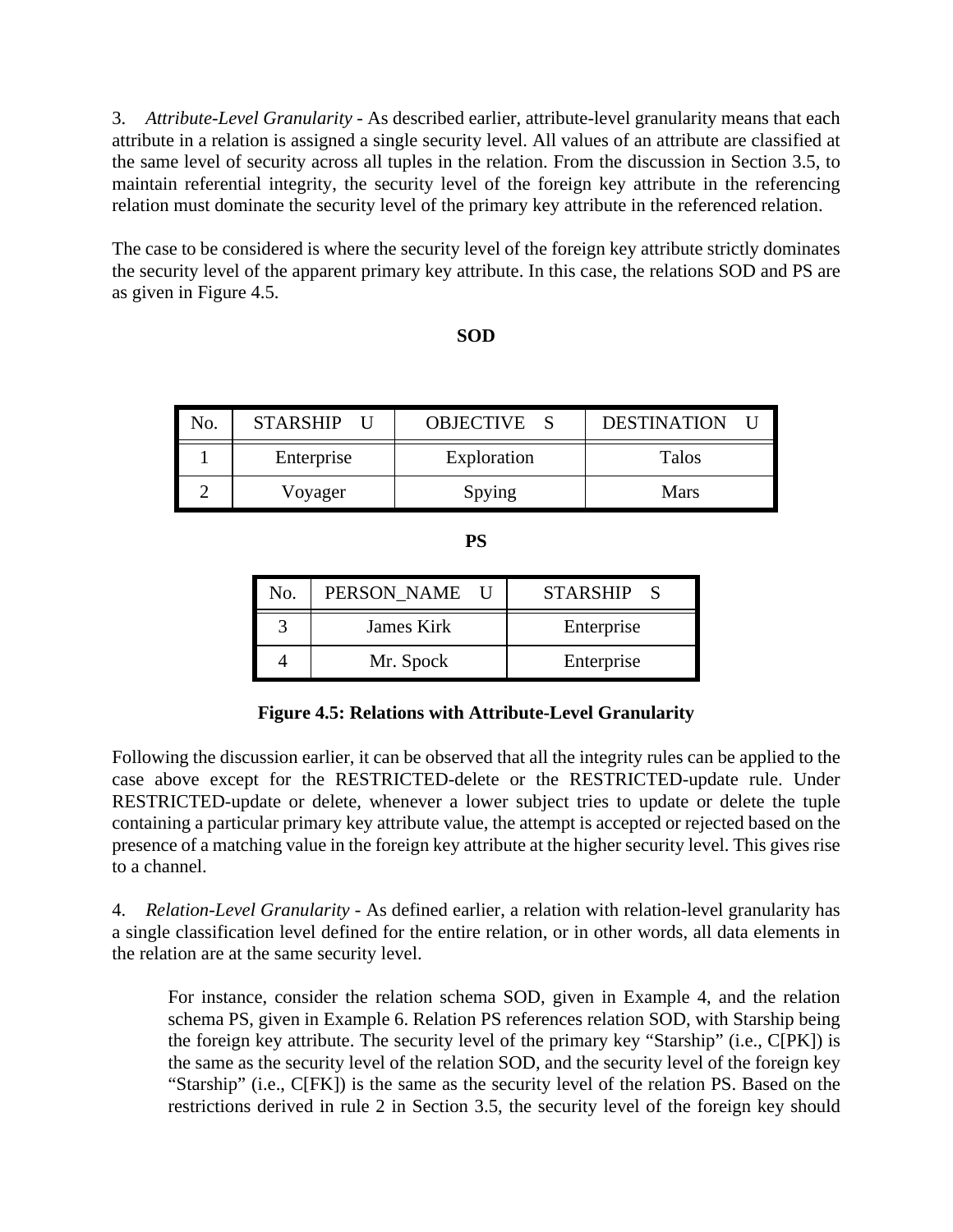3. *Attribute-Level Granularity* - As described earlier, attribute-level granularity means that each attribute in a relation is assigned a single security level. All values of an attribute are classified at the same level of security across all tuples in the relation. From the discussion in Section 3.5, to maintain referential integrity, the security level of the foreign key attribute in the referencing relation must dominate the security level of the primary key attribute in the referenced relation.

The case to be considered is where the security level of the foreign key attribute strictly dominates the security level of the apparent primary key attribute. In this case, the relations SOD and PS are as given in Figure 4.5.

**SOD**

| No. | STARSHIP U | OBJECTIVE S | DESTINATION U |
|---|---|---|---|
| 1 | Enterprise | Exploration | Talos |
| 2 | Voyager | Spying | Mars |

**PS**

| No. | PERSON_NAME U | STARSHIP S |
|---|---|---|
| 3 | James Kirk | Enterprise |
| 4 | Mr. Spock | Enterprise |

**Figure 4.5: Relations with Attribute-Level Granularity**

Following the discussion earlier, it can be observed that all the integrity rules can be applied to the case above except for the RESTRICTED-delete or the RESTRICTED-update rule. Under RESTRICTED-update or delete, whenever a lower subject tries to update or delete the tuple containing a particular primary key attribute value, the attempt is accepted or rejected based on the presence of a matching value in the foreign key attribute at the higher security level. This gives rise to a channel.

4. *Relation-Level Granularity* - As defined earlier, a relation with relation-level granularity has a single classification level defined for the entire relation, or in other words, all data elements in the relation are at the same security level.

> For instance, consider the relation schema SOD, given in Example 4, and the relation schema PS, given in Example 6. Relation PS references relation SOD, with Starship being the foreign key attribute. The security level of the primary key "Starship" (i.e., C[PK]) is the same as the security level of the relation SOD, and the security level of the foreign key "Starship" (i.e., C[FK]) is the same as the security level of the relation PS. Based on the restrictions derived in rule 2 in Section 3.5, the security level of the foreign key should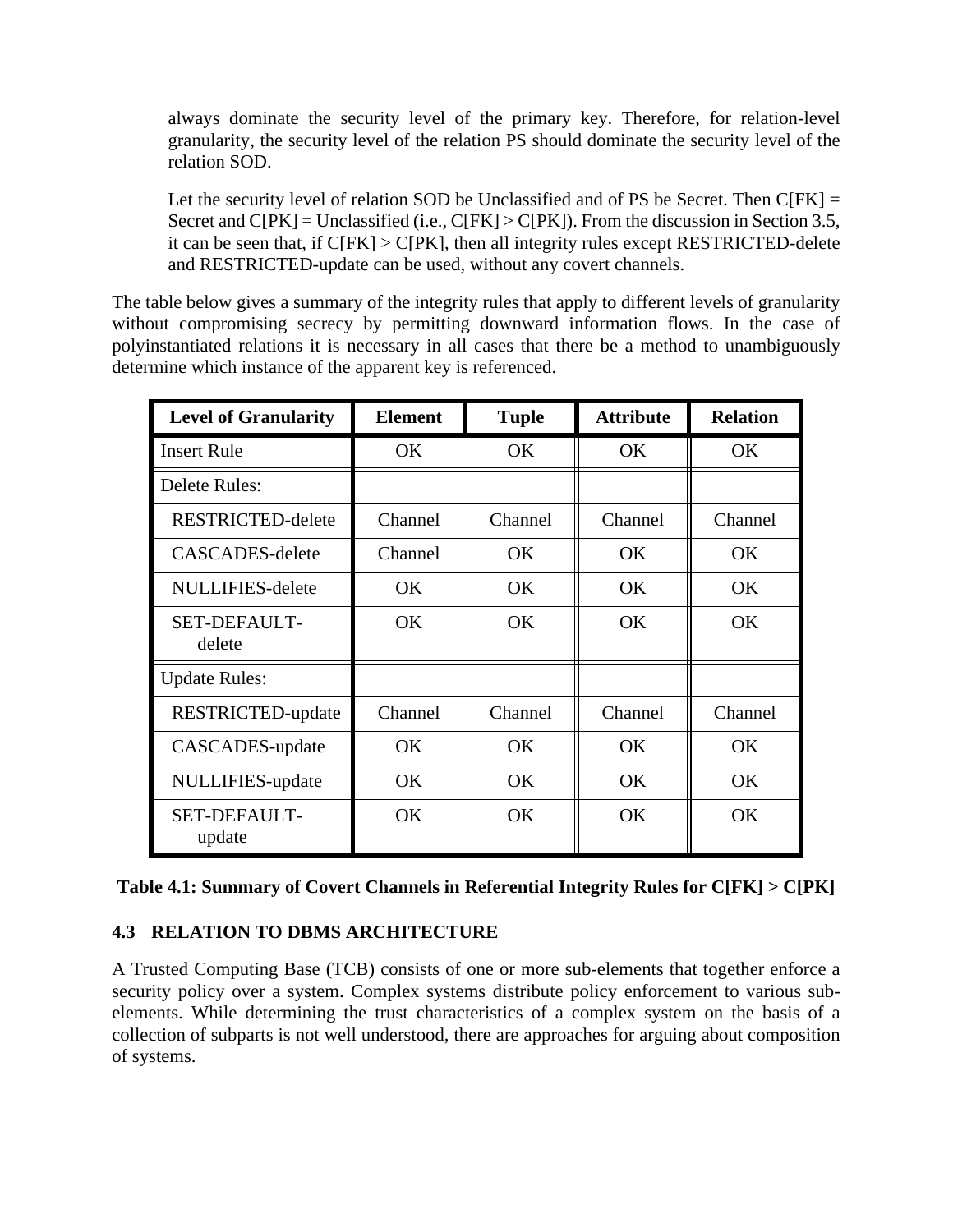always dominate the security level of the primary key. Therefore, for relation-level granularity, the security level of the relation PS should dominate the security level of the relation SOD.

Let the security level of relation SOD be Unclassified and of PS be Secret. Then C[FK] = Secret and C[PK] = Unclassified (i.e., C[FK] > C[PK]). From the discussion in Section 3.5, it can be seen that, if C[FK] > C[PK], then all integrity rules except RESTRICTED-delete and RESTRICTED-update can be used, without any covert channels.

The table below gives a summary of the integrity rules that apply to different levels of granularity without compromising secrecy by permitting downward information flows. In the case of polyinstantiated relations it is necessary in all cases that there be a method to unambiguously determine which instance of the apparent key is referenced.

| Level of Granularity | Element | Tuple | Attribute | Relation |
|---|---|---|---|---|
| Insert Rule | OK | OK | OK | OK |
| Delete Rules: | | | | |
| RESTRICTED-delete | Channel | Channel | Channel | Channel |
| CASCADES-delete | Channel | OK | OK | OK |
| NULLIFIES-delete | OK | OK | OK | OK |
| SET-DEFAULT-delete | OK | OK | OK | OK |
| Update Rules: | | | | |
| RESTRICTED-update | Channel | Channel | Channel | Channel |
| CASCADES-update | OK | OK | OK | OK |
| NULLIFIES-update | OK | OK | OK | OK |
| SET-DEFAULT-update | OK | OK | OK | OK |

**Table 4.1: Summary of Covert Channels in Referential Integrity Rules for C[FK] > C[PK]**

## 4.3 RELATION TO DBMS ARCHITECTURE

A Trusted Computing Base (TCB) consists of one or more sub-elements that together enforce a security policy over a system. Complex systems distribute policy enforcement to various sub-elements. While determining the trust characteristics of a complex system on the basis of a collection of subparts is not well understood, there are approaches for arguing about composition of systems.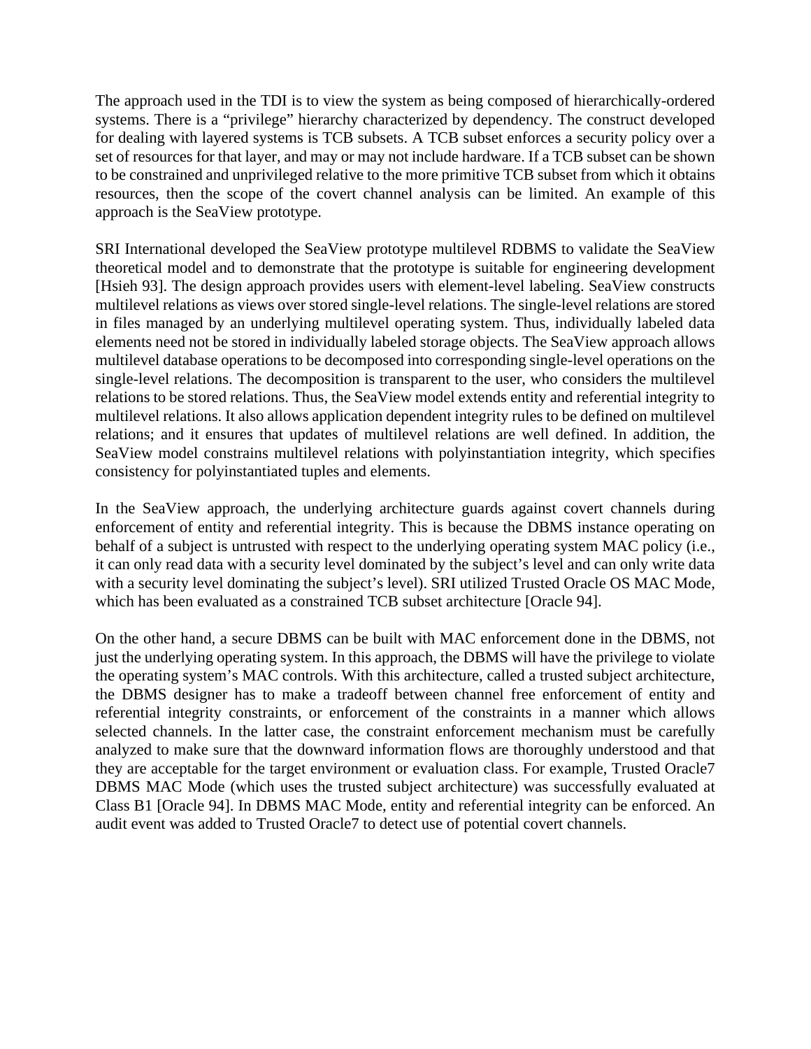The approach used in the TDI is to view the system as being composed of hierarchically-ordered systems. There is a "privilege" hierarchy characterized by dependency. The construct developed for dealing with layered systems is TCB subsets. A TCB subset enforces a security policy over a set of resources for that layer, and may or may not include hardware. If a TCB subset can be shown to be constrained and unprivileged relative to the more primitive TCB subset from which it obtains resources, then the scope of the covert channel analysis can be limited. An example of this approach is the SeaView prototype.

SRI International developed the SeaView prototype multilevel RDBMS to validate the SeaView theoretical model and to demonstrate that the prototype is suitable for engineering development [Hsieh 93]. The design approach provides users with element-level labeling. SeaView constructs multilevel relations as views over stored single-level relations. The single-level relations are stored in files managed by an underlying multilevel operating system. Thus, individually labeled data elements need not be stored in individually labeled storage objects. The SeaView approach allows multilevel database operations to be decomposed into corresponding single-level operations on the single-level relations. The decomposition is transparent to the user, who considers the multilevel relations to be stored relations. Thus, the SeaView model extends entity and referential integrity to multilevel relations. It also allows application dependent integrity rules to be defined on multilevel relations; and it ensures that updates of multilevel relations are well defined. In addition, the SeaView model constrains multilevel relations with polyinstantiation integrity, which specifies consistency for polyinstantiated tuples and elements.

In the SeaView approach, the underlying architecture guards against covert channels during enforcement of entity and referential integrity. This is because the DBMS instance operating on behalf of a subject is untrusted with respect to the underlying operating system MAC policy (i.e., it can only read data with a security level dominated by the subject's level and can only write data with a security level dominating the subject's level). SRI utilized Trusted Oracle OS MAC Mode, which has been evaluated as a constrained TCB subset architecture [Oracle 94].

On the other hand, a secure DBMS can be built with MAC enforcement done in the DBMS, not just the underlying operating system. In this approach, the DBMS will have the privilege to violate the operating system's MAC controls. With this architecture, called a trusted subject architecture, the DBMS designer has to make a tradeoff between channel free enforcement of entity and referential integrity constraints, or enforcement of the constraints in a manner which allows selected channels. In the latter case, the constraint enforcement mechanism must be carefully analyzed to make sure that the downward information flows are thoroughly understood and that they are acceptable for the target environment or evaluation class. For example, Trusted Oracle7 DBMS MAC Mode (which uses the trusted subject architecture) was successfully evaluated at Class B1 [Oracle 94]. In DBMS MAC Mode, entity and referential integrity can be enforced. An audit event was added to Trusted Oracle7 to detect use of potential covert channels.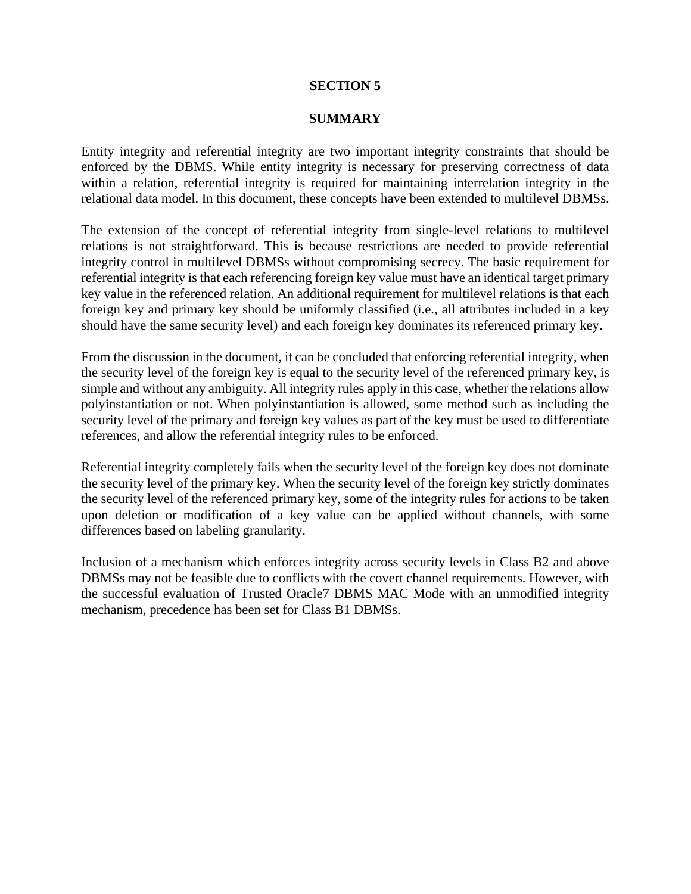# SECTION 5

## SUMMARY

Entity integrity and referential integrity are two important integrity constraints that should be enforced by the DBMS. While entity integrity is necessary for preserving correctness of data within a relation, referential integrity is required for maintaining interrelation integrity in the relational data model. In this document, these concepts have been extended to multilevel DBMSs.

The extension of the concept of referential integrity from single-level relations to multilevel relations is not straightforward. This is because restrictions are needed to provide referential integrity control in multilevel DBMSs without compromising secrecy. The basic requirement for referential integrity is that each referencing foreign key value must have an identical target primary key value in the referenced relation. An additional requirement for multilevel relations is that each foreign key and primary key should be uniformly classified (i.e., all attributes included in a key should have the same security level) and each foreign key dominates its referenced primary key.

From the discussion in the document, it can be concluded that enforcing referential integrity, when the security level of the foreign key is equal to the security level of the referenced primary key, is simple and without any ambiguity. All integrity rules apply in this case, whether the relations allow polyinstantiation or not. When polyinstantiation is allowed, some method such as including the security level of the primary and foreign key values as part of the key must be used to differentiate references, and allow the referential integrity rules to be enforced.

Referential integrity completely fails when the security level of the foreign key does not dominate the security level of the primary key. When the security level of the foreign key strictly dominates the security level of the referenced primary key, some of the integrity rules for actions to be taken upon deletion or modification of a key value can be applied without channels, with some differences based on labeling granularity.

Inclusion of a mechanism which enforces integrity across security levels in Class B2 and above DBMSs may not be feasible due to conflicts with the covert channel requirements. However, with the successful evaluation of Trusted Oracle7 DBMS MAC Mode with an unmodified integrity mechanism, precedence has been set for Class B1 DBMSs.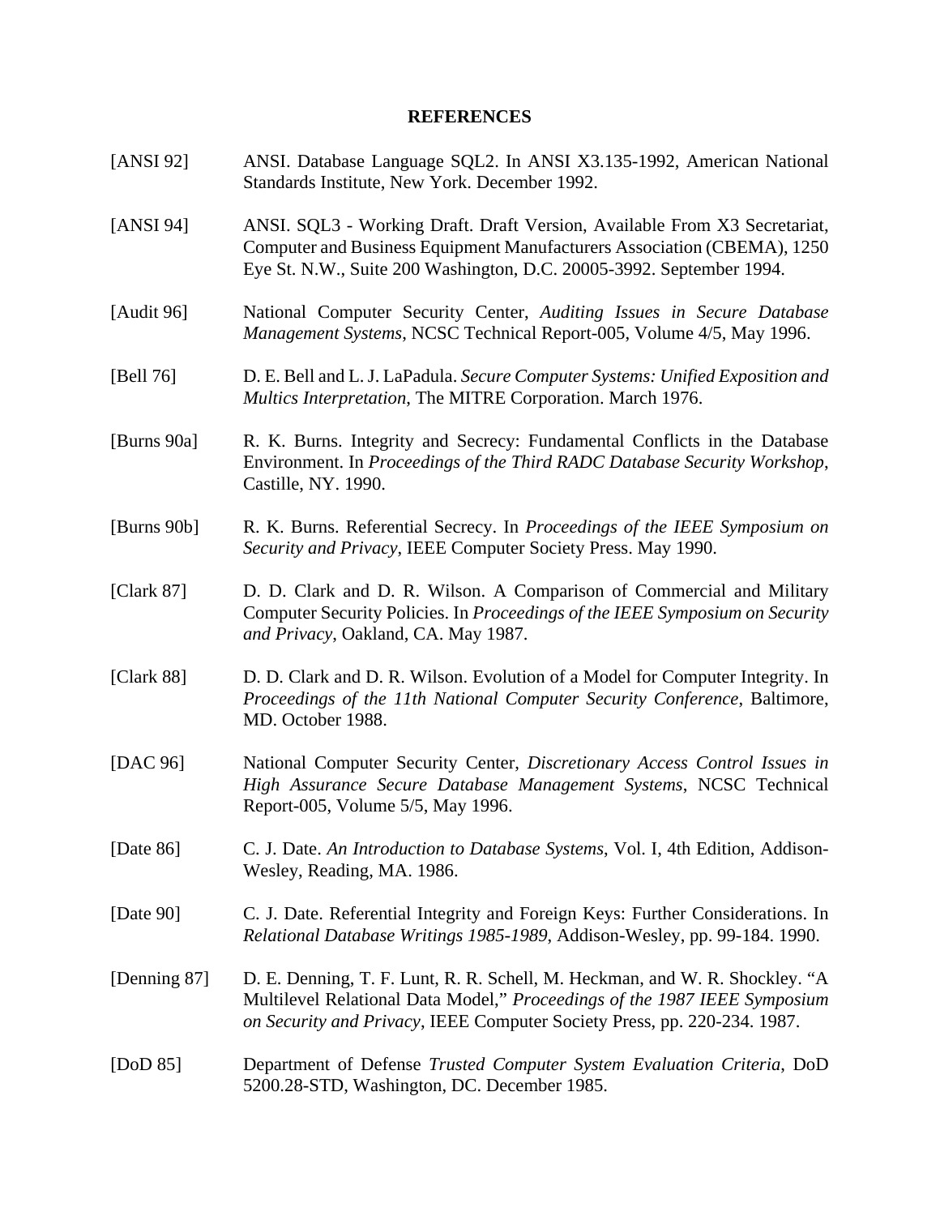## REFERENCES

[ANSI 92] ANSI. Database Language SQL2. In ANSI X3.135-1992, American National Standards Institute, New York. December 1992.

[ANSI 94] ANSI. SQL3 - Working Draft. Draft Version, Available From X3 Secretariat, Computer and Business Equipment Manufacturers Association (CBEMA), 1250 Eye St. N.W., Suite 200 Washington, D.C. 20005-3992. September 1994.

[Audit 96] National Computer Security Center, *Auditing Issues in Secure Database Management Systems*, NCSC Technical Report-005, Volume 4/5, May 1996.

[Bell 76] D. E. Bell and L. J. LaPadula. *Secure Computer Systems: Unified Exposition and Multics Interpretation*, The MITRE Corporation. March 1976.

[Burns 90a] R. K. Burns. Integrity and Secrecy: Fundamental Conflicts in the Database Environment. In *Proceedings of the Third RADC Database Security Workshop*, Castille, NY. 1990.

[Burns 90b] R. K. Burns. Referential Secrecy. In *Proceedings of the IEEE Symposium on Security and Privacy*, IEEE Computer Society Press. May 1990.

[Clark 87] D. D. Clark and D. R. Wilson. A Comparison of Commercial and Military Computer Security Policies. In *Proceedings of the IEEE Symposium on Security and Privacy*, Oakland, CA. May 1987.

[Clark 88] D. D. Clark and D. R. Wilson. Evolution of a Model for Computer Integrity. In *Proceedings of the 11th National Computer Security Conference*, Baltimore, MD. October 1988.

[DAC 96] National Computer Security Center, *Discretionary Access Control Issues in High Assurance Secure Database Management Systems*, NCSC Technical Report-005, Volume 5/5, May 1996.

[Date 86] C. J. Date. *An Introduction to Database Systems*, Vol. I, 4th Edition, Addison-Wesley, Reading, MA. 1986.

[Date 90] C. J. Date. Referential Integrity and Foreign Keys: Further Considerations. In *Relational Database Writings 1985-1989*, Addison-Wesley, pp. 99-184. 1990.

[Denning 87] D. E. Denning, T. F. Lunt, R. R. Schell, M. Heckman, and W. R. Shockley. "A Multilevel Relational Data Model," *Proceedings of the 1987 IEEE Symposium on Security and Privacy*, IEEE Computer Society Press, pp. 220-234. 1987.

[DoD 85] Department of Defense *Trusted Computer System Evaluation Criteria*, DoD 5200.28-STD, Washington, DC. December 1985.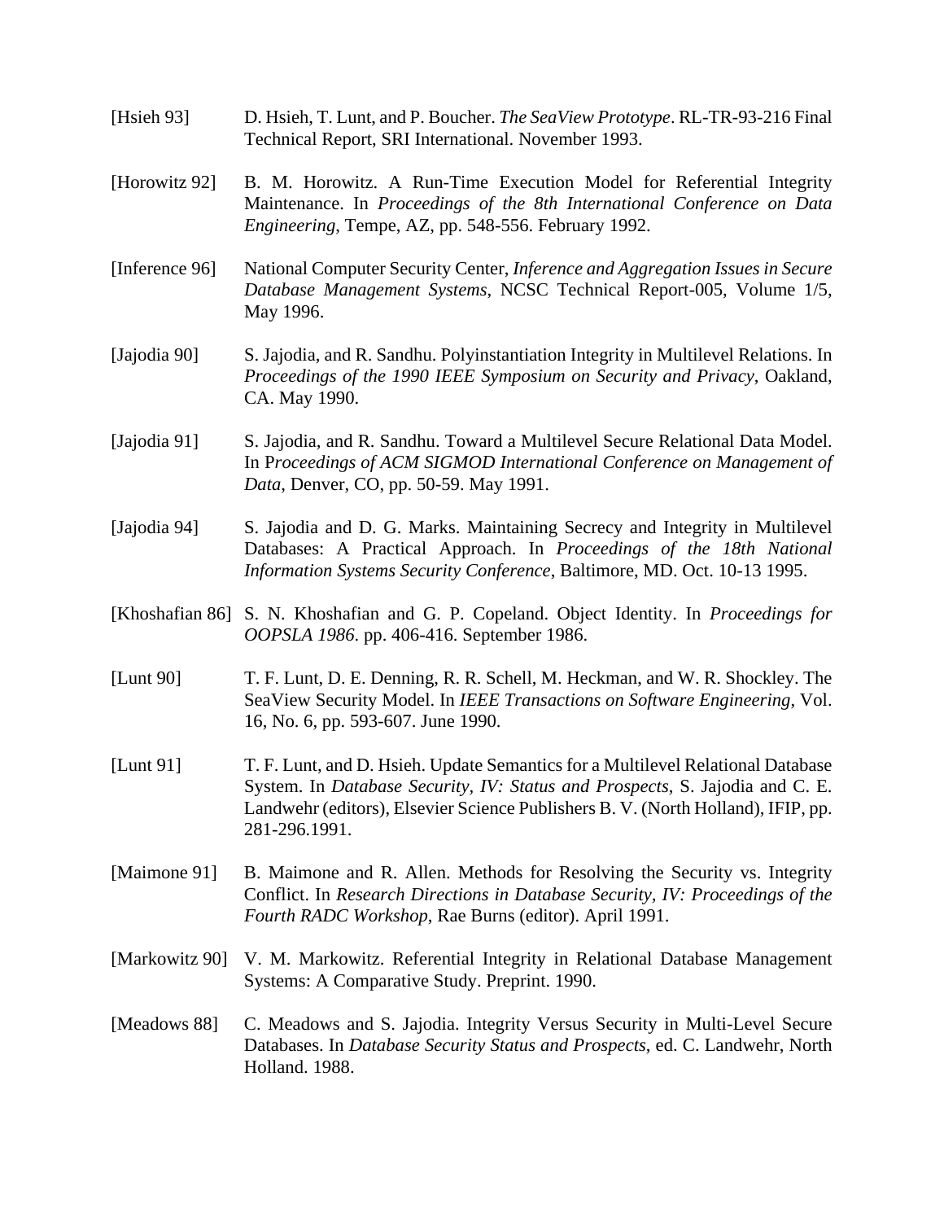[Hsieh 93] D. Hsieh, T. Lunt, and P. Boucher. *The SeaView Prototype*. RL-TR-93-216 Final Technical Report, SRI International. November 1993.

[Horowitz 92] B. M. Horowitz. A Run-Time Execution Model for Referential Integrity Maintenance. In *Proceedings of the 8th International Conference on Data Engineering*, Tempe, AZ, pp. 548-556. February 1992.

[Inference 96] National Computer Security Center, *Inference and Aggregation Issues in Secure Database Management Systems*, NCSC Technical Report-005, Volume 1/5, May 1996.

[Jajodia 90] S. Jajodia, and R. Sandhu. Polyinstantiation Integrity in Multilevel Relations. In *Proceedings of the 1990 IEEE Symposium on Security and Privacy*, Oakland, CA. May 1990.

[Jajodia 91] S. Jajodia, and R. Sandhu. Toward a Multilevel Secure Relational Data Model. In P*roceedings of ACM SIGMOD International Conference on Management of Data*, Denver, CO, pp. 50-59. May 1991.

[Jajodia 94] S. Jajodia and D. G. Marks. Maintaining Secrecy and Integrity in Multilevel Databases: A Practical Approach. In *Proceedings of the 18th National Information Systems Security Conference*, Baltimore, MD. Oct. 10-13 1995.

[Khoshafian 86] S. N. Khoshafian and G. P. Copeland. Object Identity. In *Proceedings for OOPSLA 1986*. pp. 406-416. September 1986.

[Lunt 90] T. F. Lunt, D. E. Denning, R. R. Schell, M. Heckman, and W. R. Shockley. The SeaView Security Model. In *IEEE Transactions on Software Engineering*, Vol. 16, No. 6, pp. 593-607. June 1990.

[Lunt 91] T. F. Lunt, and D. Hsieh. Update Semantics for a Multilevel Relational Database System. In *Database Security, IV: Status and Prospects*, S. Jajodia and C. E. Landwehr (editors), Elsevier Science Publishers B. V. (North Holland), IFIP, pp. 281-296.1991.

[Maimone 91] B. Maimone and R. Allen. Methods for Resolving the Security vs. Integrity Conflict. In *Research Directions in Database Security, IV: Proceedings of the Fourth RADC Workshop*, Rae Burns (editor). April 1991.

[Markowitz 90] V. M. Markowitz. Referential Integrity in Relational Database Management Systems: A Comparative Study. Preprint. 1990.

[Meadows 88] C. Meadows and S. Jajodia. Integrity Versus Security in Multi-Level Secure Databases. In *Database Security Status and Prospects*, ed. C. Landwehr, North Holland. 1988.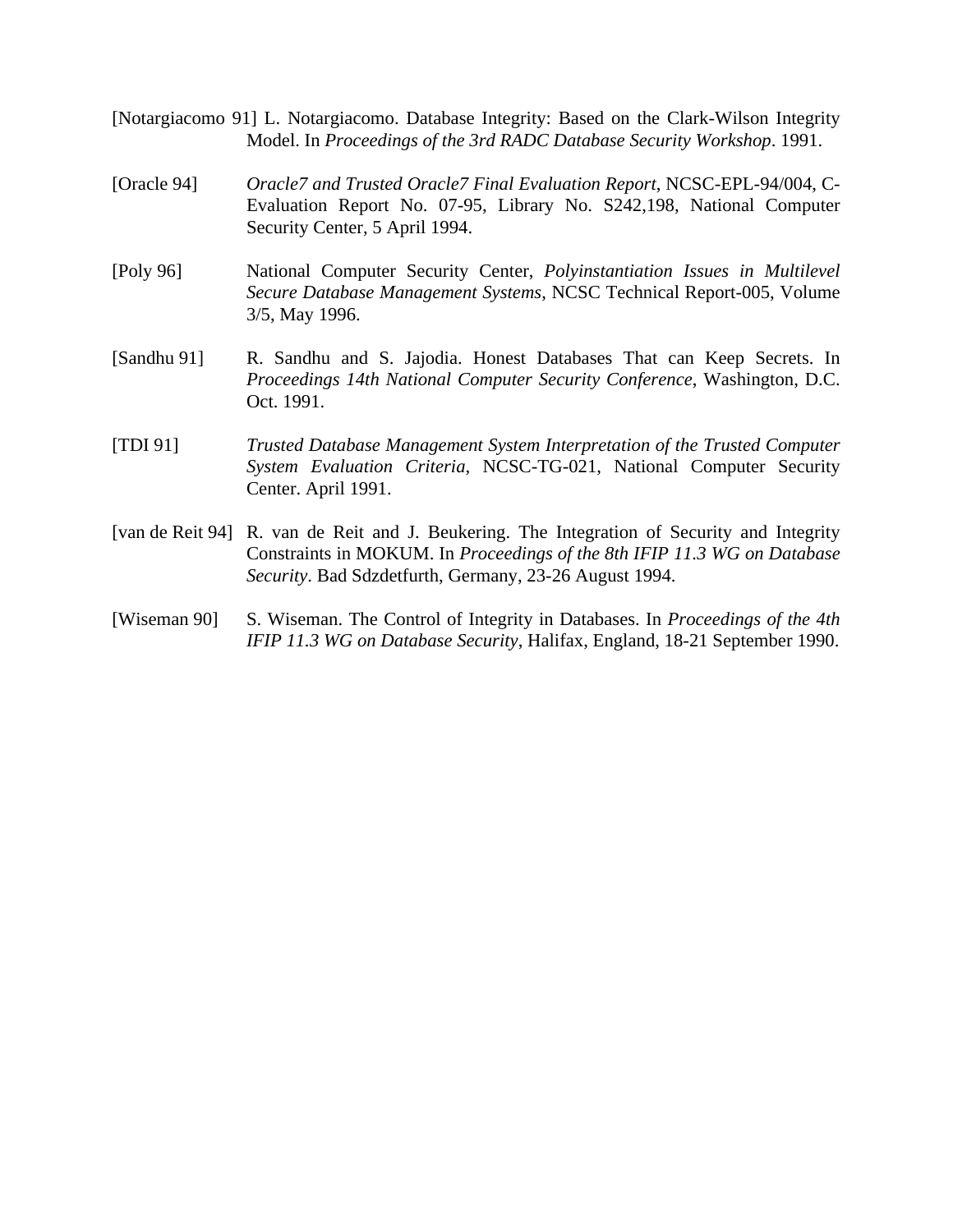[Notargiacomo 91] L. Notargiacomo. Database Integrity: Based on the Clark-Wilson Integrity Model. In *Proceedings of the 3rd RADC Database Security Workshop*. 1991.

[Oracle 94] *Oracle7 and Trusted Oracle7 Final Evaluation Report*, NCSC-EPL-94/004, C-Evaluation Report No. 07-95, Library No. S242,198, National Computer Security Center, 5 April 1994.

[Poly 96] National Computer Security Center, *Polyinstantiation Issues in Multilevel Secure Database Management Systems*, NCSC Technical Report-005, Volume 3/5, May 1996.

[Sandhu 91] R. Sandhu and S. Jajodia. Honest Databases That can Keep Secrets. In *Proceedings 14th National Computer Security Conference*, Washington, D.C. Oct. 1991.

[TDI 91] *Trusted Database Management System Interpretation of the Trusted Computer System Evaluation Criteria*, NCSC-TG-021, National Computer Security Center. April 1991.

[van de Reit 94] R. van de Reit and J. Beukering. The Integration of Security and Integrity Constraints in MOKUM. In *Proceedings of the 8th IFIP 11.3 WG on Database Security*. Bad Sdzdetfurth, Germany, 23-26 August 1994.

[Wiseman 90] S. Wiseman. The Control of Integrity in Databases. In *Proceedings of the 4th IFIP 11.3 WG on Database Security*, Halifax, England, 18-21 September 1990.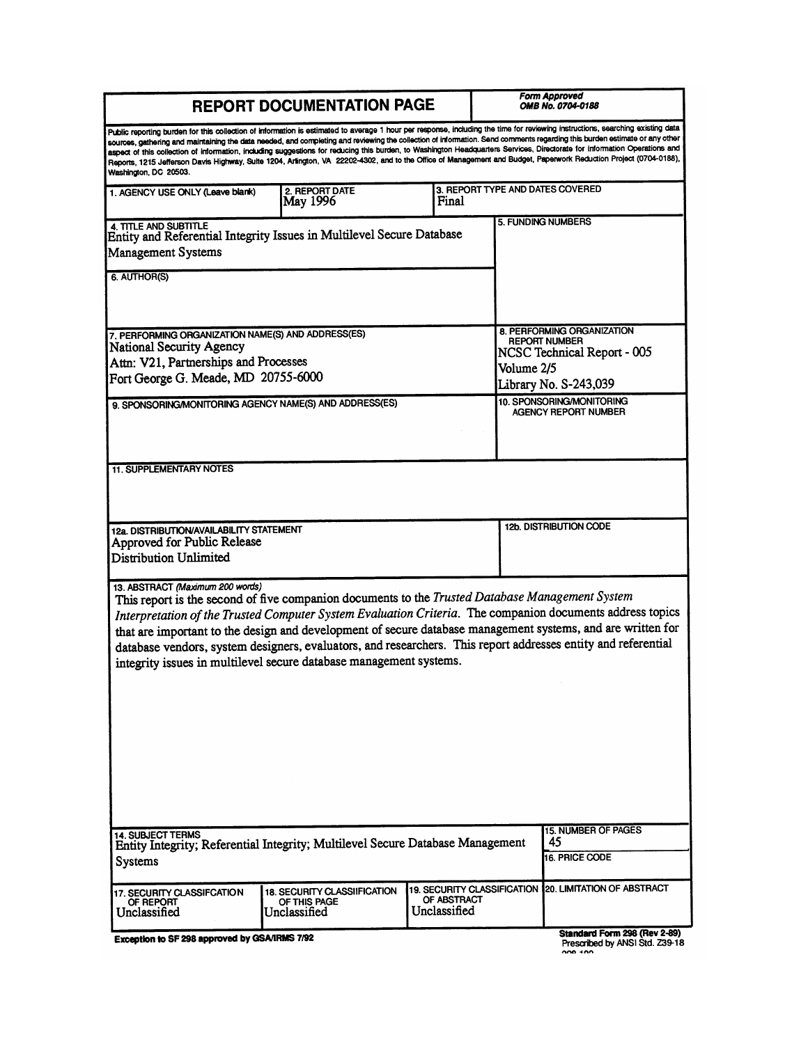# REPORT DOCUMENTATION PAGE

*Form Approved*
*OMB No. 0704-0188*

Public reporting burden for this collection of information is estimated to average 1 hour per response, including the time for reviewing instructions, searching existing data sources, gathering and maintaining the data needed, and completing and reviewing the collection of information. Send comments regarding this burden estimate or any other aspect of this collection of information, including suggestions for reducing this burden, to Washington Headquarters Services, Directorate for Information Operations and Reports, 1215 Jefferson Davis Highway, Suite 1204, Arlington, VA 22202-4302, and to the Office of Management and Budget, Paperwork Reduction Project (0704-0188), Washington, DC 20503.

| 1. AGENCY USE ONLY (Leave blank) | 2. REPORT DATE | 3. REPORT TYPE AND DATES COVERED |
|---|---|---|
| | May 1996 | Final |

**4. TITLE AND SUBTITLE**
Entity and Referential Integrity Issues in Multilevel Secure Database Management Systems

**5. FUNDING NUMBERS**

**6. AUTHOR(S)**

**7. PERFORMING ORGANIZATION NAME(S) AND ADDRESS(ES)**
National Security Agency
Attn: V21, Partnerships and Processes
Fort George G. Meade, MD 20755-6000

**8. PERFORMING ORGANIZATION REPORT NUMBER**
NCSC Technical Report - 005
Volume 2/5
Library No. S-243,039

**9. SPONSORING/MONITORING AGENCY NAME(S) AND ADDRESS(ES)**

**10. SPONSORING/MONITORING AGENCY REPORT NUMBER**

**11. SUPPLEMENTARY NOTES**

**12a. DISTRIBUTION/AVAILABILITY STATEMENT**
Approved for Public Release
Distribution Unlimited

**12b. DISTRIBUTION CODE**

**13. ABSTRACT** *(Maximum 200 words)*
This report is the second of five companion documents to the *Trusted Database Management System Interpretation of the Trusted Computer System Evaluation Criteria*. The companion documents address topics that are important to the design and development of secure database management systems, and are written for database vendors, system designers, evaluators, and researchers. This report addresses entity and referential integrity issues in multilevel secure database management systems.

**14. SUBJECT TERMS**
Entity Integrity; Referential Integrity; Multilevel Secure Database Management Systems

**15. NUMBER OF PAGES**
45

**16. PRICE CODE**

| 17. SECURITY CLASSIFCATION OF REPORT | 18. SECURITY CLASSIIFICATION OF THIS PAGE | 19. SECURITY CLASSIFICATION OF ABSTRACT | 20. LIMITATION OF ABSTRACT |
|---|---|---|---|
| Unclassified | Unclassified | Unclassified | |

Exception to SF 298 approved by GSA/IRMS 7/92

Standard Form 298 (Rev 2-89)
Prescribed by ANSI Std. Z39-18